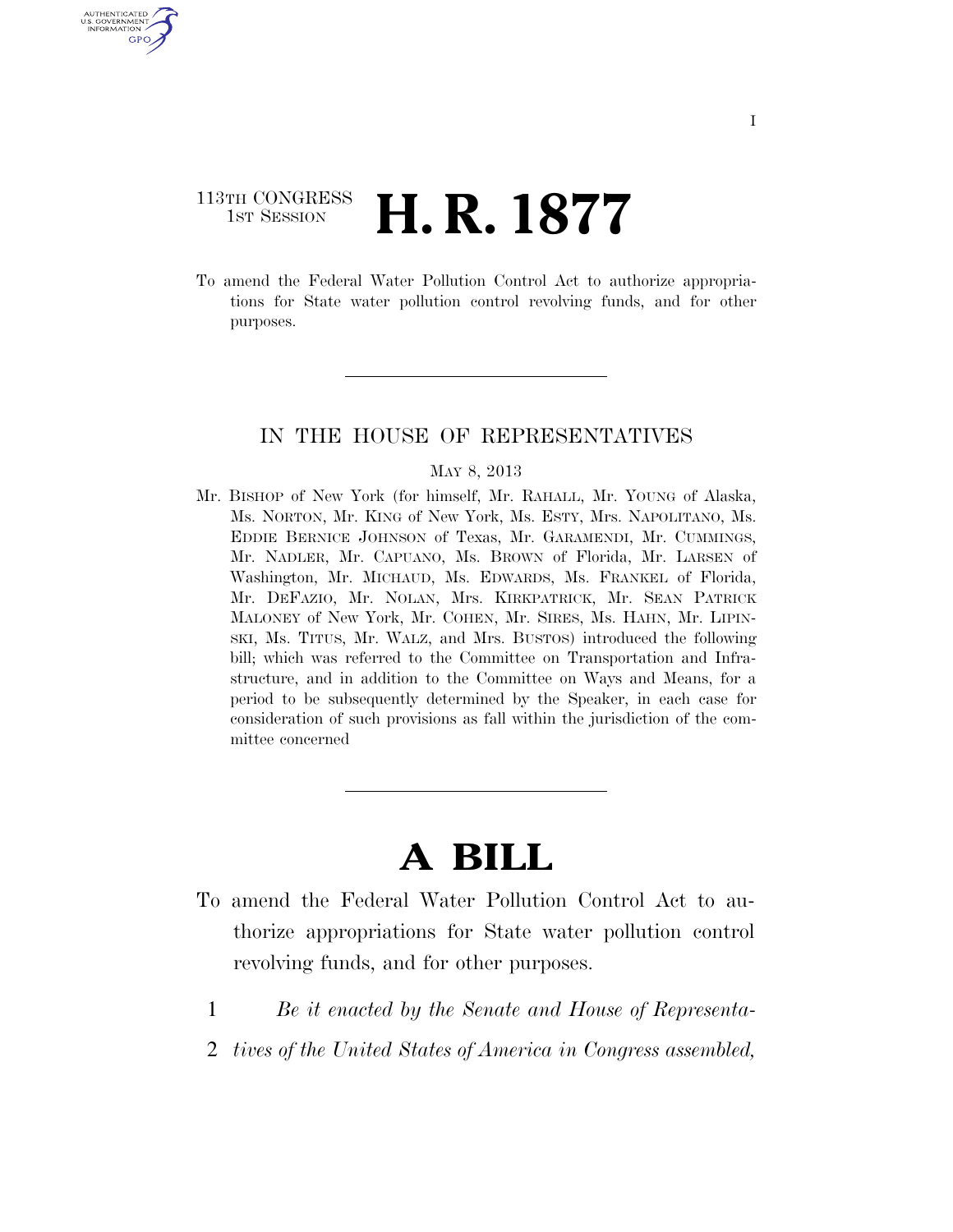113TH CONGRESS
1ST SESSION

# H. R. 1877

To amend the Federal Water Pollution Control Act to authorize appropriations for State water pollution control revolving funds, and for other purposes.

---

IN THE HOUSE OF REPRESENTATIVES

MAY 8, 2013

Mr. BISHOP of New York (for himself, Mr. RAHALL, Mr. YOUNG of Alaska, Ms. NORTON, Mr. KING of New York, Ms. ESTY, Mrs. NAPOLITANO, Ms. EDDIE BERNICE JOHNSON of Texas, Mr. GARAMENDI, Mr. CUMMINGS, Mr. NADLER, Mr. CAPUANO, Ms. BROWN of Florida, Mr. LARSEN of Washington, Mr. MICHAUD, Ms. EDWARDS, Ms. FRANKEL of Florida, Mr. DEFAZIO, Mr. NOLAN, Mrs. KIRKPATRICK, Mr. SEAN PATRICK MALONEY of New York, Mr. COHEN, Mr. SIRES, Ms. HAHN, Mr. LIPINSKI, Ms. TITUS, Mr. WALZ, and Mrs. BUSTOS) introduced the following bill; which was referred to the Committee on Transportation and Infrastructure, and in addition to the Committee on Ways and Means, for a period to be subsequently determined by the Speaker, in each case for consideration of such provisions as fall within the jurisdiction of the committee concerned

---

# A BILL

To amend the Federal Water Pollution Control Act to authorize appropriations for State water pollution control revolving funds, and for other purposes.

1 *Be it enacted by the Senate and House of Representa-*
2 *tives of the United States of America in Congress assembled,*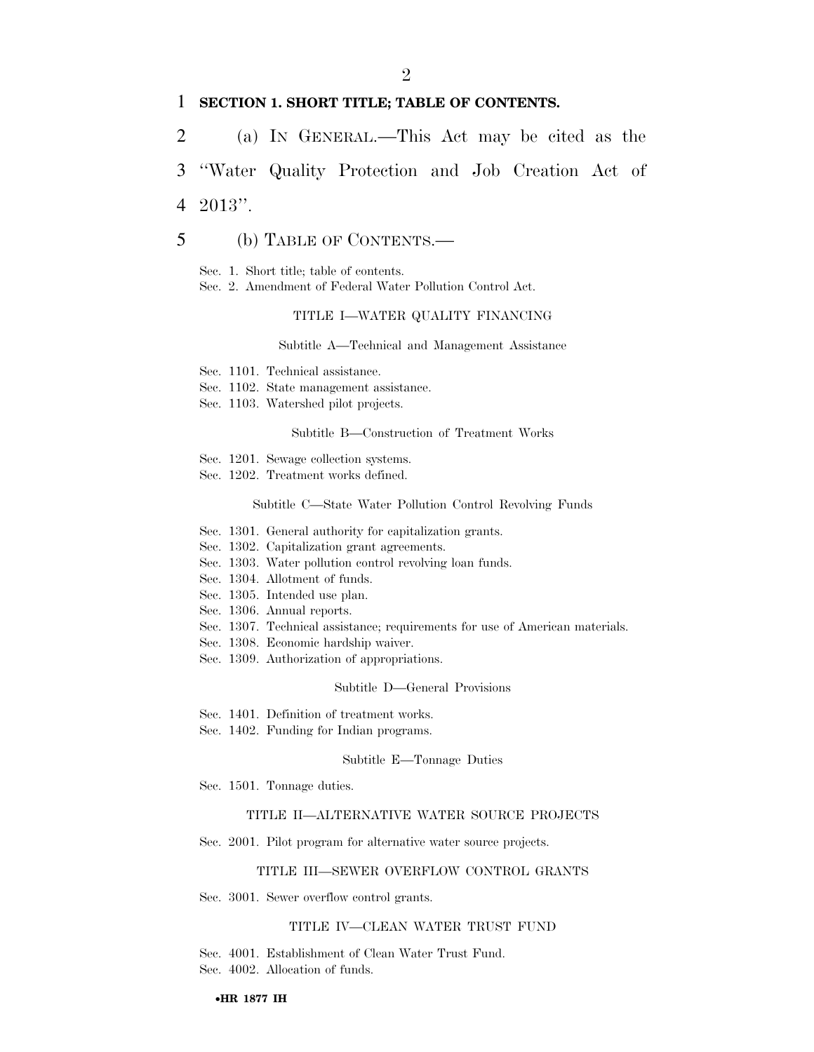**SECTION 1. SHORT TITLE; TABLE OF CONTENTS.**

(a) IN GENERAL.—This Act may be cited as the "Water Quality Protection and Job Creation Act of 2013".

(b) TABLE OF CONTENTS.—

Sec. 1. Short title; table of contents.
Sec. 2. Amendment of Federal Water Pollution Control Act.

TITLE I—WATER QUALITY FINANCING

Subtitle A—Technical and Management Assistance

Sec. 1101. Technical assistance.
Sec. 1102. State management assistance.
Sec. 1103. Watershed pilot projects.

Subtitle B—Construction of Treatment Works

Sec. 1201. Sewage collection systems.
Sec. 1202. Treatment works defined.

Subtitle C—State Water Pollution Control Revolving Funds

Sec. 1301. General authority for capitalization grants.
Sec. 1302. Capitalization grant agreements.
Sec. 1303. Water pollution control revolving loan funds.
Sec. 1304. Allotment of funds.
Sec. 1305. Intended use plan.
Sec. 1306. Annual reports.
Sec. 1307. Technical assistance; requirements for use of American materials.
Sec. 1308. Economic hardship waiver.
Sec. 1309. Authorization of appropriations.

Subtitle D—General Provisions

Sec. 1401. Definition of treatment works.
Sec. 1402. Funding for Indian programs.

Subtitle E—Tonnage Duties

Sec. 1501. Tonnage duties.

TITLE II—ALTERNATIVE WATER SOURCE PROJECTS

Sec. 2001. Pilot program for alternative water source projects.

TITLE III—SEWER OVERFLOW CONTROL GRANTS

Sec. 3001. Sewer overflow control grants.

TITLE IV—CLEAN WATER TRUST FUND

Sec. 4001. Establishment of Clean Water Trust Fund.
Sec. 4002. Allocation of funds.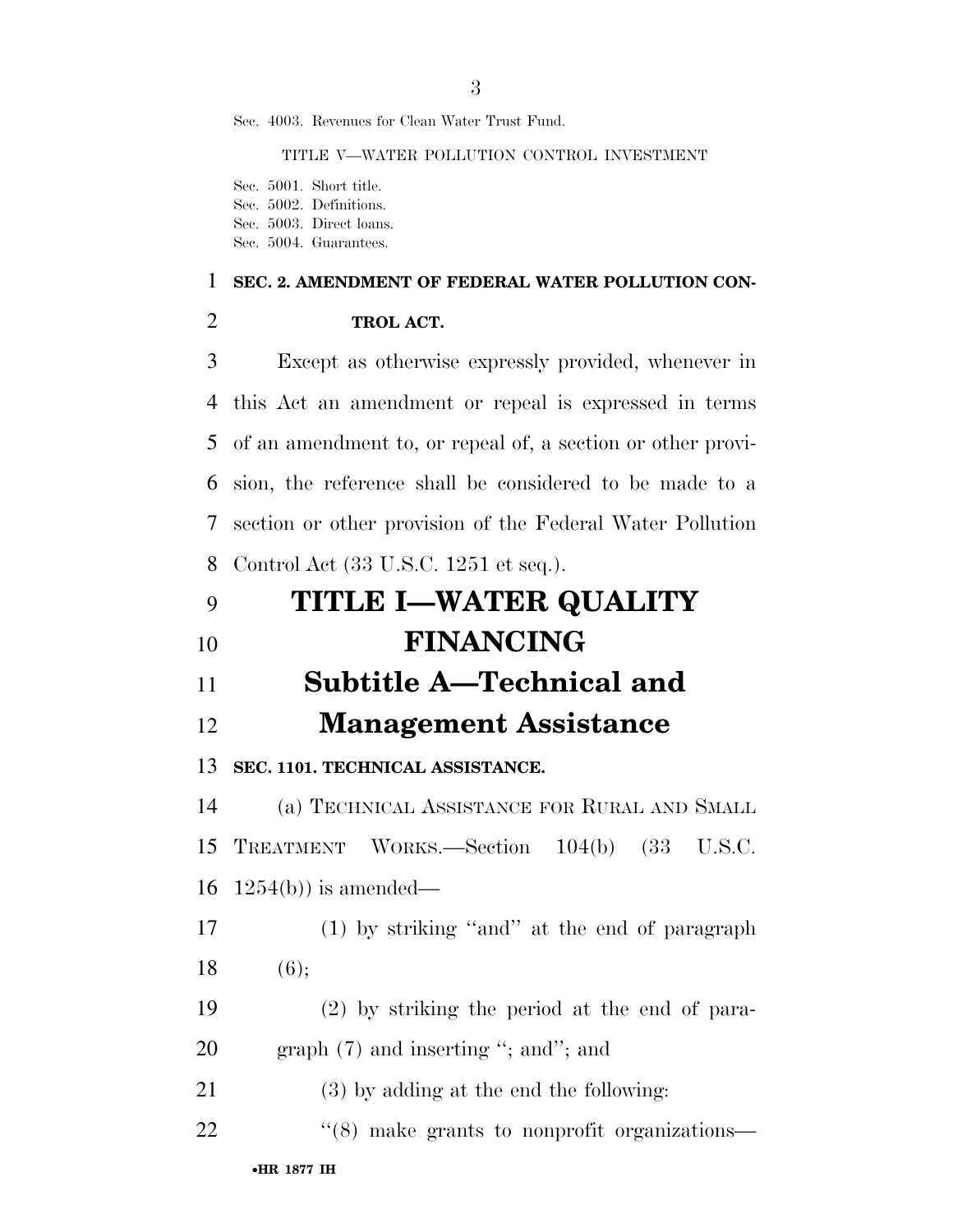Sec. 4003. Revenues for Clean Water Trust Fund.

TITLE V—WATER POLLUTION CONTROL INVESTMENT

Sec. 5001. Short title.
Sec. 5002. Definitions.
Sec. 5003. Direct loans.
Sec. 5004. Guarantees.

**SEC. 2. AMENDMENT OF FEDERAL WATER POLLUTION CONTROL ACT.**

Except as otherwise expressly provided, whenever in this Act an amendment or repeal is expressed in terms of an amendment to, or repeal of, a section or other provision, the reference shall be considered to be made to a section or other provision of the Federal Water Pollution Control Act (33 U.S.C. 1251 et seq.).

# TITLE I—WATER QUALITY FINANCING

## Subtitle A—Technical and Management Assistance

**SEC. 1101. TECHNICAL ASSISTANCE.**

(a) TECHNICAL ASSISTANCE FOR RURAL AND SMALL TREATMENT WORKS.—Section 104(b) (33 U.S.C. 1254(b)) is amended—

(1) by striking ''and'' at the end of paragraph (6);

(2) by striking the period at the end of paragraph (7) and inserting ''; and''; and

(3) by adding at the end the following:

''(8) make grants to nonprofit organizations—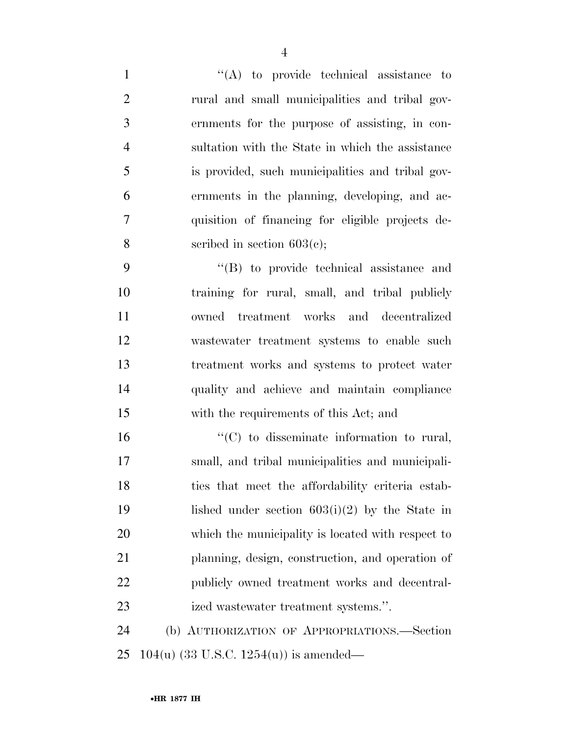"(A) to provide technical assistance to rural and small municipalities and tribal governments for the purpose of assisting, in consultation with the State in which the assistance is provided, such municipalities and tribal governments in the planning, developing, and acquisition of financing for eligible projects described in section 603(c);

"(B) to provide technical assistance and training for rural, small, and tribal publicly owned treatment works and decentralized wastewater treatment systems to enable such treatment works and systems to protect water quality and achieve and maintain compliance with the requirements of this Act; and

"(C) to disseminate information to rural, small, and tribal municipalities and municipalities that meet the affordability criteria established under section 603(i)(2) by the State in which the municipality is located with respect to planning, design, construction, and operation of publicly owned treatment works and decentralized wastewater treatment systems.".

(b) AUTHORIZATION OF APPROPRIATIONS.—Section 104(u) (33 U.S.C. 1254(u)) is amended—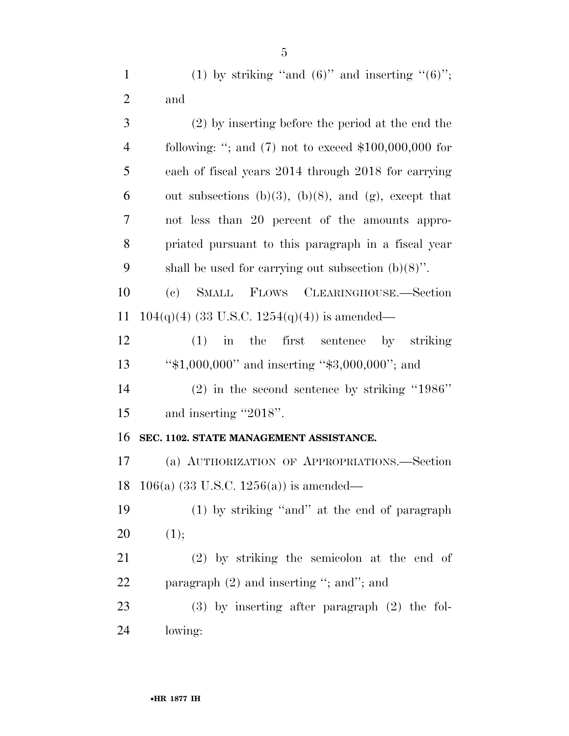(1) by striking ''and (6)'' and inserting ''(6)''; and

(2) by inserting before the period at the end the following: ''; and (7) not to exceed $100,000,000 for each of fiscal years 2014 through 2018 for carrying out subsections (b)(3), (b)(8), and (g), except that not less than 20 percent of the amounts appropriated pursuant to this paragraph in a fiscal year shall be used for carrying out subsection (b)(8)''.

(c) SMALL FLOWS CLEARINGHOUSE.—Section 104(q)(4) (33 U.S.C. 1254(q)(4)) is amended—

(1) in the first sentence by striking ''$1,000,000'' and inserting ''$3,000,000''; and

(2) in the second sentence by striking ''1986'' and inserting ''2018''.

**SEC. 1102. STATE MANAGEMENT ASSISTANCE.**

(a) AUTHORIZATION OF APPROPRIATIONS.—Section 106(a) (33 U.S.C. 1256(a)) is amended—

(1) by striking ''and'' at the end of paragraph (1);

(2) by striking the semicolon at the end of paragraph (2) and inserting ''; and''; and

(3) by inserting after paragraph (2) the following: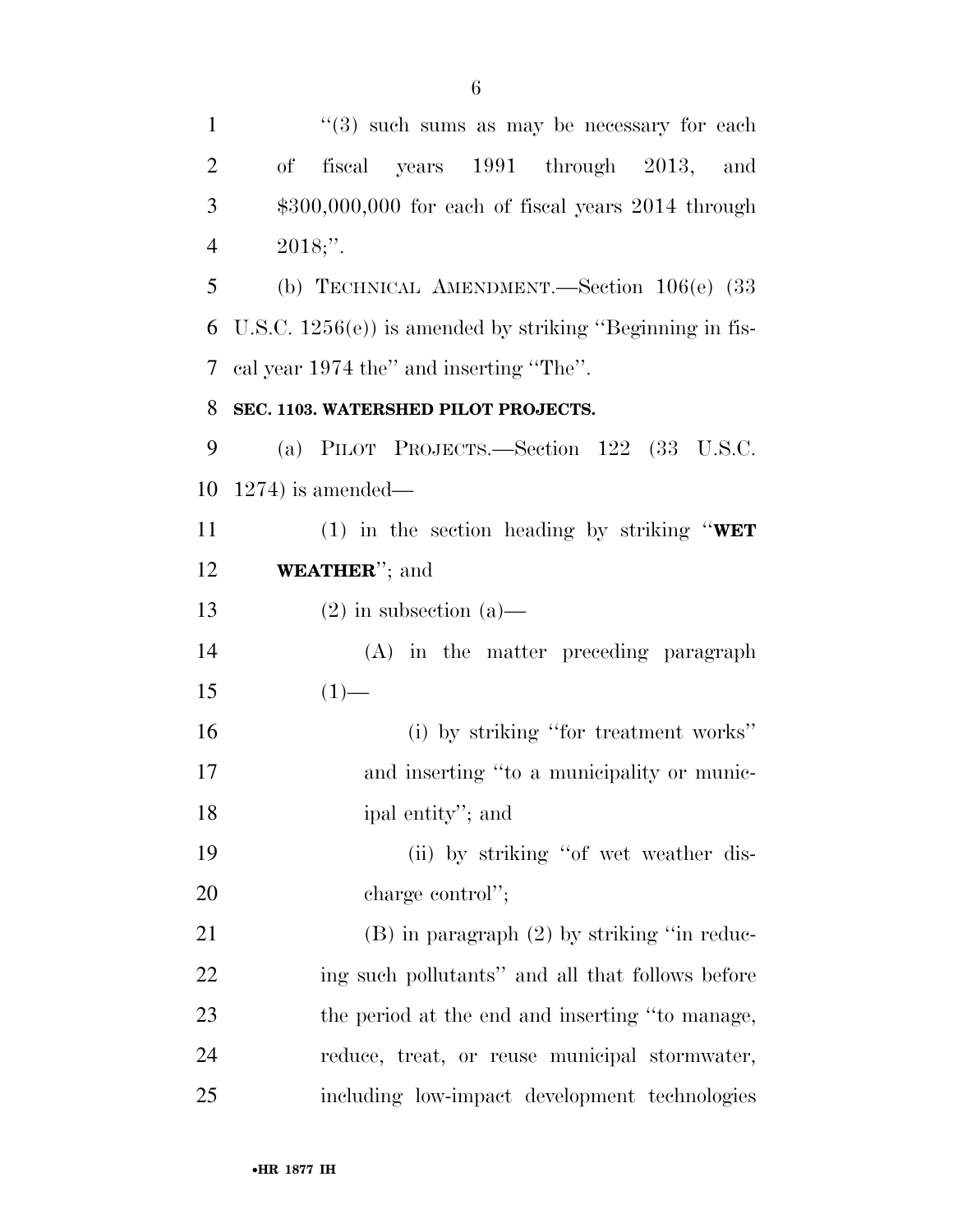"(3) such sums as may be necessary for each of fiscal years 1991 through 2013, and $300,000,000 for each of fiscal years 2014 through 2018;".

(b) TECHNICAL AMENDMENT.—Section 106(e) (33 U.S.C. 1256(e)) is amended by striking "Beginning in fiscal year 1974 the" and inserting "The".

**SEC. 1103. WATERSHED PILOT PROJECTS.**

(a) PILOT PROJECTS.—Section 122 (33 U.S.C. 1274) is amended—

(1) in the section heading by striking "**WET WEATHER**"; and

(2) in subsection (a)—

(A) in the matter preceding paragraph (1)—

(i) by striking "for treatment works" and inserting "to a municipality or municipal entity"; and

(ii) by striking "of wet weather discharge control";

(B) in paragraph (2) by striking "in reducing such pollutants" and all that follows before the period at the end and inserting "to manage, reduce, treat, or reuse municipal stormwater, including low-impact development technologies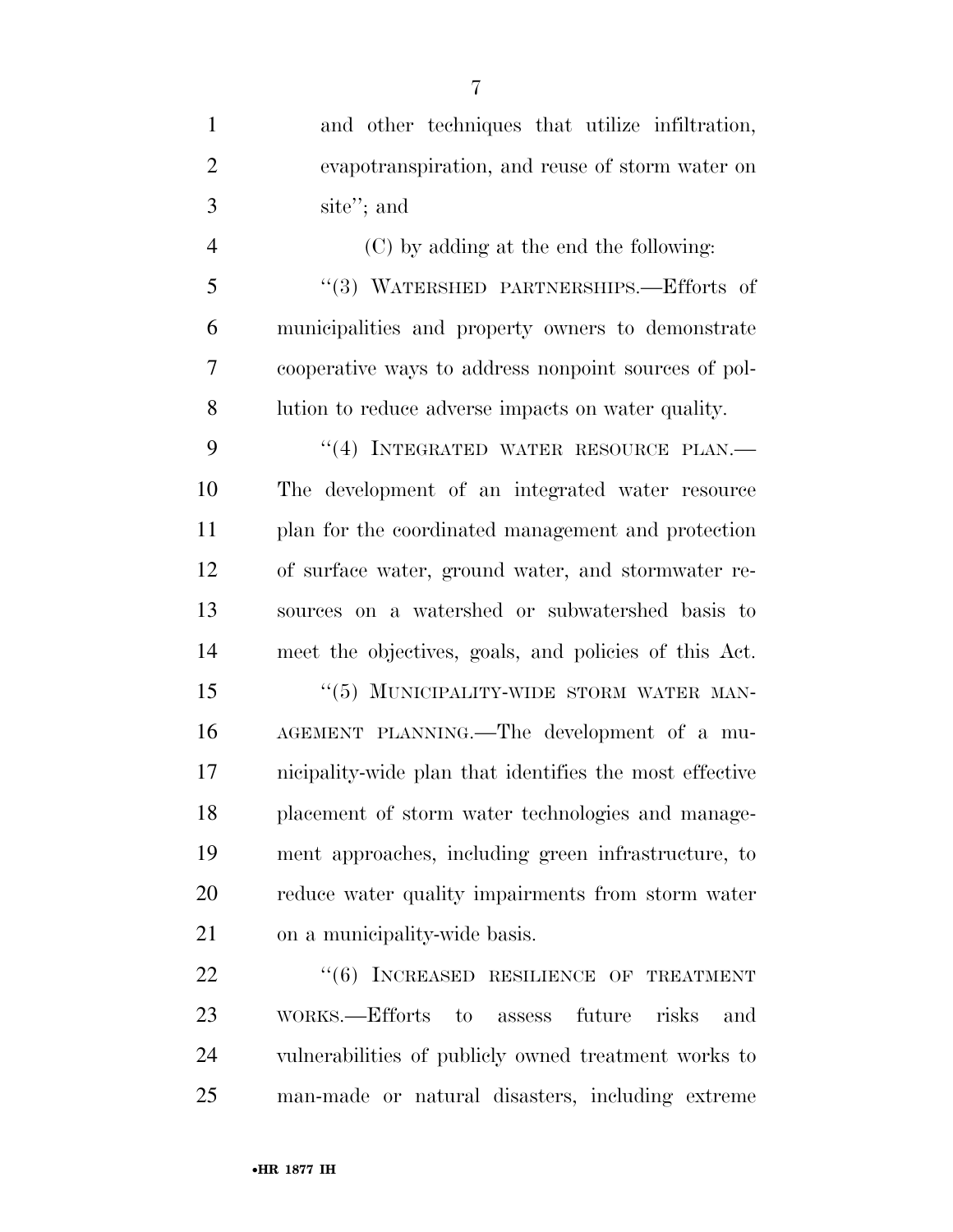and other techniques that utilize infiltration, evapotranspiration, and reuse of storm water on site''; and

(C) by adding at the end the following:

''(3) WATERSHED PARTNERSHIPS.—Efforts of municipalities and property owners to demonstrate cooperative ways to address nonpoint sources of pollution to reduce adverse impacts on water quality.

''(4) INTEGRATED WATER RESOURCE PLAN.—The development of an integrated water resource plan for the coordinated management and protection of surface water, ground water, and stormwater resources on a watershed or subwatershed basis to meet the objectives, goals, and policies of this Act.

''(5) MUNICIPALITY-WIDE STORM WATER MANAGEMENT PLANNING.—The development of a municipality-wide plan that identifies the most effective placement of storm water technologies and management approaches, including green infrastructure, to reduce water quality impairments from storm water on a municipality-wide basis.

''(6) INCREASED RESILIENCE OF TREATMENT WORKS.—Efforts to assess future risks and vulnerabilities of publicly owned treatment works to man-made or natural disasters, including extreme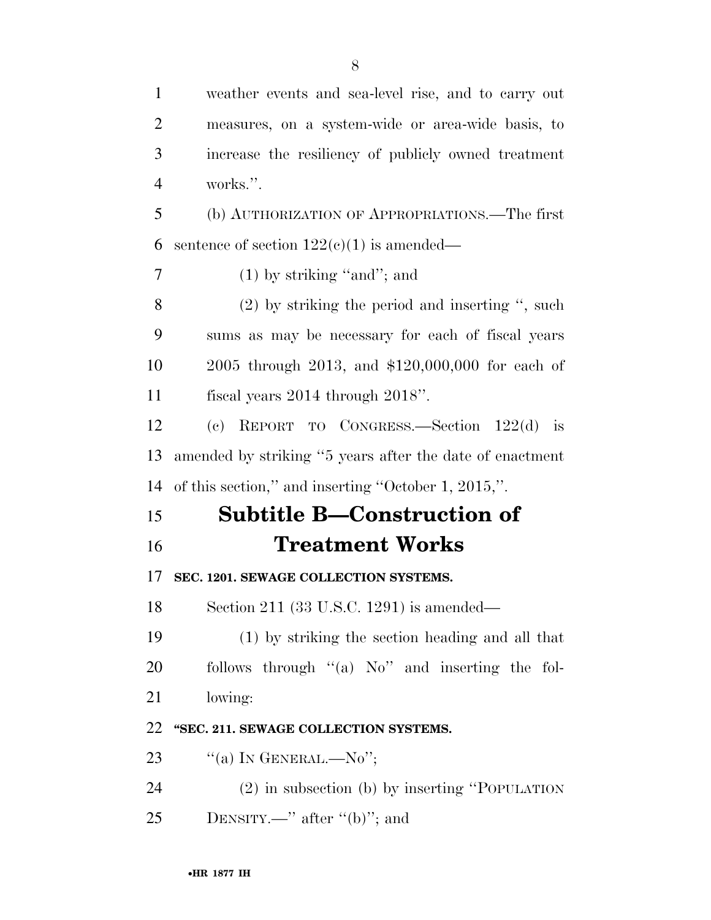weather events and sea-level rise, and to carry out measures, on a system-wide or area-wide basis, to increase the resiliency of publicly owned treatment works.''.

(b) AUTHORIZATION OF APPROPRIATIONS.—The first sentence of section 122(c)(1) is amended—

(1) by striking ''and''; and

(2) by striking the period and inserting '', such sums as may be necessary for each of fiscal years 2005 through 2013, and $120,000,000 for each of fiscal years 2014 through 2018''.

(c) REPORT TO CONGRESS.—Section 122(d) is amended by striking ''5 years after the date of enactment of this section,'' and inserting ''October 1, 2015,''.

## Subtitle B—Construction of Treatment Works

**SEC. 1201. SEWAGE COLLECTION SYSTEMS.**

Section 211 (33 U.S.C. 1291) is amended—

(1) by striking the section heading and all that follows through ''(a) No'' and inserting the following:

**''SEC. 211. SEWAGE COLLECTION SYSTEMS.**

''(a) IN GENERAL.—No'';

(2) in subsection (b) by inserting ''POPULATION DENSITY.—'' after ''(b)''; and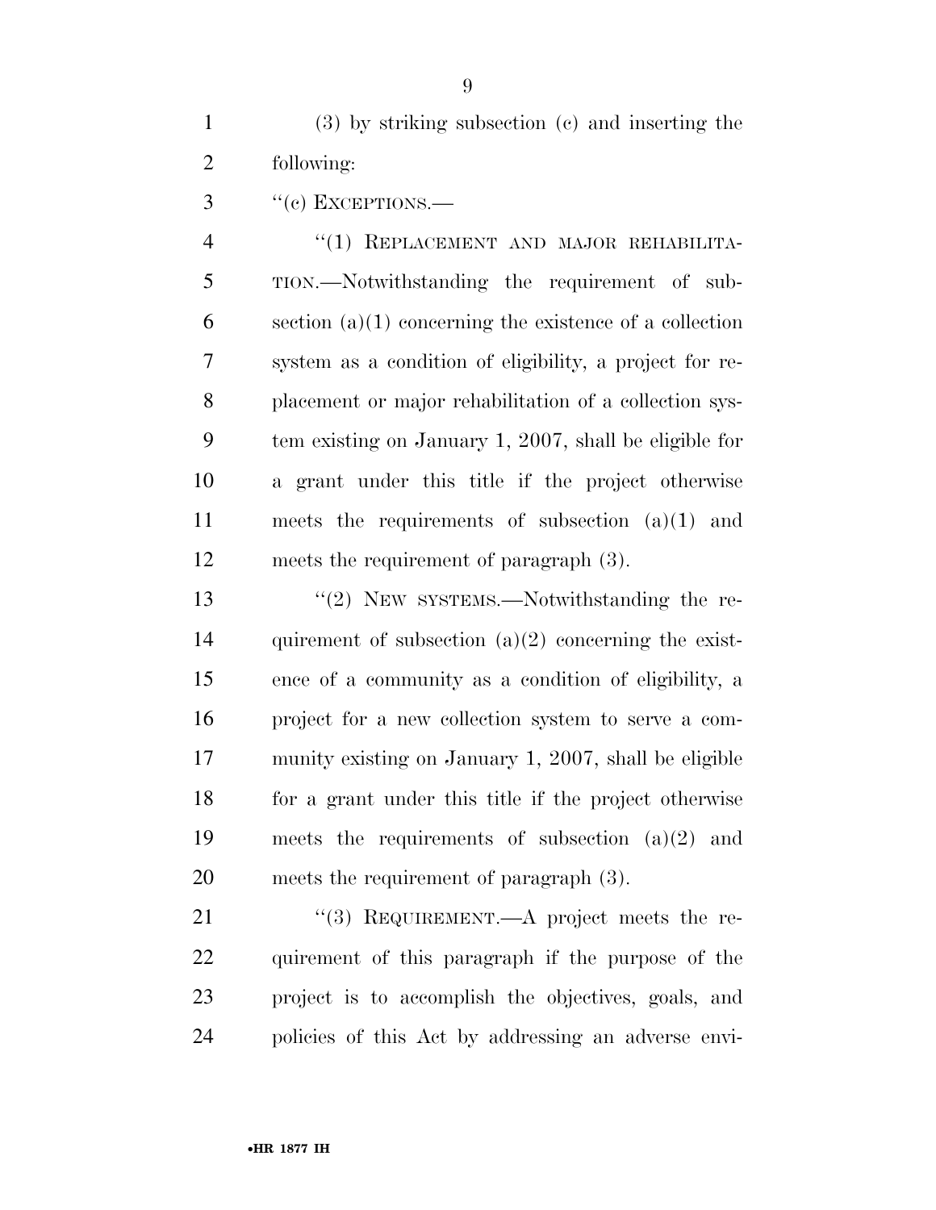(3) by striking subsection (c) and inserting the following:

"(c) EXCEPTIONS.—

"(1) REPLACEMENT AND MAJOR REHABILITATION.—Notwithstanding the requirement of subsection (a)(1) concerning the existence of a collection system as a condition of eligibility, a project for replacement or major rehabilitation of a collection system existing on January 1, 2007, shall be eligible for a grant under this title if the project otherwise meets the requirements of subsection (a)(1) and meets the requirement of paragraph (3).

"(2) NEW SYSTEMS.—Notwithstanding the requirement of subsection (a)(2) concerning the existence of a community as a condition of eligibility, a project for a new collection system to serve a community existing on January 1, 2007, shall be eligible for a grant under this title if the project otherwise meets the requirements of subsection (a)(2) and meets the requirement of paragraph (3).

"(3) REQUIREMENT.—A project meets the requirement of this paragraph if the purpose of the project is to accomplish the objectives, goals, and policies of this Act by addressing an adverse envi-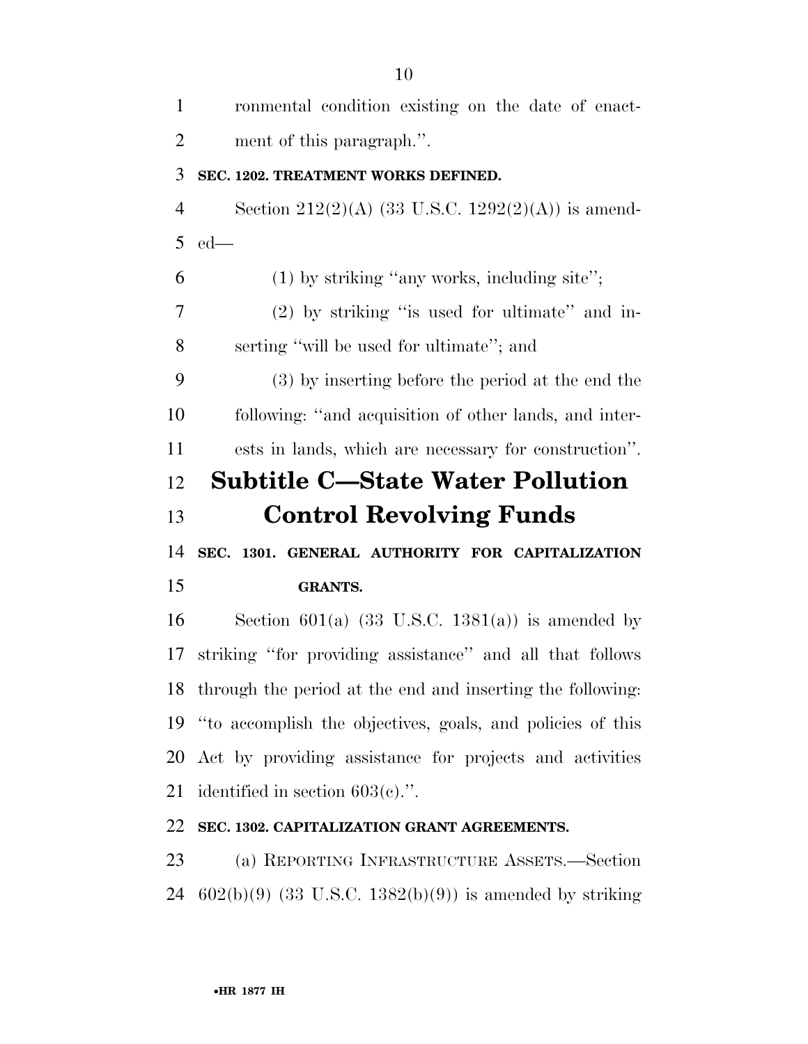ronmental condition existing on the date of enactment of this paragraph.''.

**SEC. 1202. TREATMENT WORKS DEFINED.**

Section 212(2)(A) (33 U.S.C. 1292(2)(A)) is amended—

(1) by striking ''any works, including site'';

(2) by striking ''is used for ultimate'' and inserting ''will be used for ultimate''; and

(3) by inserting before the period at the end the following: ''and acquisition of other lands, and interests in lands, which are necessary for construction''.

## Subtitle C—State Water Pollution Control Revolving Funds

**SEC. 1301. GENERAL AUTHORITY FOR CAPITALIZATION GRANTS.**

Section 601(a) (33 U.S.C. 1381(a)) is amended by striking ''for providing assistance'' and all that follows through the period at the end and inserting the following: ''to accomplish the objectives, goals, and policies of this Act by providing assistance for projects and activities identified in section 603(c).''.

**SEC. 1302. CAPITALIZATION GRANT AGREEMENTS.**

(a) REPORTING INFRASTRUCTURE ASSETS.—Section 602(b)(9) (33 U.S.C. 1382(b)(9)) is amended by striking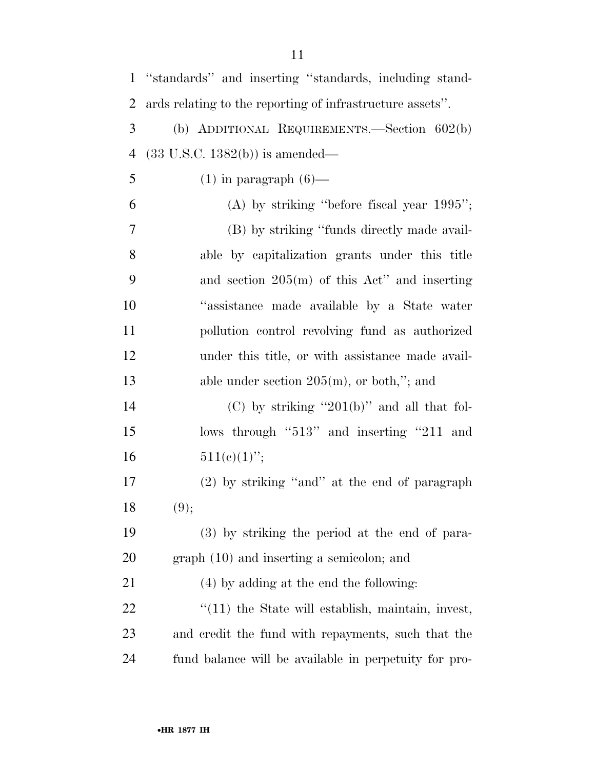"standards" and inserting "standards, including standards relating to the reporting of infrastructure assets".

(b) ADDITIONAL REQUIREMENTS.—Section 602(b) (33 U.S.C. 1382(b)) is amended—

(1) in paragraph (6)—

(A) by striking "before fiscal year 1995";

(B) by striking "funds directly made available by capitalization grants under this title and section 205(m) of this Act" and inserting "assistance made available by a State water pollution control revolving fund as authorized under this title, or with assistance made available under section 205(m), or both,"; and

(C) by striking "201(b)" and all that follows through "513" and inserting "211 and 511(c)(1)";

(2) by striking "and" at the end of paragraph (9);

(3) by striking the period at the end of paragraph (10) and inserting a semicolon; and

(4) by adding at the end the following:

"(11) the State will establish, maintain, invest, and credit the fund with repayments, such that the fund balance will be available in perpetuity for pro-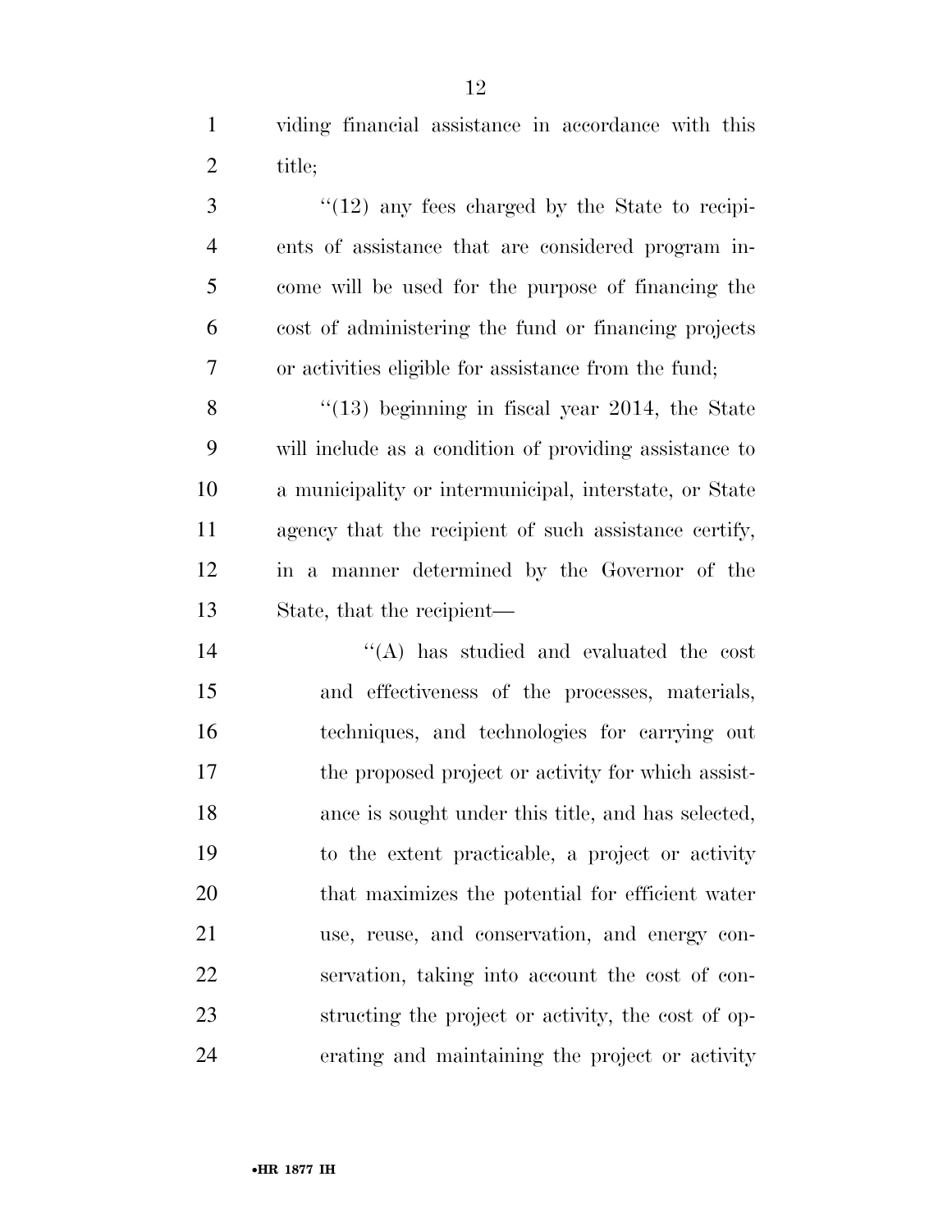viding financial assistance in accordance with this title;

"(12) any fees charged by the State to recipients of assistance that are considered program income will be used for the purpose of financing the cost of administering the fund or financing projects or activities eligible for assistance from the fund;

"(13) beginning in fiscal year 2014, the State will include as a condition of providing assistance to a municipality or intermunicipal, interstate, or State agency that the recipient of such assistance certify, in a manner determined by the Governor of the State, that the recipient—

"(A) has studied and evaluated the cost and effectiveness of the processes, materials, techniques, and technologies for carrying out the proposed project or activity for which assistance is sought under this title, and has selected, to the extent practicable, a project or activity that maximizes the potential for efficient water use, reuse, and conservation, and energy conservation, taking into account the cost of constructing the project or activity, the cost of operating and maintaining the project or activity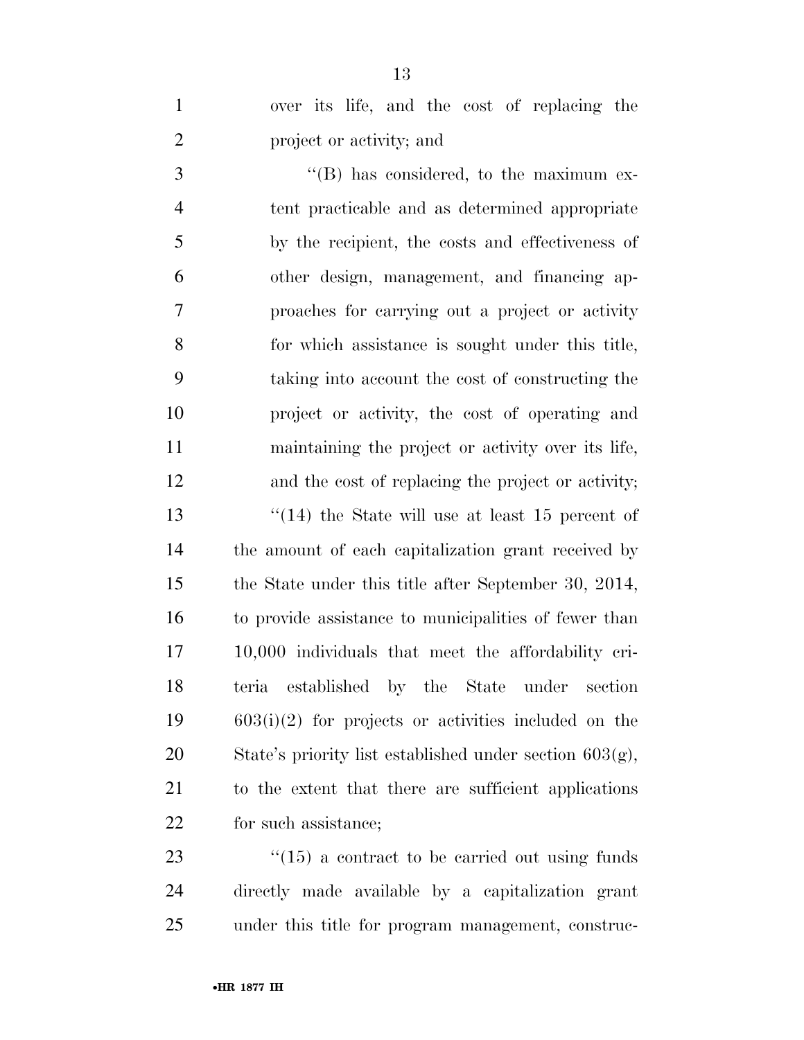over its life, and the cost of replacing the project or activity; and

"(B) has considered, to the maximum extent practicable and as determined appropriate by the recipient, the costs and effectiveness of other design, management, and financing approaches for carrying out a project or activity for which assistance is sought under this title, taking into account the cost of constructing the project or activity, the cost of operating and maintaining the project or activity over its life, and the cost of replacing the project or activity;

"(14) the State will use at least 15 percent of the amount of each capitalization grant received by the State under this title after September 30, 2014, to provide assistance to municipalities of fewer than 10,000 individuals that meet the affordability criteria established by the State under section 603(i)(2) for projects or activities included on the State's priority list established under section 603(g), to the extent that there are sufficient applications for such assistance;

"(15) a contract to be carried out using funds directly made available by a capitalization grant under this title for program management, construc-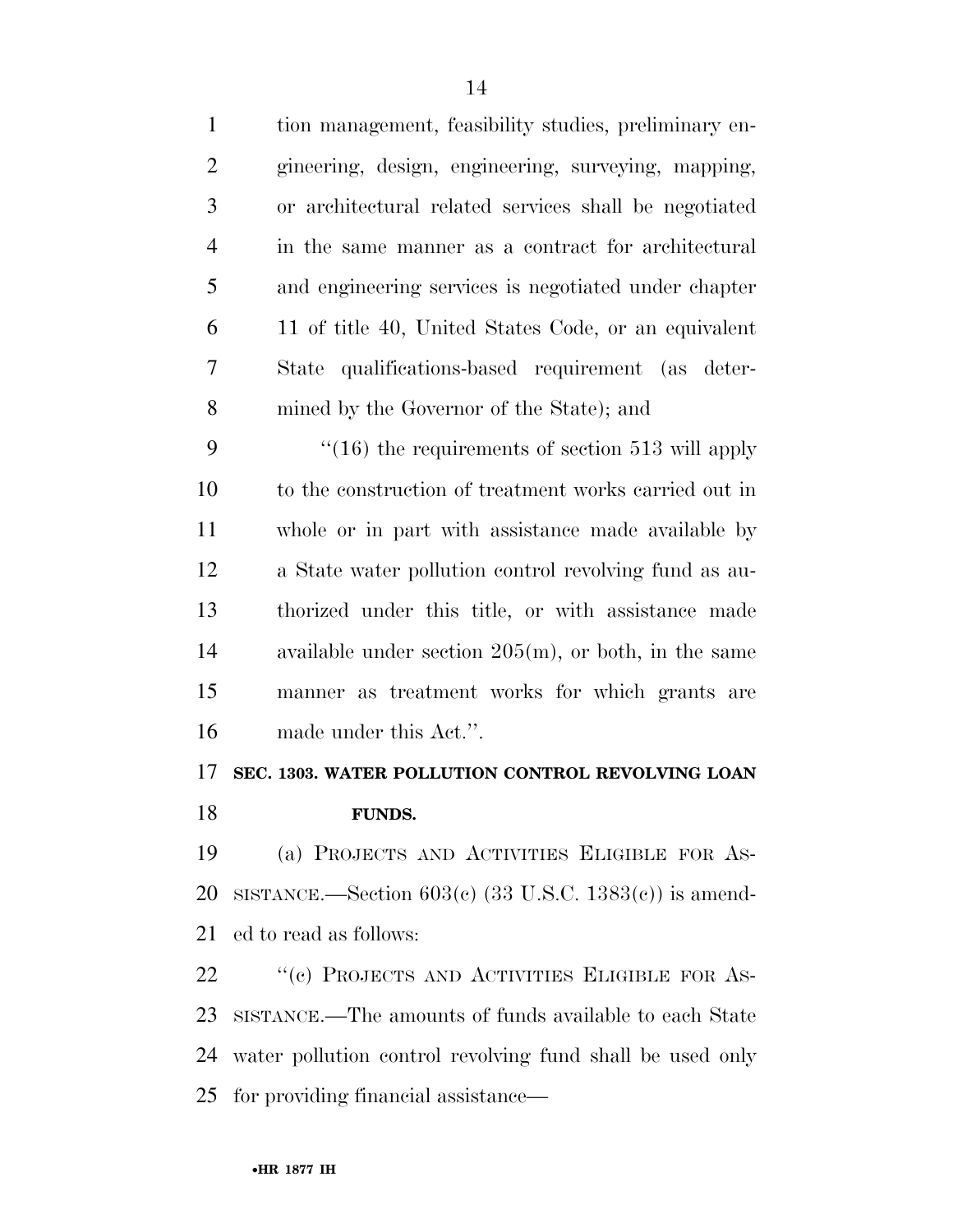tion management, feasibility studies, preliminary engineering, design, engineering, surveying, mapping, or architectural related services shall be negotiated in the same manner as a contract for architectural and engineering services is negotiated under chapter 11 of title 40, United States Code, or an equivalent State qualifications-based requirement (as determined by the Governor of the State); and

"(16) the requirements of section 513 will apply to the construction of treatment works carried out in whole or in part with assistance made available by a State water pollution control revolving fund as authorized under this title, or with assistance made available under section 205(m), or both, in the same manner as treatment works for which grants are made under this Act.".

**SEC. 1303. WATER POLLUTION CONTROL REVOLVING LOAN FUNDS.**

(a) PROJECTS AND ACTIVITIES ELIGIBLE FOR ASSISTANCE.—Section 603(c) (33 U.S.C. 1383(c)) is amended to read as follows:

"(c) PROJECTS AND ACTIVITIES ELIGIBLE FOR ASSISTANCE.—The amounts of funds available to each State water pollution control revolving fund shall be used only for providing financial assistance—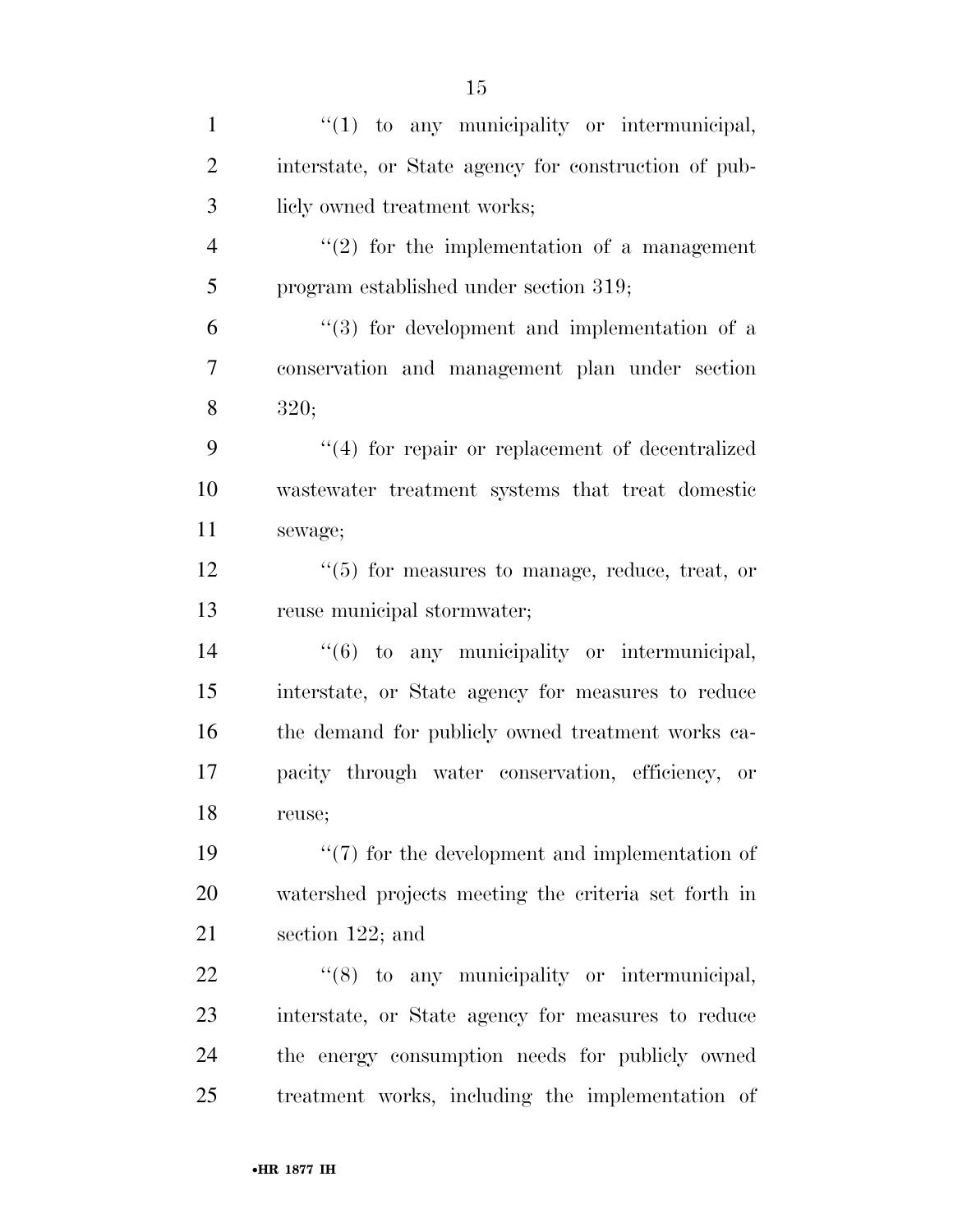''(1) to any municipality or intermunicipal, interstate, or State agency for construction of publicly owned treatment works;

''(2) for the implementation of a management program established under section 319;

''(3) for development and implementation of a conservation and management plan under section 320;

''(4) for repair or replacement of decentralized wastewater treatment systems that treat domestic sewage;

''(5) for measures to manage, reduce, treat, or reuse municipal stormwater;

''(6) to any municipality or intermunicipal, interstate, or State agency for measures to reduce the demand for publicly owned treatment works capacity through water conservation, efficiency, or reuse;

''(7) for the development and implementation of watershed projects meeting the criteria set forth in section 122; and

''(8) to any municipality or intermunicipal, interstate, or State agency for measures to reduce the energy consumption needs for publicly owned treatment works, including the implementation of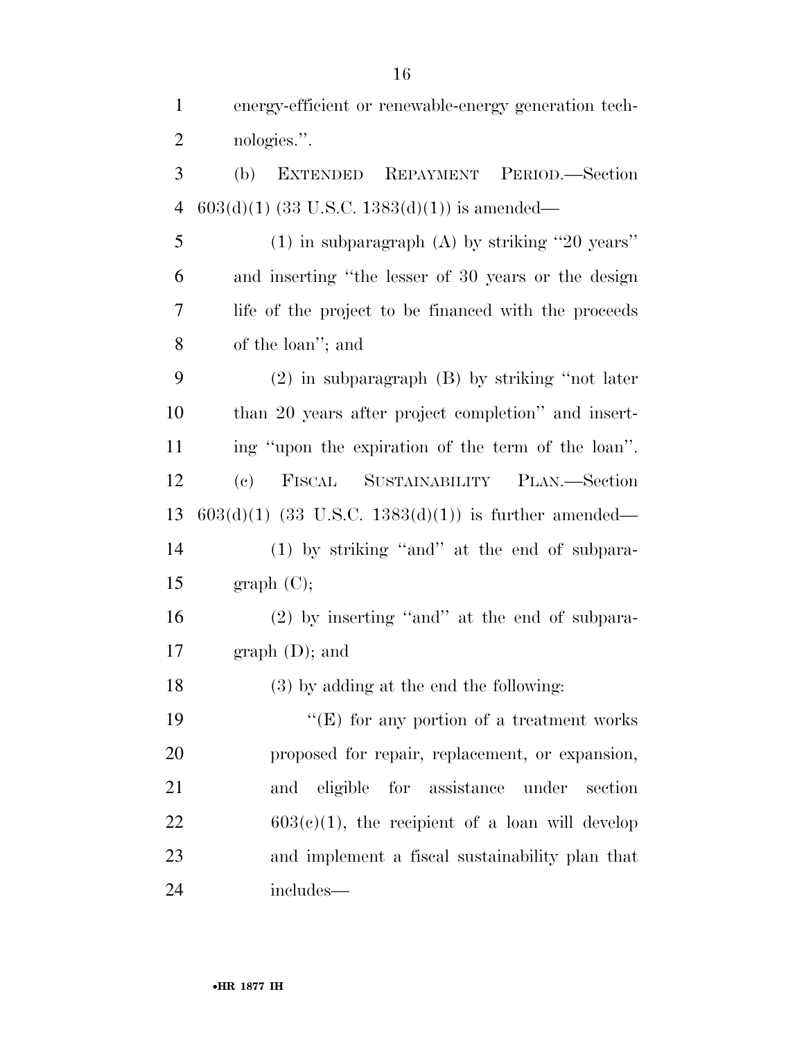energy-efficient or renewable-energy generation technologies.''.

(b) EXTENDED REPAYMENT PERIOD.—Section 603(d)(1) (33 U.S.C. 1383(d)(1)) is amended—

(1) in subparagraph (A) by striking ''20 years'' and inserting ''the lesser of 30 years or the design life of the project to be financed with the proceeds of the loan''; and

(2) in subparagraph (B) by striking ''not later than 20 years after project completion'' and inserting ''upon the expiration of the term of the loan''.

(c) FISCAL SUSTAINABILITY PLAN.—Section 603(d)(1) (33 U.S.C. 1383(d)(1)) is further amended—

(1) by striking ''and'' at the end of subparagraph (C);

(2) by inserting ''and'' at the end of subparagraph (D); and

(3) by adding at the end the following:

''(E) for any portion of a treatment works proposed for repair, replacement, or expansion, and eligible for assistance under section 603(c)(1), the recipient of a loan will develop and implement a fiscal sustainability plan that includes—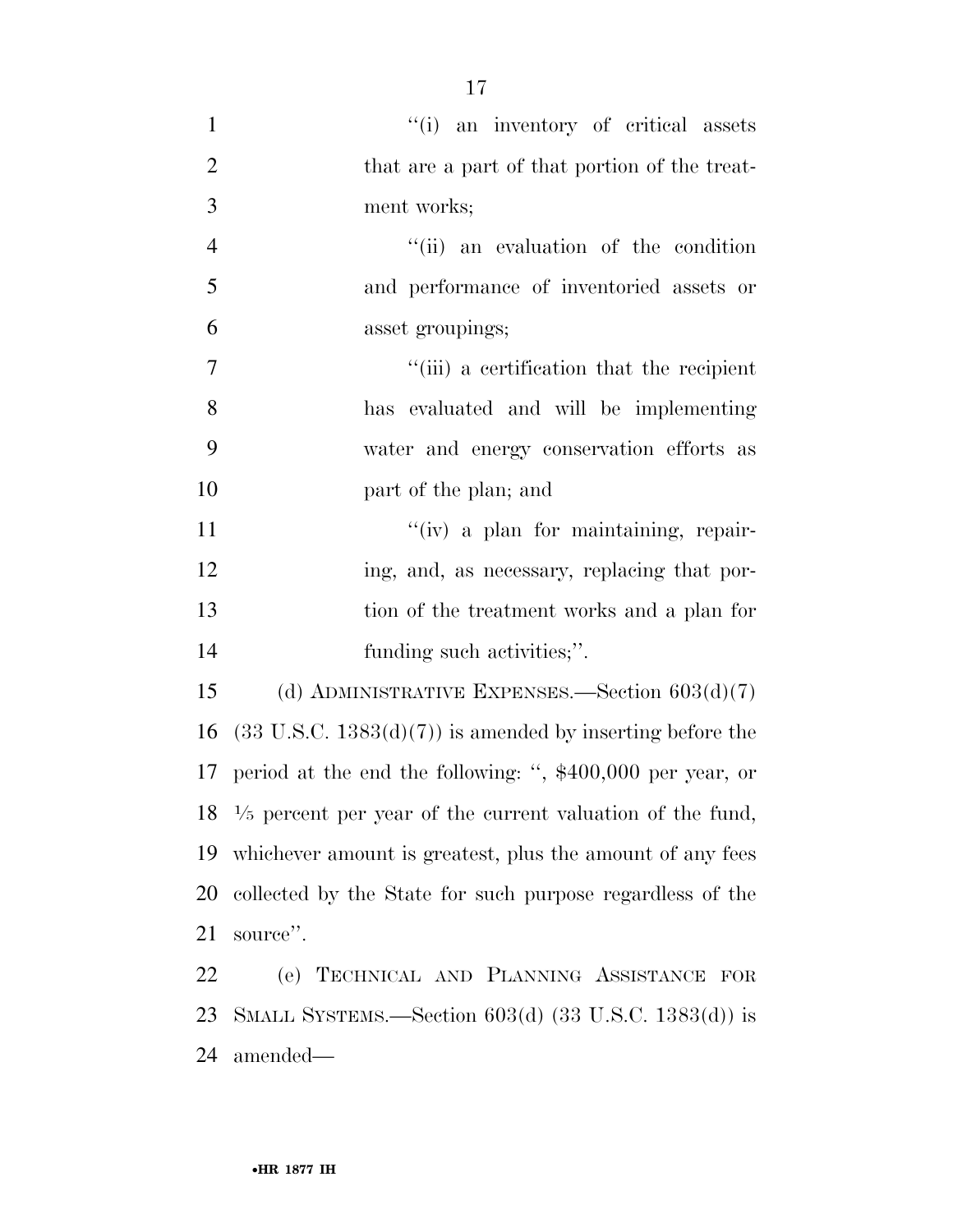"(i) an inventory of critical assets that are a part of that portion of the treatment works;

"(ii) an evaluation of the condition and performance of inventoried assets or asset groupings;

"(iii) a certification that the recipient has evaluated and will be implementing water and energy conservation efforts as part of the plan; and

"(iv) a plan for maintaining, repairing, and, as necessary, replacing that portion of the treatment works and a plan for funding such activities;".

(d) ADMINISTRATIVE EXPENSES.—Section 603(d)(7) (33 U.S.C. 1383(d)(7)) is amended by inserting before the period at the end the following: ", \$400,000 per year, or 1/5 percent per year of the current valuation of the fund, whichever amount is greatest, plus the amount of any fees collected by the State for such purpose regardless of the source".

(e) TECHNICAL AND PLANNING ASSISTANCE FOR SMALL SYSTEMS.—Section 603(d) (33 U.S.C. 1383(d)) is amended—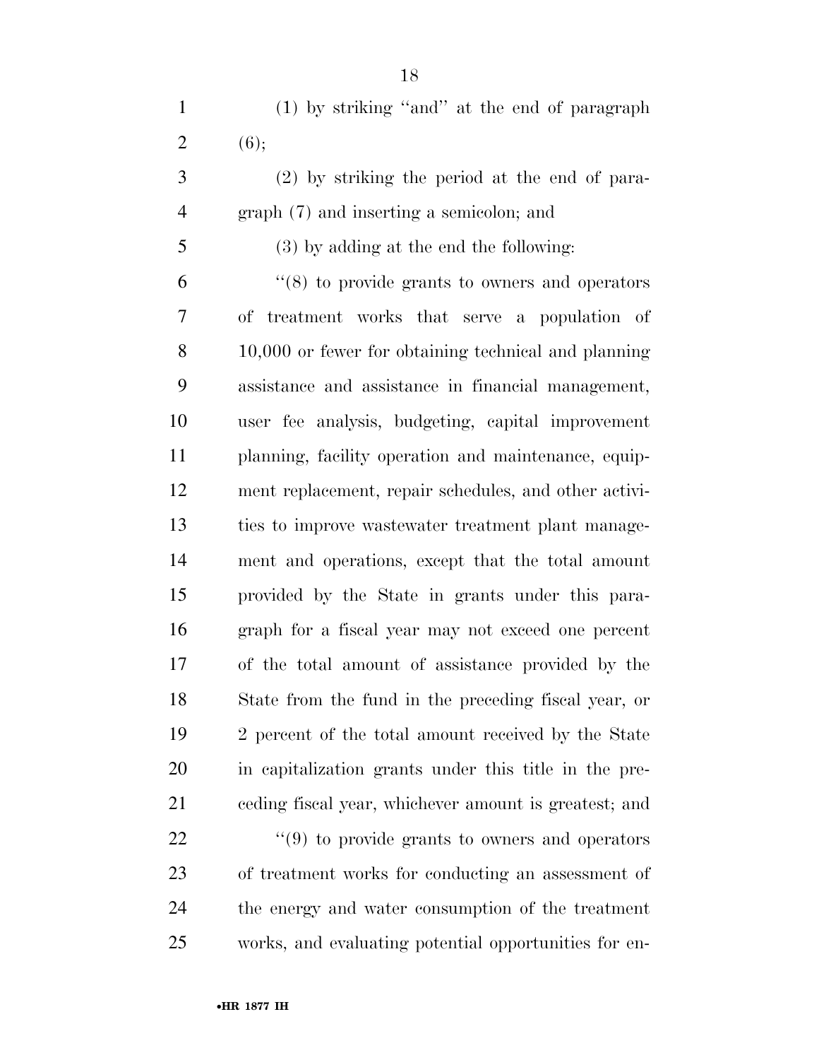(1) by striking "and" at the end of paragraph (6);

(2) by striking the period at the end of paragraph (7) and inserting a semicolon; and

(3) by adding at the end the following:

"(8) to provide grants to owners and operators of treatment works that serve a population of 10,000 or fewer for obtaining technical and planning assistance and assistance in financial management, user fee analysis, budgeting, capital improvement planning, facility operation and maintenance, equipment replacement, repair schedules, and other activities to improve wastewater treatment plant management and operations, except that the total amount provided by the State in grants under this paragraph for a fiscal year may not exceed one percent of the total amount of assistance provided by the State from the fund in the preceding fiscal year, or 2 percent of the total amount received by the State in capitalization grants under this title in the preceding fiscal year, whichever amount is greatest; and

"(9) to provide grants to owners and operators of treatment works for conducting an assessment of the energy and water consumption of the treatment works, and evaluating potential opportunities for en-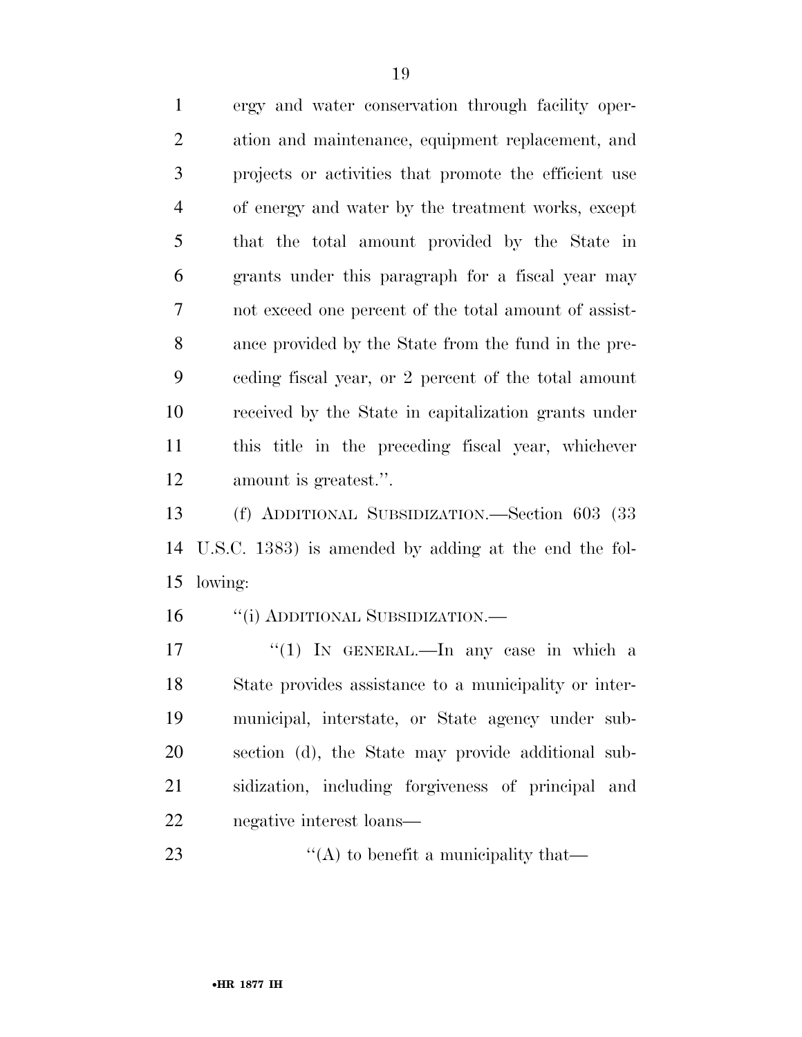ergy and water conservation through facility operation and maintenance, equipment replacement, and projects or activities that promote the efficient use of energy and water by the treatment works, except that the total amount provided by the State in grants under this paragraph for a fiscal year may not exceed one percent of the total amount of assistance provided by the State from the fund in the preceding fiscal year, or 2 percent of the total amount received by the State in capitalization grants under this title in the preceding fiscal year, whichever amount is greatest.''.

(f) ADDITIONAL SUBSIDIZATION.—Section 603 (33 U.S.C. 1383) is amended by adding at the end the following:

''(i) ADDITIONAL SUBSIDIZATION.—

''(1) IN GENERAL.—In any case in which a State provides assistance to a municipality or intermunicipal, interstate, or State agency under subsection (d), the State may provide additional subsidization, including forgiveness of principal and negative interest loans—

''(A) to benefit a municipality that—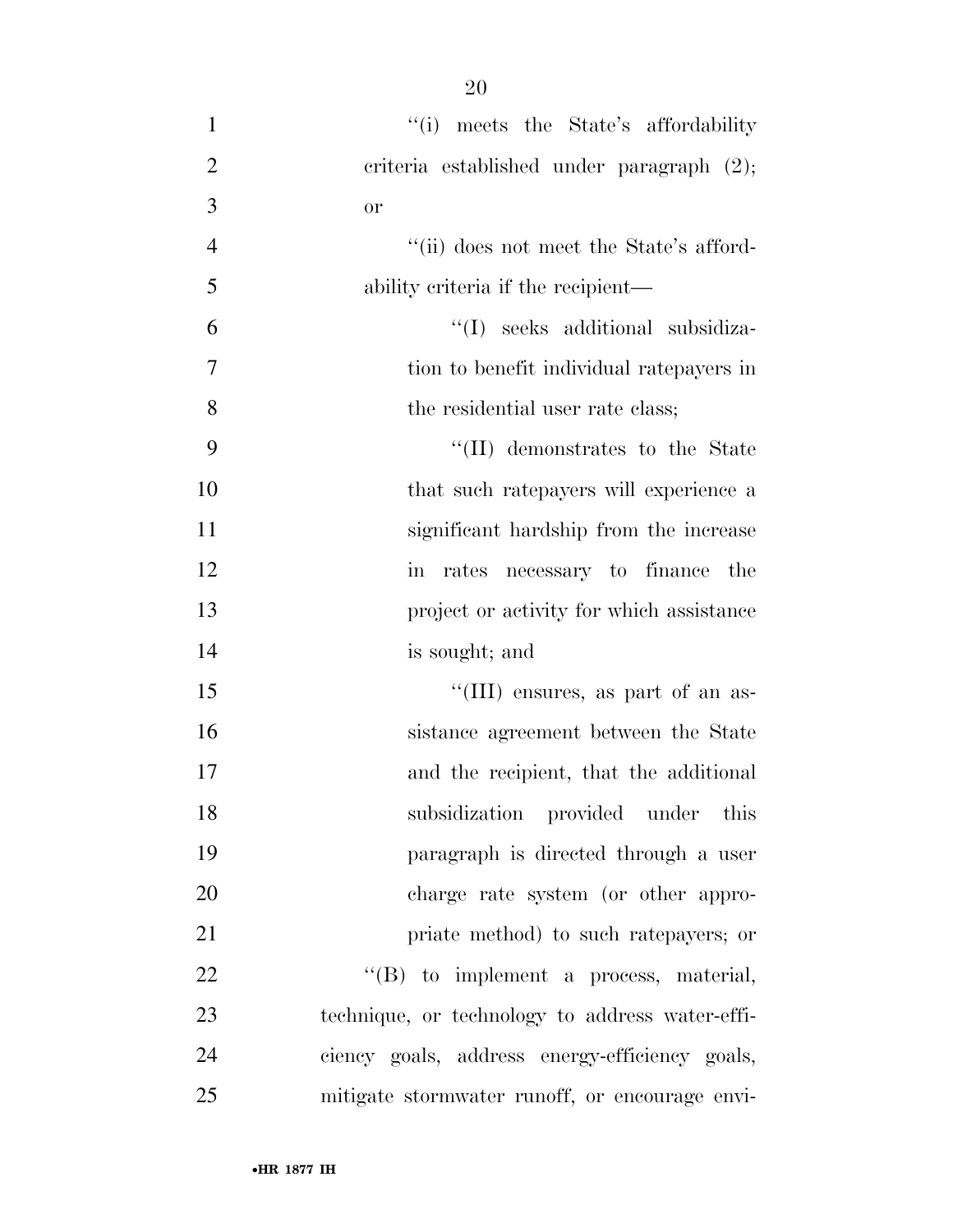''(i) meets the State's affordability criteria established under paragraph (2); or

''(ii) does not meet the State's affordability criteria if the recipient—

''(I) seeks additional subsidization to benefit individual ratepayers in the residential user rate class;

''(II) demonstrates to the State that such ratepayers will experience a significant hardship from the increase in rates necessary to finance the project or activity for which assistance is sought; and

''(III) ensures, as part of an assistance agreement between the State and the recipient, that the additional subsidization provided under this paragraph is directed through a user charge rate system (or other appropriate method) to such ratepayers; or

''(B) to implement a process, material, technique, or technology to address water-efficiency goals, address energy-efficiency goals, mitigate stormwater runoff, or encourage envi-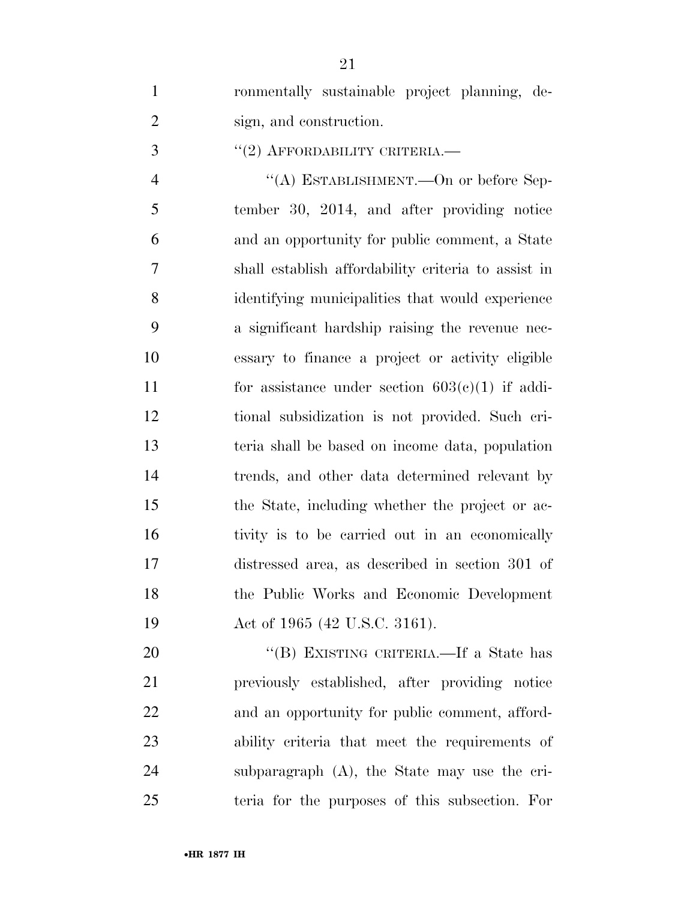ronmentally sustainable project planning, design, and construction.

"(2) AFFORDABILITY CRITERIA.—

"(A) ESTABLISHMENT.—On or before September 30, 2014, and after providing notice and an opportunity for public comment, a State shall establish affordability criteria to assist in identifying municipalities that would experience a significant hardship raising the revenue necessary to finance a project or activity eligible for assistance under section 603(c)(1) if additional subsidization is not provided. Such criteria shall be based on income data, population trends, and other data determined relevant by the State, including whether the project or activity is to be carried out in an economically distressed area, as described in section 301 of the Public Works and Economic Development Act of 1965 (42 U.S.C. 3161).

"(B) EXISTING CRITERIA.—If a State has previously established, after providing notice and an opportunity for public comment, affordability criteria that meet the requirements of subparagraph (A), the State may use the criteria for the purposes of this subsection. For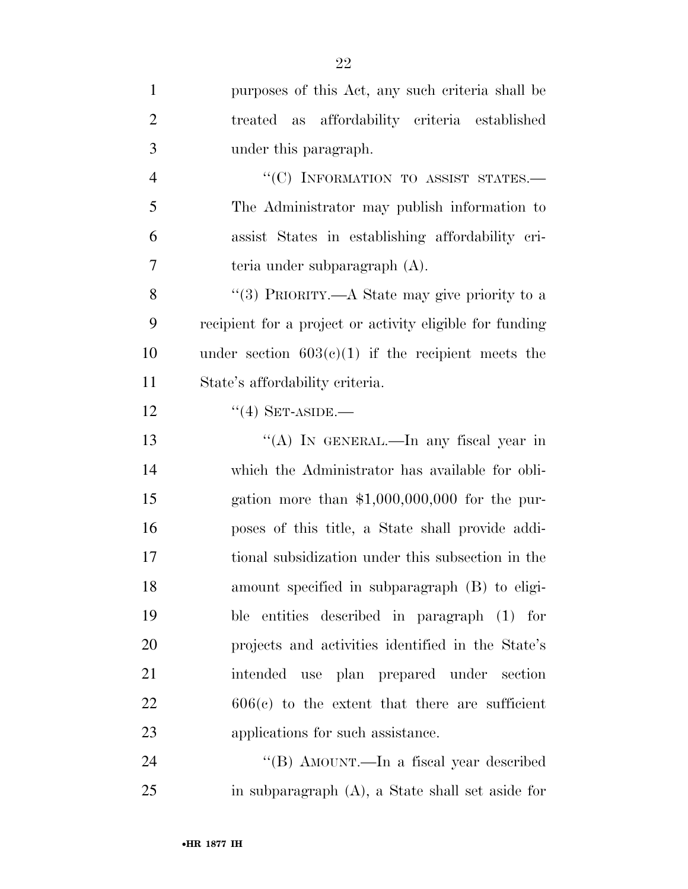purposes of this Act, any such criteria shall be treated as affordability criteria established under this paragraph.

"(C) INFORMATION TO ASSIST STATES.—The Administrator may publish information to assist States in establishing affordability criteria under subparagraph (A).

"(3) PRIORITY.—A State may give priority to a recipient for a project or activity eligible for funding under section 603(c)(1) if the recipient meets the State's affordability criteria.

"(4) SET-ASIDE.—

"(A) IN GENERAL.—In any fiscal year in which the Administrator has available for obligation more than $1,000,000,000 for the purposes of this title, a State shall provide additional subsidization under this subsection in the amount specified in subparagraph (B) to eligible entities described in paragraph (1) for projects and activities identified in the State's intended use plan prepared under section 606(c) to the extent that there are sufficient applications for such assistance.

"(B) AMOUNT.—In a fiscal year described in subparagraph (A), a State shall set aside for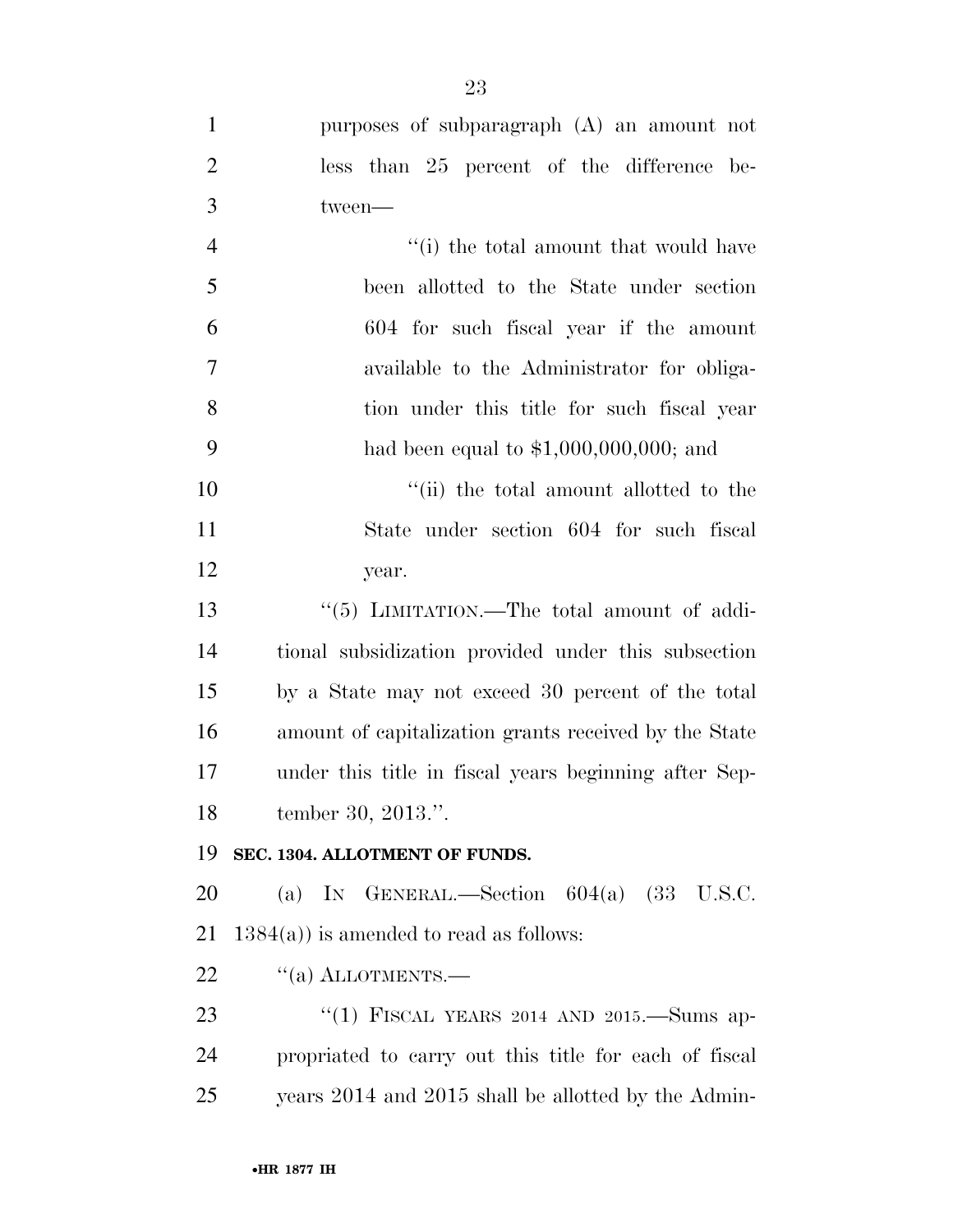purposes of subparagraph (A) an amount not less than 25 percent of the difference between—

"(i) the total amount that would have been allotted to the State under section 604 for such fiscal year if the amount available to the Administrator for obligation under this title for such fiscal year had been equal to $1,000,000,000; and

"(ii) the total amount allotted to the State under section 604 for such fiscal year.

"(5) LIMITATION.—The total amount of additional subsidization provided under this subsection by a State may not exceed 30 percent of the total amount of capitalization grants received by the State under this title in fiscal years beginning after September 30, 2013.".

**SEC. 1304. ALLOTMENT OF FUNDS.**

(a) IN GENERAL.—Section 604(a) (33 U.S.C. 1384(a)) is amended to read as follows:

"(a) ALLOTMENTS.—

"(1) FISCAL YEARS 2014 AND 2015.—Sums appropriated to carry out this title for each of fiscal years 2014 and 2015 shall be allotted by the Admin-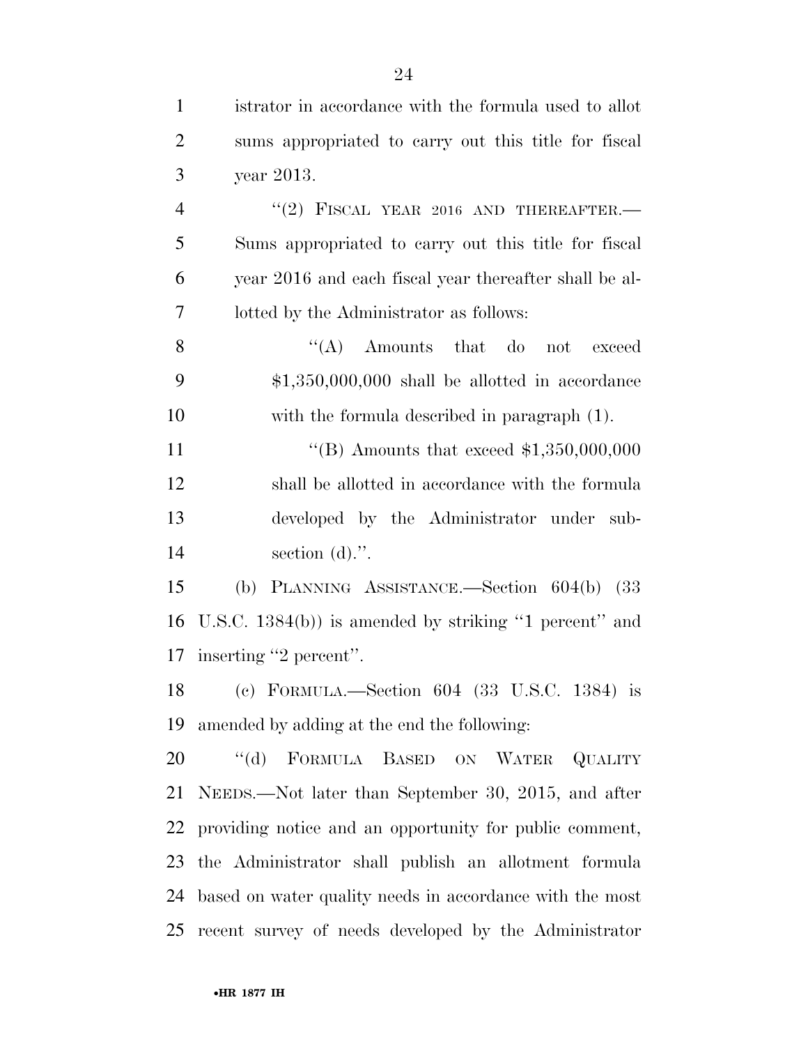istrator in accordance with the formula used to allot sums appropriated to carry out this title for fiscal year 2013.

"(2) FISCAL YEAR 2016 AND THEREAFTER.—Sums appropriated to carry out this title for fiscal year 2016 and each fiscal year thereafter shall be allotted by the Administrator as follows:

"(A) Amounts that do not exceed $1,350,000,000 shall be allotted in accordance with the formula described in paragraph (1).

"(B) Amounts that exceed $1,350,000,000 shall be allotted in accordance with the formula developed by the Administrator under subsection (d).".

(b) PLANNING ASSISTANCE.—Section 604(b) (33 U.S.C. 1384(b)) is amended by striking "1 percent" and inserting "2 percent".

(c) FORMULA.—Section 604 (33 U.S.C. 1384) is amended by adding at the end the following:

"(d) FORMULA BASED ON WATER QUALITY NEEDS.—Not later than September 30, 2015, and after providing notice and an opportunity for public comment, the Administrator shall publish an allotment formula based on water quality needs in accordance with the most recent survey of needs developed by the Administrator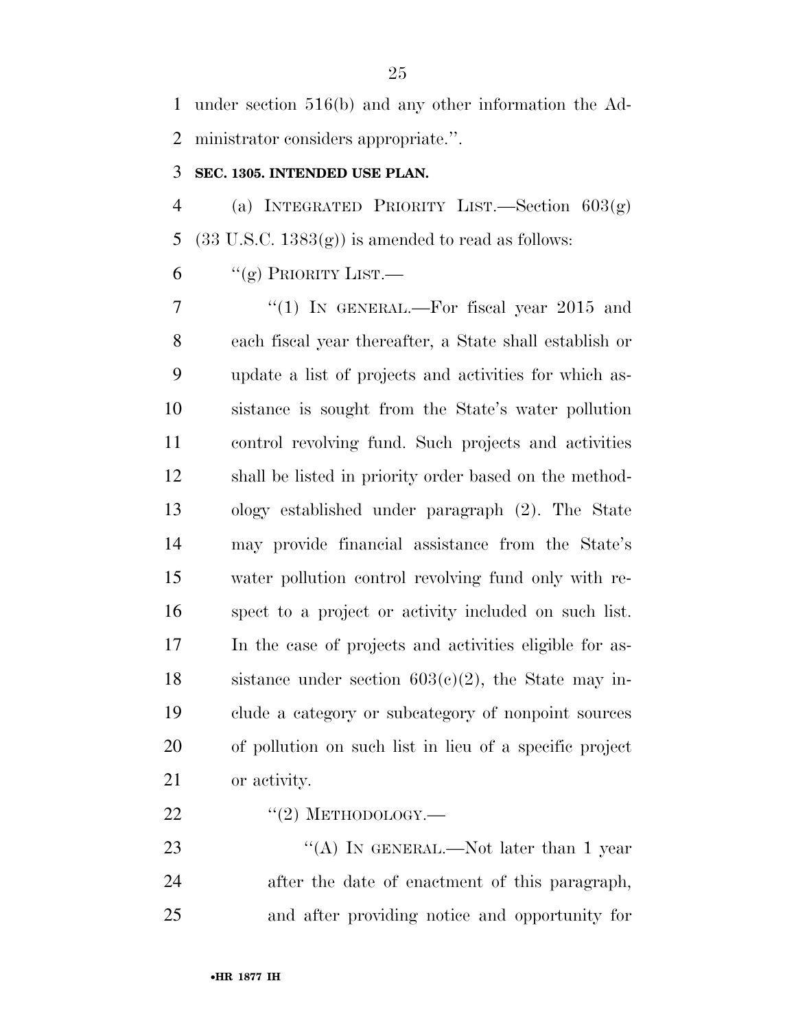under section 516(b) and any other information the Administrator considers appropriate.''.

**SEC. 1305. INTENDED USE PLAN.**

(a) INTEGRATED PRIORITY LIST.—Section 603(g) (33 U.S.C. 1383(g)) is amended to read as follows:

''(g) PRIORITY LIST.—

''(1) IN GENERAL.—For fiscal year 2015 and each fiscal year thereafter, a State shall establish or update a list of projects and activities for which assistance is sought from the State's water pollution control revolving fund. Such projects and activities shall be listed in priority order based on the methodology established under paragraph (2). The State may provide financial assistance from the State's water pollution control revolving fund only with respect to a project or activity included on such list. In the case of projects and activities eligible for assistance under section 603(c)(2), the State may include a category or subcategory of nonpoint sources of pollution on such list in lieu of a specific project or activity.

''(2) METHODOLOGY.—

''(A) IN GENERAL.—Not later than 1 year after the date of enactment of this paragraph, and after providing notice and opportunity for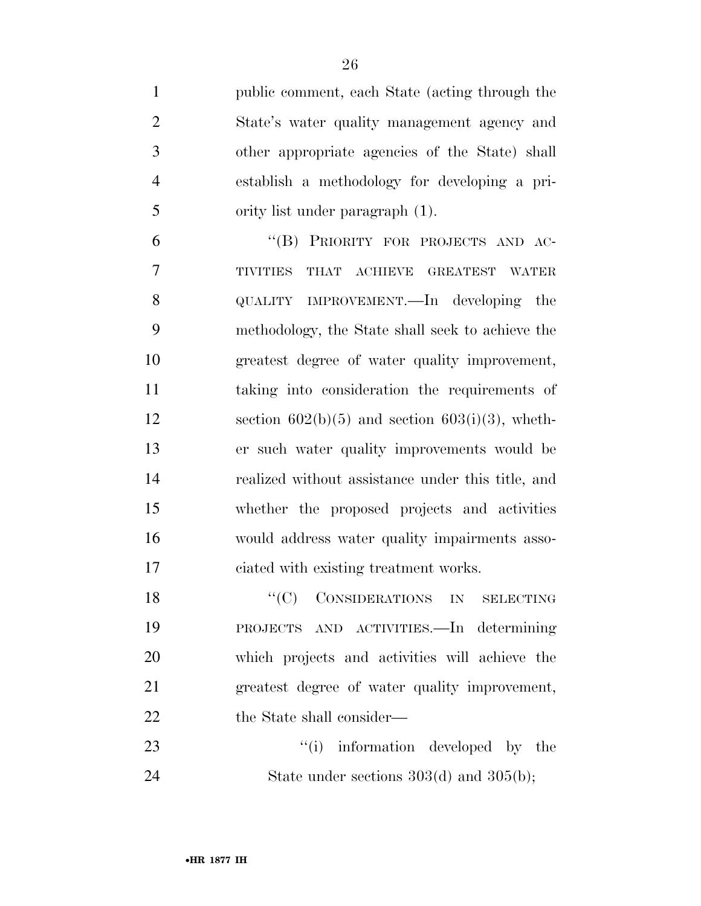public comment, each State (acting through the State's water quality management agency and other appropriate agencies of the State) shall establish a methodology for developing a priority list under paragraph (1).

"(B) PRIORITY FOR PROJECTS AND ACTIVITIES THAT ACHIEVE GREATEST WATER QUALITY IMPROVEMENT.—In developing the methodology, the State shall seek to achieve the greatest degree of water quality improvement, taking into consideration the requirements of section 602(b)(5) and section 603(i)(3), whether such water quality improvements would be realized without assistance under this title, and whether the proposed projects and activities would address water quality impairments associated with existing treatment works.

"(C) CONSIDERATIONS IN SELECTING PROJECTS AND ACTIVITIES.—In determining which projects and activities will achieve the greatest degree of water quality improvement, the State shall consider—

"(i) information developed by the State under sections 303(d) and 305(b);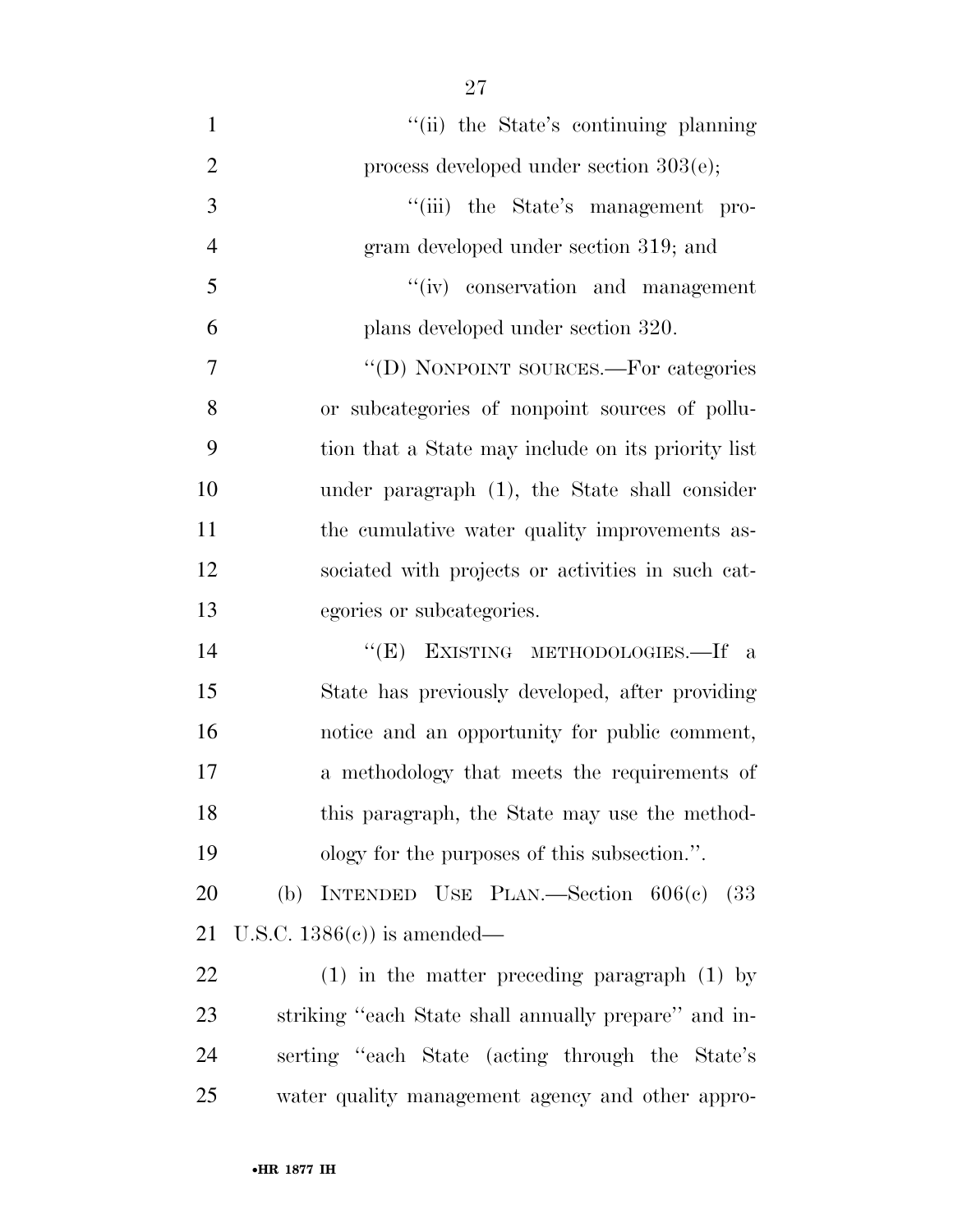"(ii) the State's continuing planning process developed under section 303(e);

"(iii) the State's management program developed under section 319; and

"(iv) conservation and management plans developed under section 320.

"(D) NONPOINT SOURCES.—For categories or subcategories of nonpoint sources of pollution that a State may include on its priority list under paragraph (1), the State shall consider the cumulative water quality improvements associated with projects or activities in such categories or subcategories.

"(E) EXISTING METHODOLOGIES.—If a State has previously developed, after providing notice and an opportunity for public comment, a methodology that meets the requirements of this paragraph, the State may use the methodology for the purposes of this subsection.".

(b) INTENDED USE PLAN.—Section 606(c) (33 U.S.C. 1386(c)) is amended—

(1) in the matter preceding paragraph (1) by striking "each State shall annually prepare" and inserting "each State (acting through the State's water quality management agency and other appro-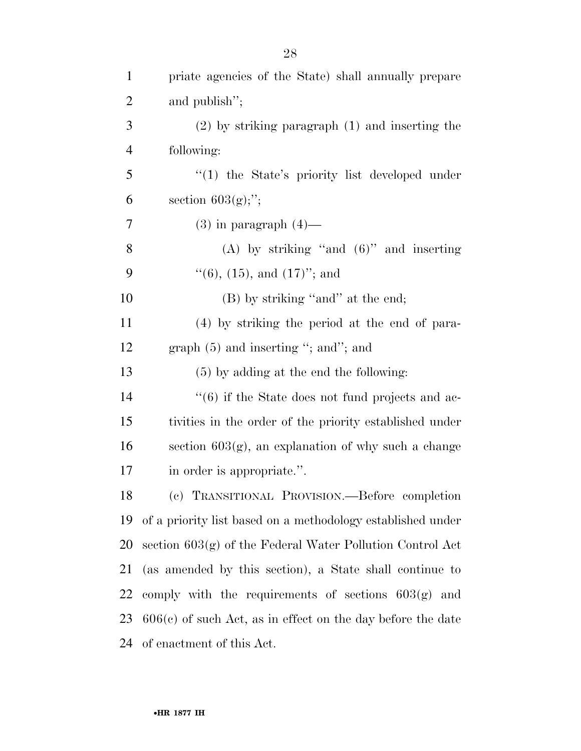priate agencies of the State) shall annually prepare and publish'';

(2) by striking paragraph (1) and inserting the following:

''(1) the State's priority list developed under section 603(g);'';

(3) in paragraph (4)—

(A) by striking ''and (6)'' and inserting ''(6), (15), and (17)''; and

(B) by striking ''and'' at the end;

(4) by striking the period at the end of paragraph (5) and inserting ''; and''; and

(5) by adding at the end the following:

''(6) if the State does not fund projects and activities in the order of the priority established under section 603(g), an explanation of why such a change in order is appropriate.''.

(c) TRANSITIONAL PROVISION.—Before completion of a priority list based on a methodology established under section 603(g) of the Federal Water Pollution Control Act (as amended by this section), a State shall continue to comply with the requirements of sections 603(g) and 606(c) of such Act, as in effect on the day before the date of enactment of this Act.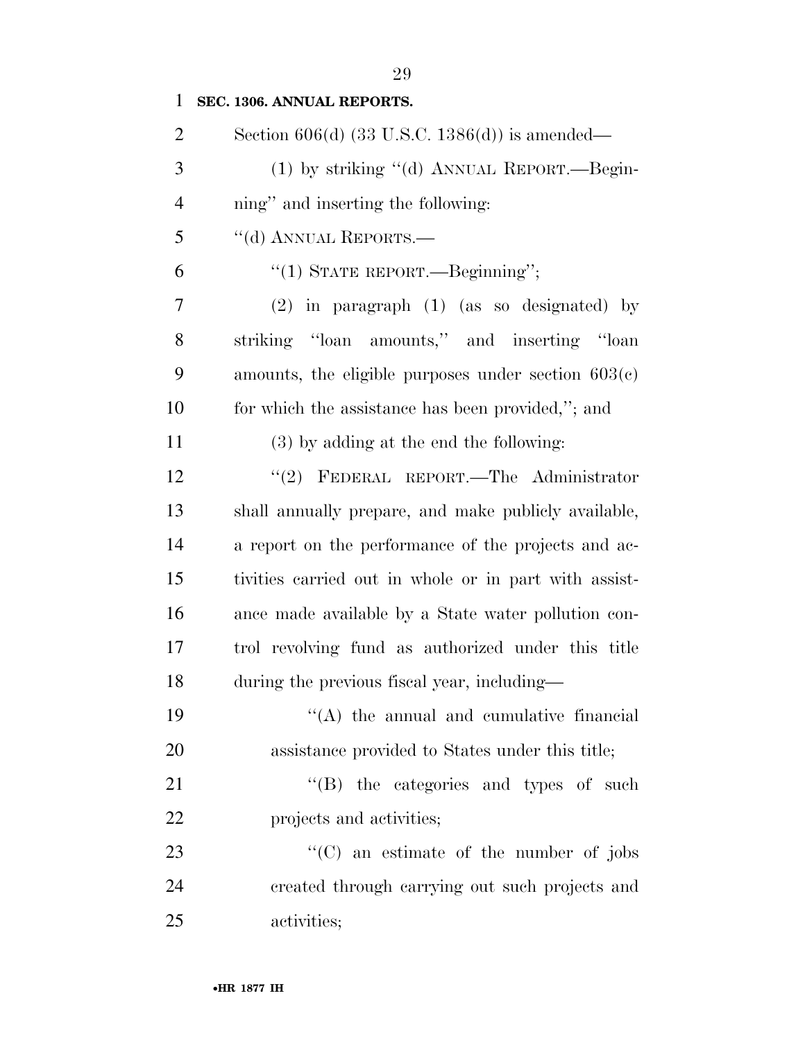**SEC. 1306. ANNUAL REPORTS.**

Section 606(d) (33 U.S.C. 1386(d)) is amended—

(1) by striking ''(d) ANNUAL REPORT.—Beginning'' and inserting the following:

''(d) ANNUAL REPORTS.—

''(1) STATE REPORT.—Beginning'';

(2) in paragraph (1) (as so designated) by striking ''loan amounts,'' and inserting ''loan amounts, the eligible purposes under section 603(c) for which the assistance has been provided,''; and

(3) by adding at the end the following:

''(2) FEDERAL REPORT.—The Administrator shall annually prepare, and make publicly available, a report on the performance of the projects and activities carried out in whole or in part with assistance made available by a State water pollution control revolving fund as authorized under this title during the previous fiscal year, including—

''(A) the annual and cumulative financial assistance provided to States under this title;

''(B) the categories and types of such projects and activities;

''(C) an estimate of the number of jobs created through carrying out such projects and activities;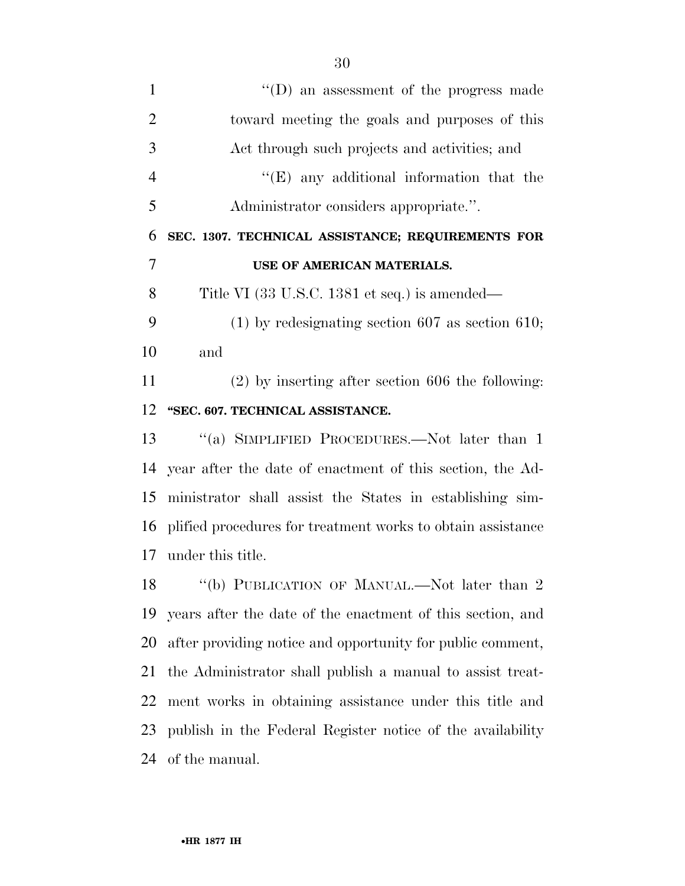''(D) an assessment of the progress made toward meeting the goals and purposes of this Act through such projects and activities; and

''(E) any additional information that the Administrator considers appropriate.''.

**SEC. 1307. TECHNICAL ASSISTANCE; REQUIREMENTS FOR USE OF AMERICAN MATERIALS.**

Title VI (33 U.S.C. 1381 et seq.) is amended—

(1) by redesignating section 607 as section 610; and

(2) by inserting after section 606 the following:

**''SEC. 607. TECHNICAL ASSISTANCE.**

''(a) SIMPLIFIED PROCEDURES.—Not later than 1 year after the date of enactment of this section, the Administrator shall assist the States in establishing simplified procedures for treatment works to obtain assistance under this title.

''(b) PUBLICATION OF MANUAL.—Not later than 2 years after the date of the enactment of this section, and after providing notice and opportunity for public comment, the Administrator shall publish a manual to assist treatment works in obtaining assistance under this title and publish in the Federal Register notice of the availability of the manual.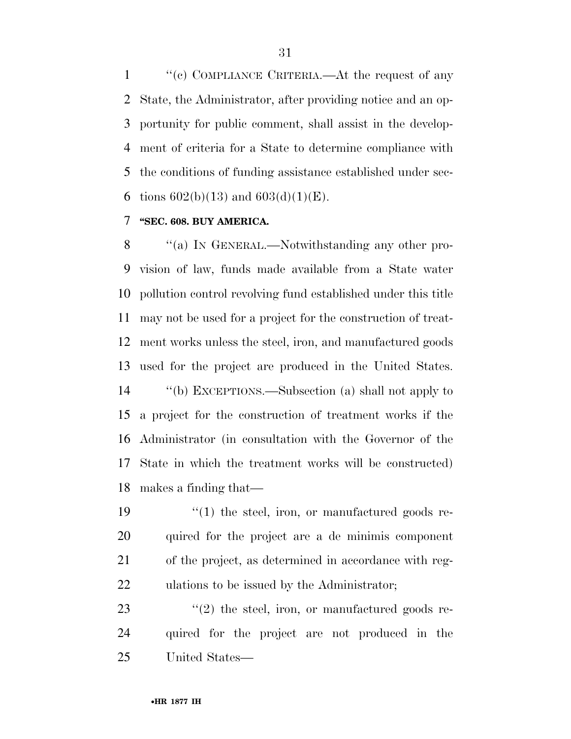"(c) COMPLIANCE CRITERIA.—At the request of any State, the Administrator, after providing notice and an opportunity for public comment, shall assist in the development of criteria for a State to determine compliance with the conditions of funding assistance established under sections 602(b)(13) and 603(d)(1)(E).

**"SEC. 608. BUY AMERICA.**

"(a) IN GENERAL.—Notwithstanding any other provision of law, funds made available from a State water pollution control revolving fund established under this title may not be used for a project for the construction of treatment works unless the steel, iron, and manufactured goods used for the project are produced in the United States.

"(b) EXCEPTIONS.—Subsection (a) shall not apply to a project for the construction of treatment works if the Administrator (in consultation with the Governor of the State in which the treatment works will be constructed) makes a finding that—

"(1) the steel, iron, or manufactured goods required for the project are a de minimis component of the project, as determined in accordance with regulations to be issued by the Administrator;

"(2) the steel, iron, or manufactured goods required for the project are not produced in the United States—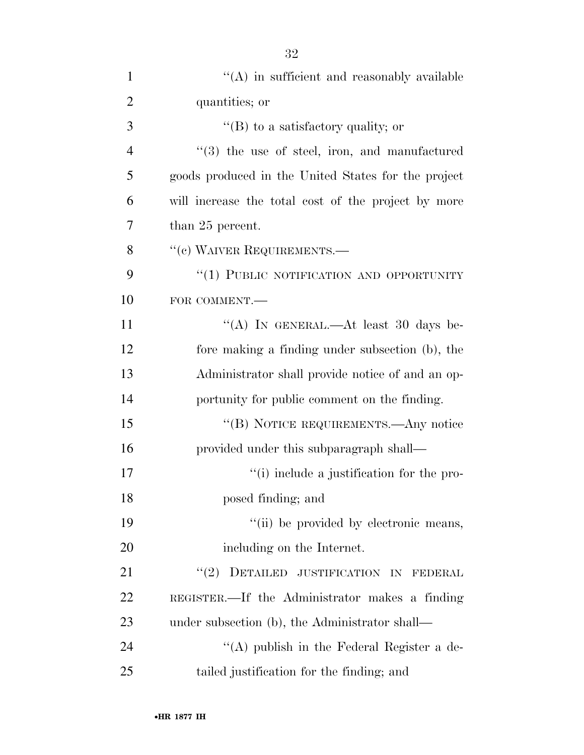"(A) in sufficient and reasonably available quantities; or

"(B) to a satisfactory quality; or

"(3) the use of steel, iron, and manufactured goods produced in the United States for the project will increase the total cost of the project by more than 25 percent.

"(c) WAIVER REQUIREMENTS.—

"(1) PUBLIC NOTIFICATION AND OPPORTUNITY FOR COMMENT.—

"(A) IN GENERAL.—At least 30 days before making a finding under subsection (b), the Administrator shall provide notice of and an opportunity for public comment on the finding.

"(B) NOTICE REQUIREMENTS.—Any notice provided under this subparagraph shall—

"(i) include a justification for the proposed finding; and

"(ii) be provided by electronic means, including on the Internet.

"(2) DETAILED JUSTIFICATION IN FEDERAL REGISTER.—If the Administrator makes a finding under subsection (b), the Administrator shall—

"(A) publish in the Federal Register a detailed justification for the finding; and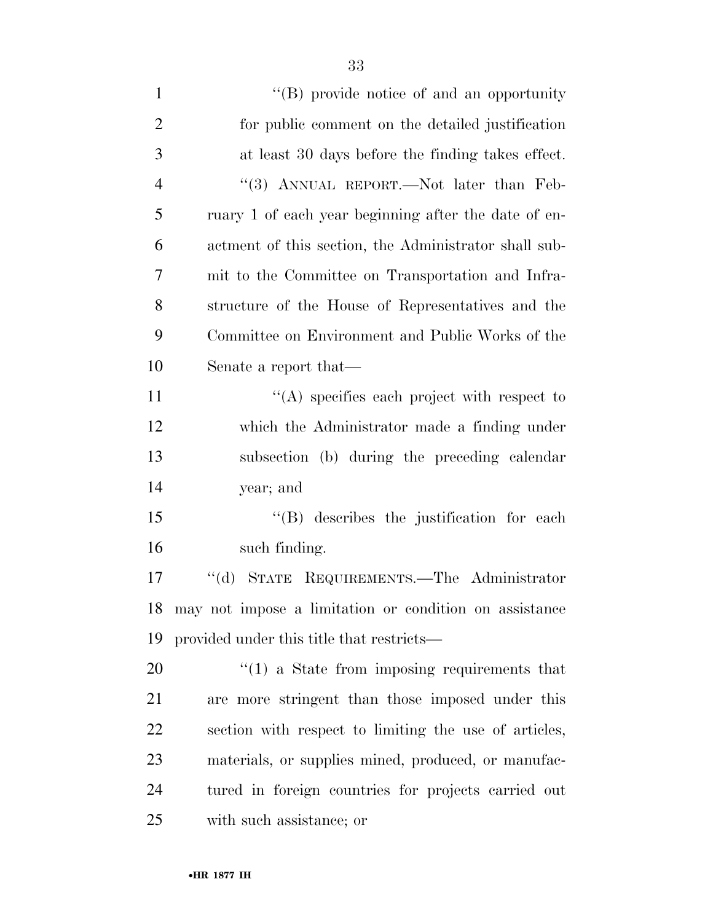"(B) provide notice of and an opportunity for public comment on the detailed justification at least 30 days before the finding takes effect.

"(3) ANNUAL REPORT.—Not later than February 1 of each year beginning after the date of enactment of this section, the Administrator shall submit to the Committee on Transportation and Infrastructure of the House of Representatives and the Committee on Environment and Public Works of the Senate a report that—

"(A) specifies each project with respect to which the Administrator made a finding under subsection (b) during the preceding calendar year; and

"(B) describes the justification for each such finding.

"(d) STATE REQUIREMENTS.—The Administrator may not impose a limitation or condition on assistance provided under this title that restricts—

"(1) a State from imposing requirements that are more stringent than those imposed under this section with respect to limiting the use of articles, materials, or supplies mined, produced, or manufactured in foreign countries for projects carried out with such assistance; or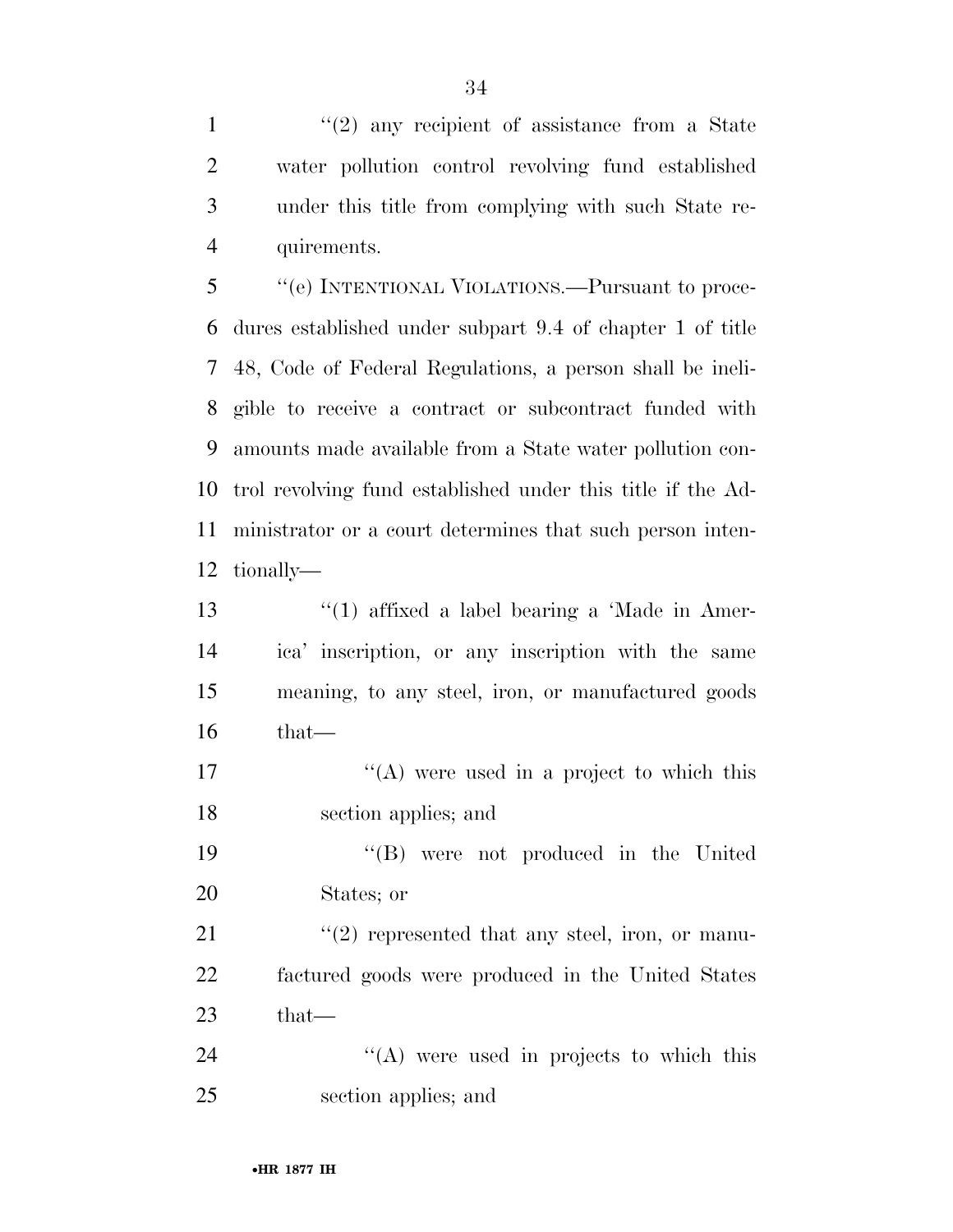"(2) any recipient of assistance from a State water pollution control revolving fund established under this title from complying with such State requirements.

"(e) INTENTIONAL VIOLATIONS.—Pursuant to procedures established under subpart 9.4 of chapter 1 of title 48, Code of Federal Regulations, a person shall be ineligible to receive a contract or subcontract funded with amounts made available from a State water pollution control revolving fund established under this title if the Administrator or a court determines that such person intentionally—

"(1) affixed a label bearing a 'Made in America' inscription, or any inscription with the same meaning, to any steel, iron, or manufactured goods that—

"(A) were used in a project to which this section applies; and

"(B) were not produced in the United States; or

"(2) represented that any steel, iron, or manufactured goods were produced in the United States that—

"(A) were used in projects to which this section applies; and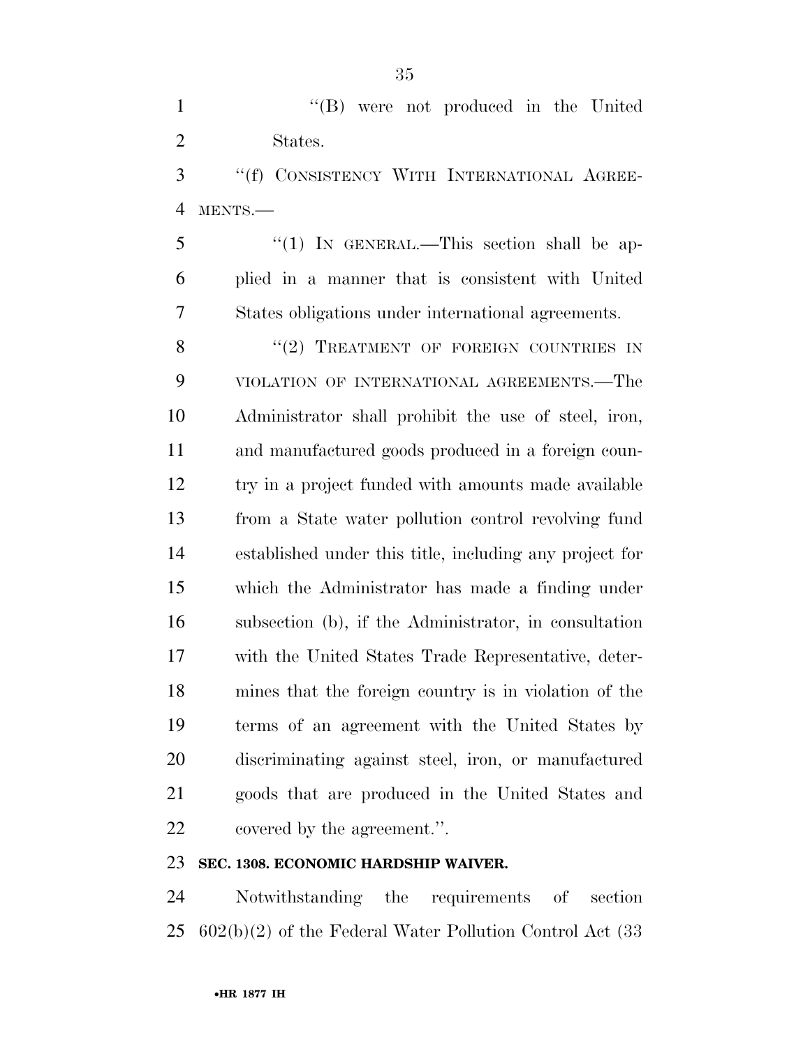''(B) were not produced in the United States.

''(f) CONSISTENCY WITH INTERNATIONAL AGREEMENTS.—

''(1) IN GENERAL.—This section shall be applied in a manner that is consistent with United States obligations under international agreements.

''(2) TREATMENT OF FOREIGN COUNTRIES IN VIOLATION OF INTERNATIONAL AGREEMENTS.—The Administrator shall prohibit the use of steel, iron, and manufactured goods produced in a foreign country in a project funded with amounts made available from a State water pollution control revolving fund established under this title, including any project for which the Administrator has made a finding under subsection (b), if the Administrator, in consultation with the United States Trade Representative, determines that the foreign country is in violation of the terms of an agreement with the United States by discriminating against steel, iron, or manufactured goods that are produced in the United States and covered by the agreement.''.

**SEC. 1308. ECONOMIC HARDSHIP WAIVER.**

Notwithstanding the requirements of section 602(b)(2) of the Federal Water Pollution Control Act (33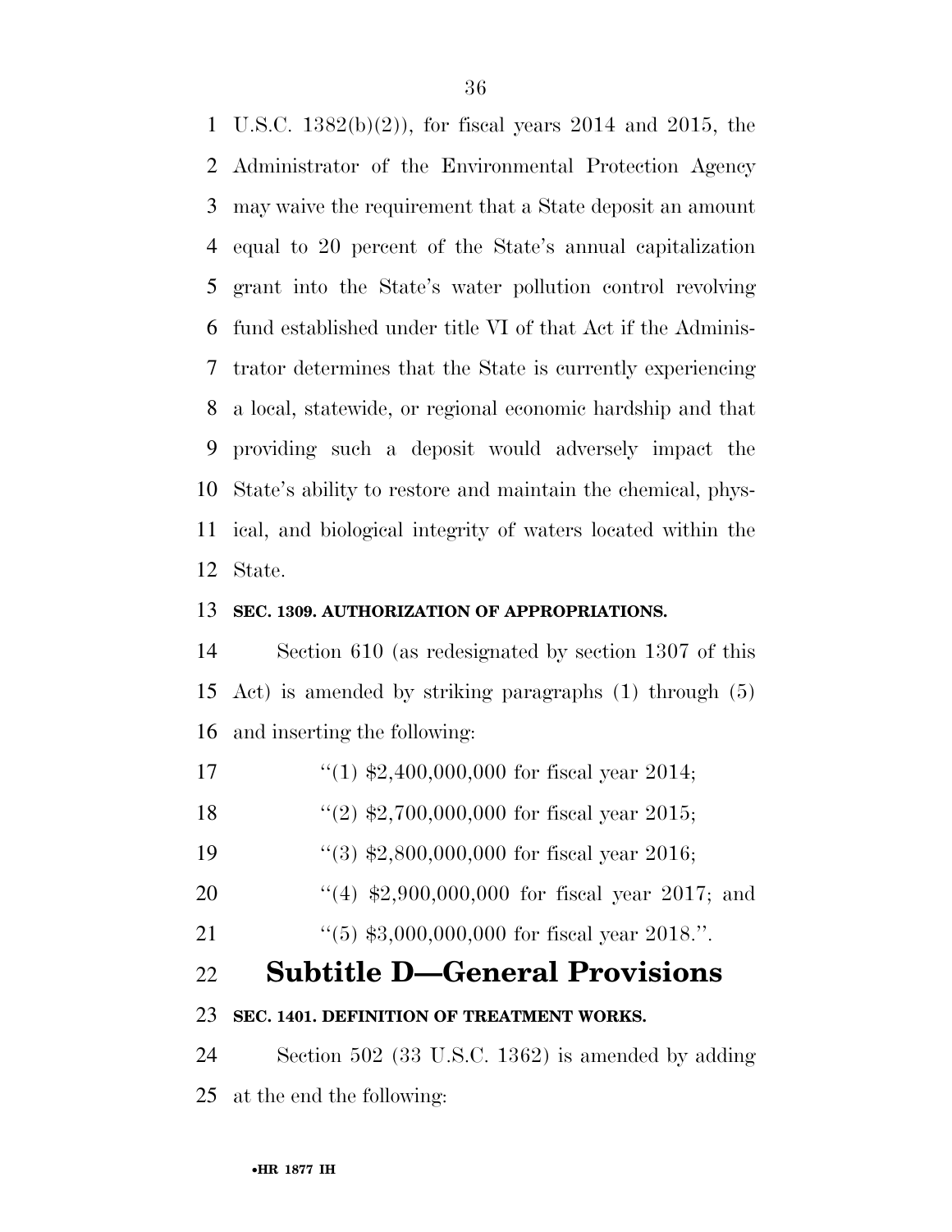U.S.C. 1382(b)(2)), for fiscal years 2014 and 2015, the Administrator of the Environmental Protection Agency may waive the requirement that a State deposit an amount equal to 20 percent of the State's annual capitalization grant into the State's water pollution control revolving fund established under title VI of that Act if the Administrator determines that the State is currently experiencing a local, statewide, or regional economic hardship and that providing such a deposit would adversely impact the State's ability to restore and maintain the chemical, physical, and biological integrity of waters located within the State.

**SEC. 1309. AUTHORIZATION OF APPROPRIATIONS.**

Section 610 (as redesignated by section 1307 of this Act) is amended by striking paragraphs (1) through (5) and inserting the following:

"(1) $2,400,000,000 for fiscal year 2014;

"(2) $2,700,000,000 for fiscal year 2015;

"(3) $2,800,000,000 for fiscal year 2016;

"(4) $2,900,000,000 for fiscal year 2017; and

"(5) $3,000,000,000 for fiscal year 2018.".

# Subtitle D—General Provisions

**SEC. 1401. DEFINITION OF TREATMENT WORKS.**

Section 502 (33 U.S.C. 1362) is amended by adding at the end the following: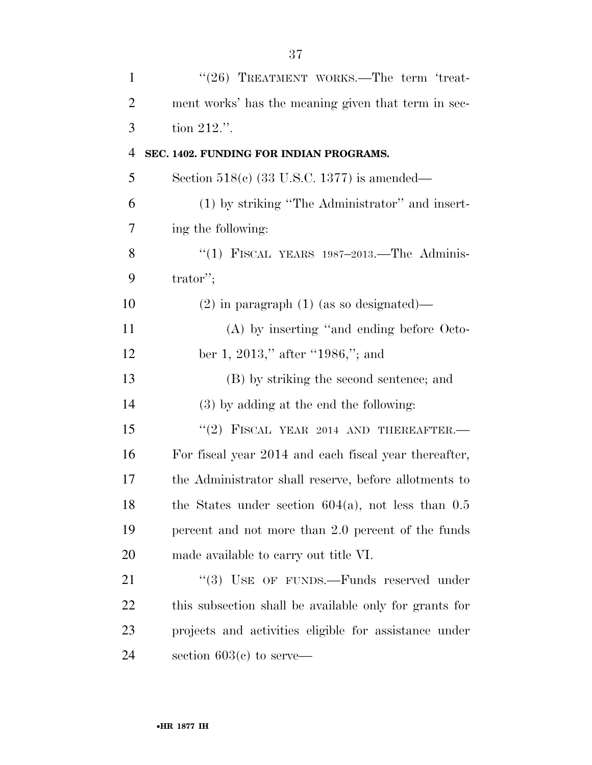"(26) TREATMENT WORKS.—The term 'treatment works' has the meaning given that term in section 212.".

**SEC. 1402. FUNDING FOR INDIAN PROGRAMS.**

Section 518(c) (33 U.S.C. 1377) is amended—

(1) by striking "The Administrator" and inserting the following:

"(1) FISCAL YEARS 1987–2013.—The Administrator";

(2) in paragraph (1) (as so designated)—

(A) by inserting "and ending before October 1, 2013," after "1986,"; and

(B) by striking the second sentence; and

(3) by adding at the end the following:

"(2) FISCAL YEAR 2014 AND THEREAFTER.—For fiscal year 2014 and each fiscal year thereafter, the Administrator shall reserve, before allotments to the States under section 604(a), not less than 0.5 percent and not more than 2.0 percent of the funds made available to carry out title VI.

"(3) USE OF FUNDS.—Funds reserved under this subsection shall be available only for grants for projects and activities eligible for assistance under section 603(c) to serve—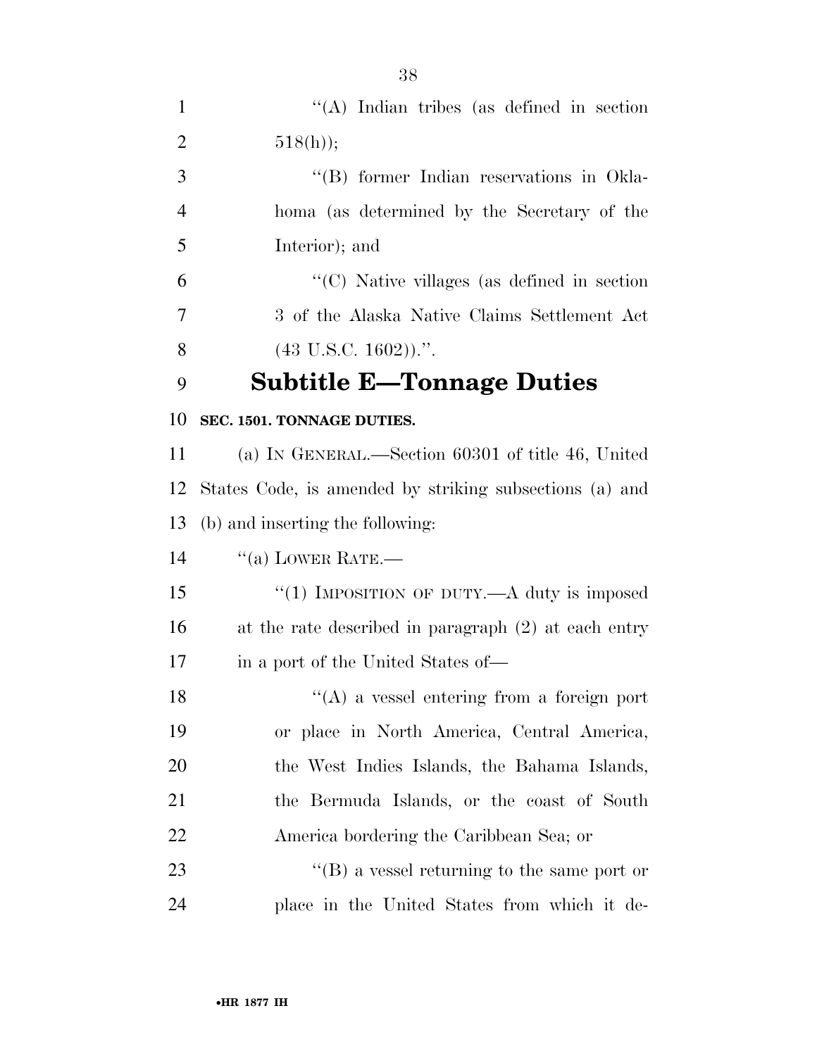"(A) Indian tribes (as defined in section 518(h));

"(B) former Indian reservations in Oklahoma (as determined by the Secretary of the Interior); and

"(C) Native villages (as defined in section 3 of the Alaska Native Claims Settlement Act (43 U.S.C. 1602)).".

## Subtitle E—Tonnage Duties

**SEC. 1501. TONNAGE DUTIES.**

(a) IN GENERAL.—Section 60301 of title 46, United States Code, is amended by striking subsections (a) and (b) and inserting the following:

"(a) LOWER RATE.—

"(1) IMPOSITION OF DUTY.—A duty is imposed at the rate described in paragraph (2) at each entry in a port of the United States of—

"(A) a vessel entering from a foreign port or place in North America, Central America, the West Indies Islands, the Bahama Islands, the Bermuda Islands, or the coast of South America bordering the Caribbean Sea; or

"(B) a vessel returning to the same port or place in the United States from which it de-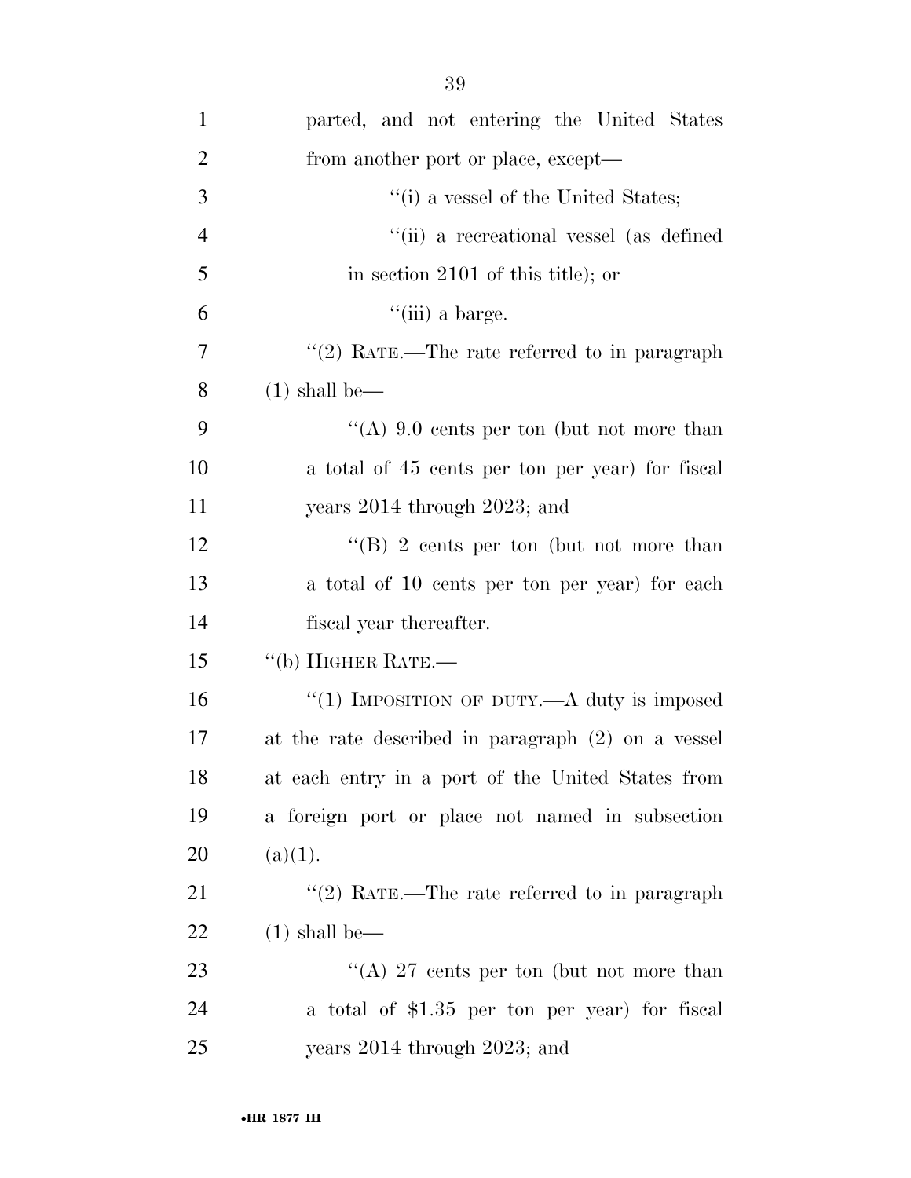parted, and not entering the United States from another port or place, except—

''(i) a vessel of the United States;

''(ii) a recreational vessel (as defined in section 2101 of this title); or

''(iii) a barge.

''(2) RATE.—The rate referred to in paragraph (1) shall be—

''(A) 9.0 cents per ton (but not more than a total of 45 cents per ton per year) for fiscal years 2014 through 2023; and

''(B) 2 cents per ton (but not more than a total of 10 cents per ton per year) for each fiscal year thereafter.

''(b) HIGHER RATE.—

''(1) IMPOSITION OF DUTY.—A duty is imposed at the rate described in paragraph (2) on a vessel at each entry in a port of the United States from a foreign port or place not named in subsection (a)(1).

''(2) RATE.—The rate referred to in paragraph (1) shall be—

''(A) 27 cents per ton (but not more than a total of $1.35 per ton per year) for fiscal years 2014 through 2023; and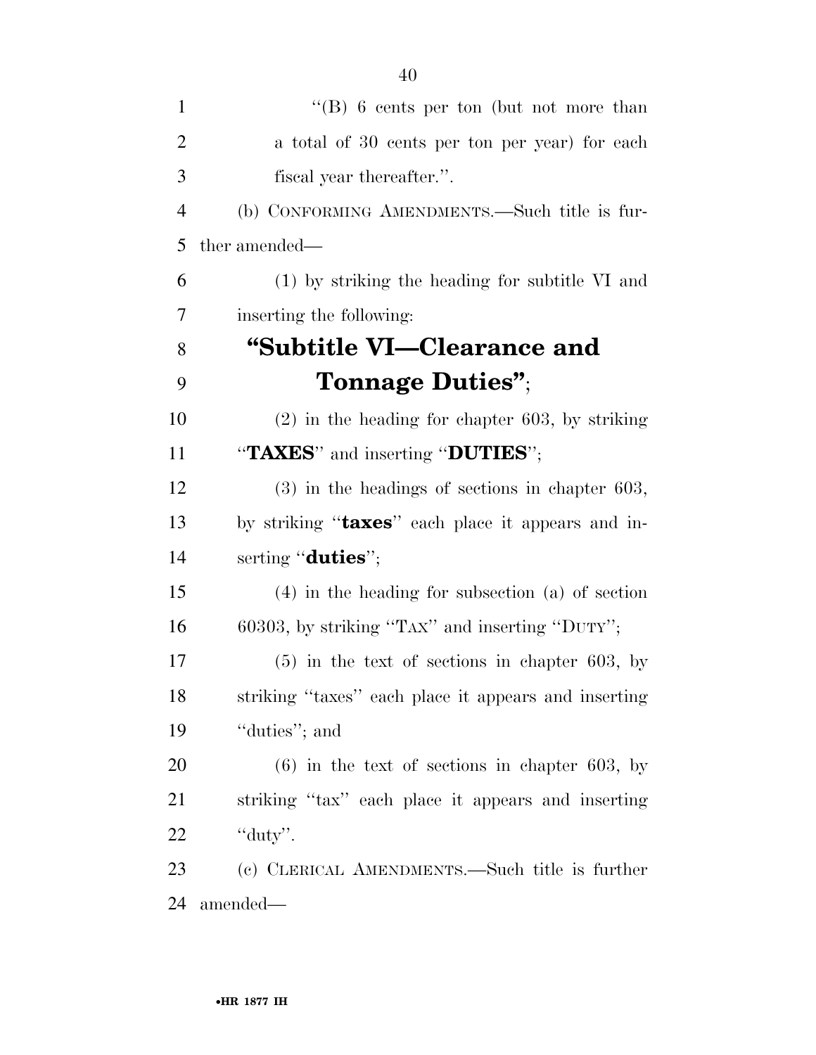"(B) 6 cents per ton (but not more than a total of 30 cents per ton per year) for each fiscal year thereafter.".

(b) CONFORMING AMENDMENTS.—Such title is further amended—

(1) by striking the heading for subtitle VI and inserting the following:

## "Subtitle VI—Clearance and Tonnage Duties";

(2) in the heading for chapter 603, by striking "**TAXES**" and inserting "**DUTIES**";

(3) in the headings of sections in chapter 603, by striking "**taxes**" each place it appears and inserting "**duties**";

(4) in the heading for subsection (a) of section 60303, by striking "TAX" and inserting "DUTY";

(5) in the text of sections in chapter 603, by striking "taxes" each place it appears and inserting "duties"; and

(6) in the text of sections in chapter 603, by striking "tax" each place it appears and inserting "duty".

(c) CLERICAL AMENDMENTS.—Such title is further amended—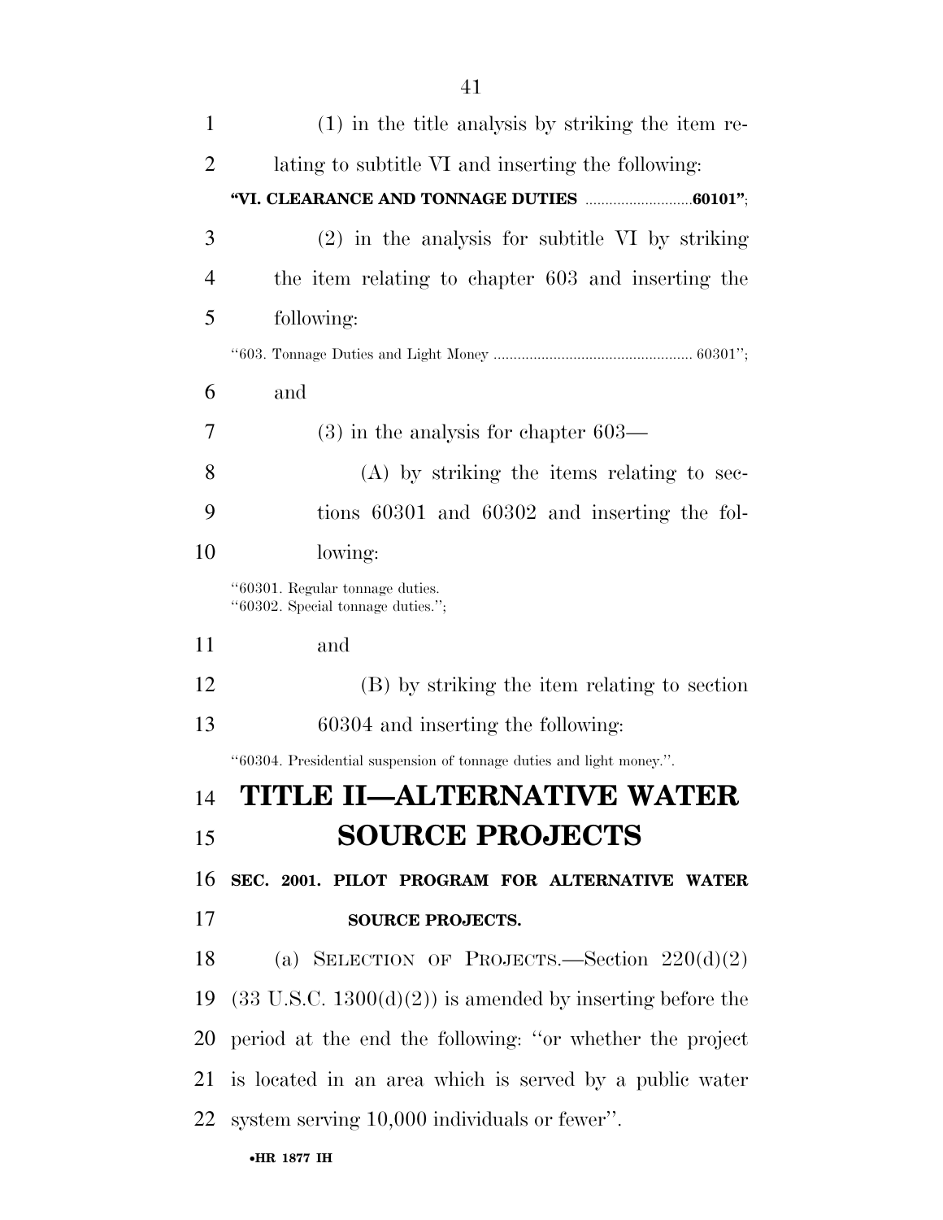(1) in the title analysis by striking the item relating to subtitle VI and inserting the following:

**"VI. CLEARANCE AND TONNAGE DUTIES ..........................60101"**;

(2) in the analysis for subtitle VI by striking the item relating to chapter 603 and inserting the following:

"603. Tonnage Duties and Light Money .................................................. 60301";

and

(3) in the analysis for chapter 603—

(A) by striking the items relating to sections 60301 and 60302 and inserting the following:

"60301. Regular tonnage duties.
"60302. Special tonnage duties.";

and

(B) by striking the item relating to section 60304 and inserting the following:

"60304. Presidential suspension of tonnage duties and light money.".

# TITLE II—ALTERNATIVE WATER SOURCE PROJECTS

### SEC. 2001. PILOT PROGRAM FOR ALTERNATIVE WATER SOURCE PROJECTS.

(a) SELECTION OF PROJECTS.—Section 220(d)(2) (33 U.S.C. 1300(d)(2)) is amended by inserting before the period at the end the following: "or whether the project is located in an area which is served by a public water system serving 10,000 individuals or fewer".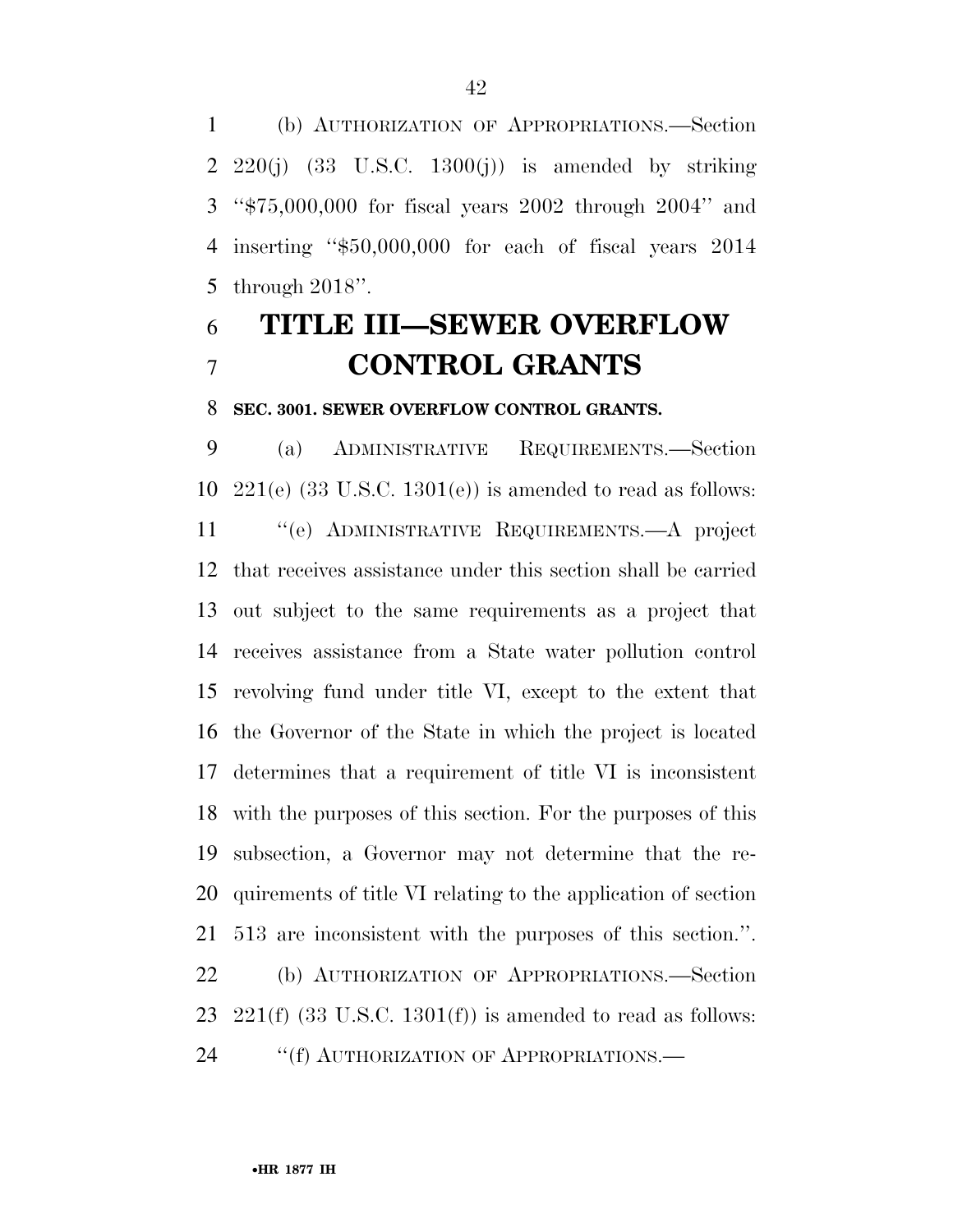(b) AUTHORIZATION OF APPROPRIATIONS.—Section 220(j) (33 U.S.C. 1300(j)) is amended by striking ''$75,000,000 for fiscal years 2002 through 2004'' and inserting ''$50,000,000 for each of fiscal years 2014 through 2018''.

# TITLE III—SEWER OVERFLOW CONTROL GRANTS

**SEC. 3001. SEWER OVERFLOW CONTROL GRANTS.**

(a) ADMINISTRATIVE REQUIREMENTS.—Section 221(e) (33 U.S.C. 1301(e)) is amended to read as follows:

''(e) ADMINISTRATIVE REQUIREMENTS.—A project that receives assistance under this section shall be carried out subject to the same requirements as a project that receives assistance from a State water pollution control revolving fund under title VI, except to the extent that the Governor of the State in which the project is located determines that a requirement of title VI is inconsistent with the purposes of this section. For the purposes of this subsection, a Governor may not determine that the requirements of title VI relating to the application of section 513 are inconsistent with the purposes of this section.''.

(b) AUTHORIZATION OF APPROPRIATIONS.—Section 221(f) (33 U.S.C. 1301(f)) is amended to read as follows:

''(f) AUTHORIZATION OF APPROPRIATIONS.—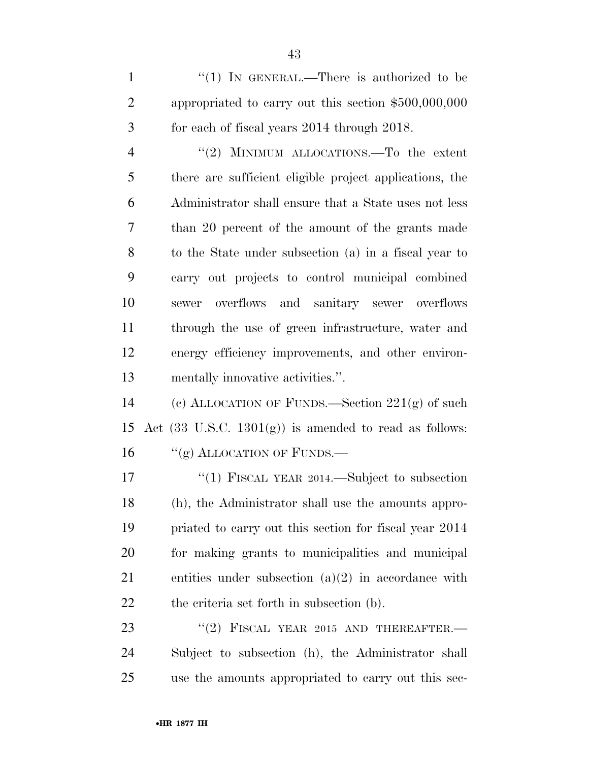"(1) IN GENERAL.—There is authorized to be appropriated to carry out this section $500,000,000 for each of fiscal years 2014 through 2018.

"(2) MINIMUM ALLOCATIONS.—To the extent there are sufficient eligible project applications, the Administrator shall ensure that a State uses not less than 20 percent of the amount of the grants made to the State under subsection (a) in a fiscal year to carry out projects to control municipal combined sewer overflows and sanitary sewer overflows through the use of green infrastructure, water and energy efficiency improvements, and other environmentally innovative activities.".

(c) ALLOCATION OF FUNDS.—Section 221(g) of such Act (33 U.S.C. 1301(g)) is amended to read as follows:

"(g) ALLOCATION OF FUNDS.—

"(1) FISCAL YEAR 2014.—Subject to subsection (h), the Administrator shall use the amounts appropriated to carry out this section for fiscal year 2014 for making grants to municipalities and municipal entities under subsection (a)(2) in accordance with the criteria set forth in subsection (b).

"(2) FISCAL YEAR 2015 AND THEREAFTER.—Subject to subsection (h), the Administrator shall use the amounts appropriated to carry out this sec-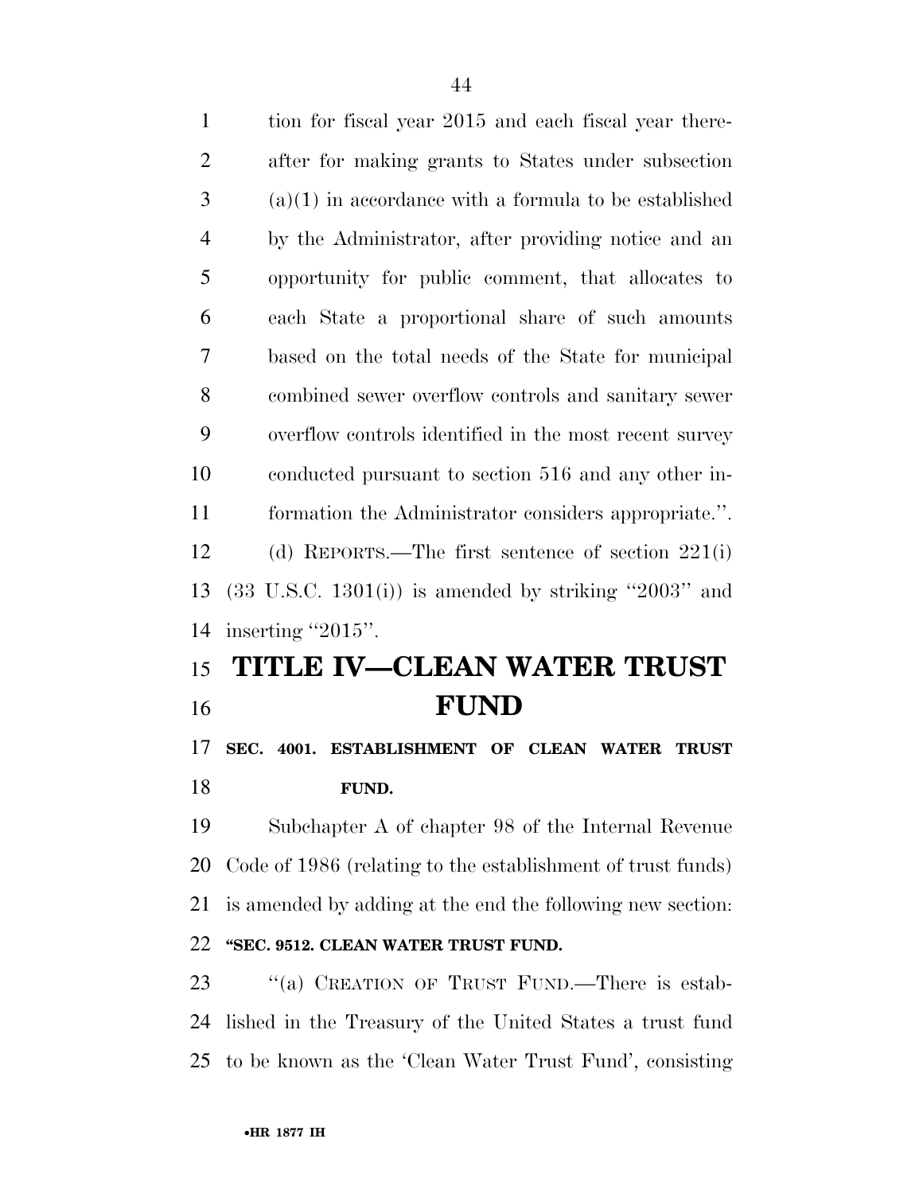tion for fiscal year 2015 and each fiscal year thereafter for making grants to States under subsection (a)(1) in accordance with a formula to be established by the Administrator, after providing notice and an opportunity for public comment, that allocates to each State a proportional share of such amounts based on the total needs of the State for municipal combined sewer overflow controls and sanitary sewer overflow controls identified in the most recent survey conducted pursuant to section 516 and any other information the Administrator considers appropriate.''.

(d) REPORTS.—The first sentence of section 221(i) (33 U.S.C. 1301(i)) is amended by striking ''2003'' and inserting ''2015''.

# TITLE IV—CLEAN WATER TRUST FUND

### SEC. 4001. ESTABLISHMENT OF CLEAN WATER TRUST FUND.

Subchapter A of chapter 98 of the Internal Revenue Code of 1986 (relating to the establishment of trust funds) is amended by adding at the end the following new section:

**''SEC. 9512. CLEAN WATER TRUST FUND.**

''(a) CREATION OF TRUST FUND.—There is established in the Treasury of the United States a trust fund to be known as the 'Clean Water Trust Fund', consisting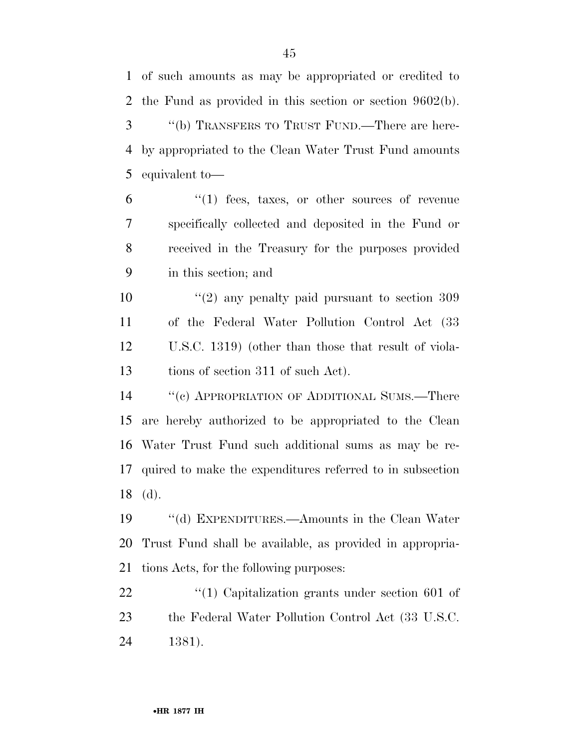of such amounts as may be appropriated or credited to the Fund as provided in this section or section 9602(b).

"(b) TRANSFERS TO TRUST FUND.—There are hereby appropriated to the Clean Water Trust Fund amounts equivalent to—

"(1) fees, taxes, or other sources of revenue specifically collected and deposited in the Fund or received in the Treasury for the purposes provided in this section; and

"(2) any penalty paid pursuant to section 309 of the Federal Water Pollution Control Act (33 U.S.C. 1319) (other than those that result of violations of section 311 of such Act).

"(c) APPROPRIATION OF ADDITIONAL SUMS.—There are hereby authorized to be appropriated to the Clean Water Trust Fund such additional sums as may be required to make the expenditures referred to in subsection (d).

"(d) EXPENDITURES.—Amounts in the Clean Water Trust Fund shall be available, as provided in appropriations Acts, for the following purposes:

"(1) Capitalization grants under section 601 of the Federal Water Pollution Control Act (33 U.S.C. 1381).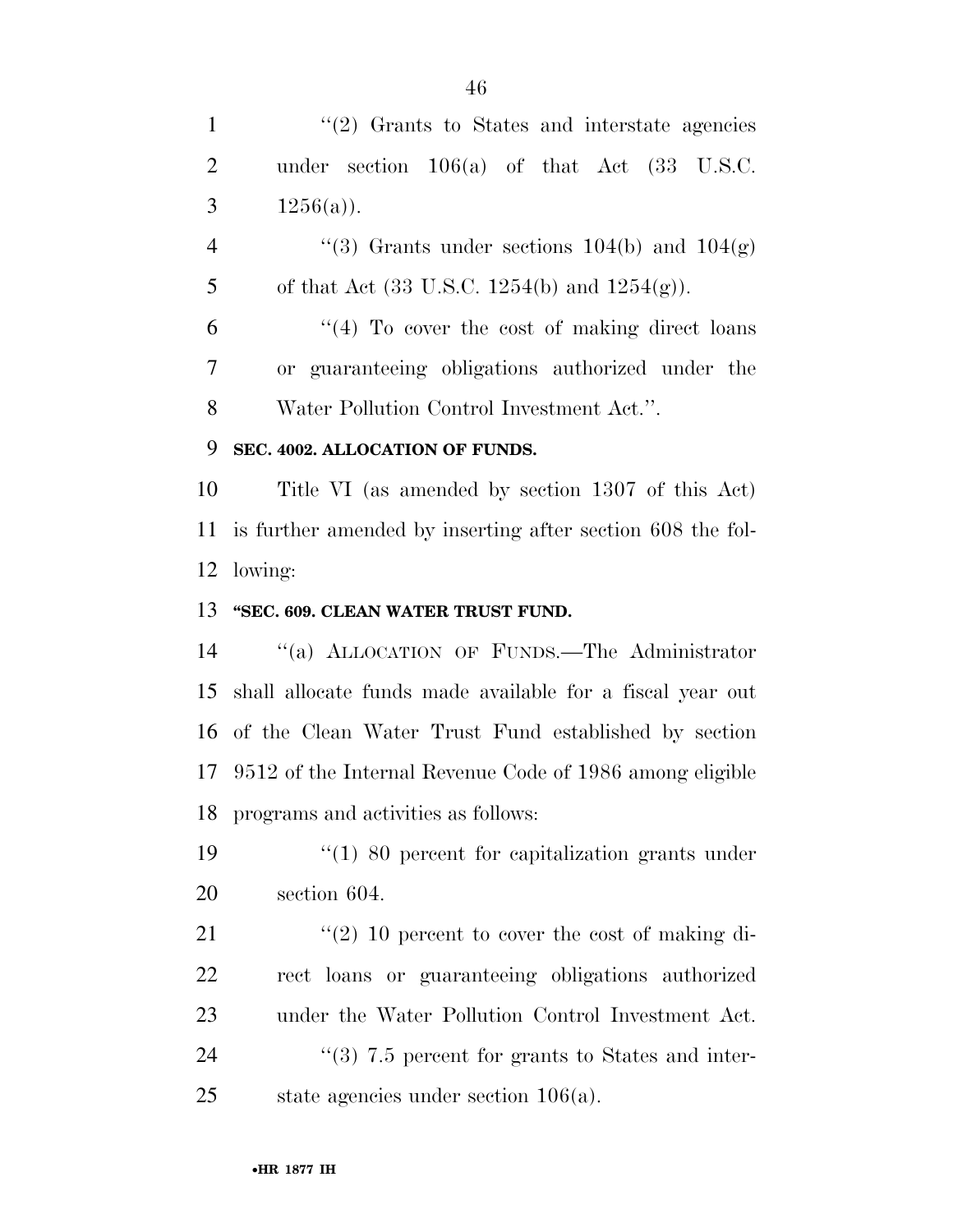''(2) Grants to States and interstate agencies under section 106(a) of that Act (33 U.S.C. 1256(a)).

''(3) Grants under sections 104(b) and 104(g) of that Act (33 U.S.C. 1254(b) and 1254(g)).

''(4) To cover the cost of making direct loans or guaranteeing obligations authorized under the Water Pollution Control Investment Act.''.

**SEC. 4002. ALLOCATION OF FUNDS.**

Title VI (as amended by section 1307 of this Act) is further amended by inserting after section 608 the following:

**''SEC. 609. CLEAN WATER TRUST FUND.**

''(a) ALLOCATION OF FUNDS.—The Administrator shall allocate funds made available for a fiscal year out of the Clean Water Trust Fund established by section 9512 of the Internal Revenue Code of 1986 among eligible programs and activities as follows:

''(1) 80 percent for capitalization grants under section 604.

''(2) 10 percent to cover the cost of making direct loans or guaranteeing obligations authorized under the Water Pollution Control Investment Act.

''(3) 7.5 percent for grants to States and interstate agencies under section 106(a).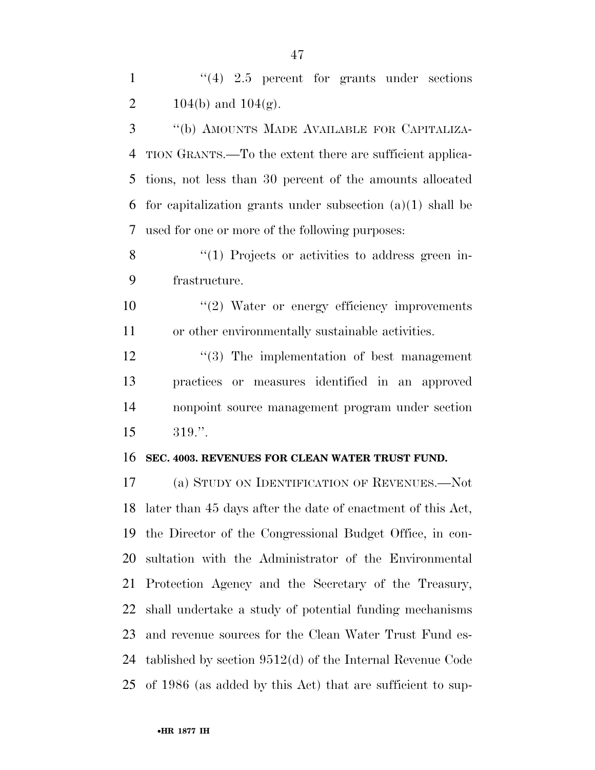''(4) 2.5 percent for grants under sections 104(b) and 104(g).

''(b) AMOUNTS MADE AVAILABLE FOR CAPITALIZATION GRANTS.—To the extent there are sufficient applications, not less than 30 percent of the amounts allocated for capitalization grants under subsection (a)(1) shall be used for one or more of the following purposes:

''(1) Projects or activities to address green infrastructure.

''(2) Water or energy efficiency improvements or other environmentally sustainable activities.

''(3) The implementation of best management practices or measures identified in an approved nonpoint source management program under section 319.''.

**SEC. 4003. REVENUES FOR CLEAN WATER TRUST FUND.**

(a) STUDY ON IDENTIFICATION OF REVENUES.—Not later than 45 days after the date of enactment of this Act, the Director of the Congressional Budget Office, in consultation with the Administrator of the Environmental Protection Agency and the Secretary of the Treasury, shall undertake a study of potential funding mechanisms and revenue sources for the Clean Water Trust Fund established by section 9512(d) of the Internal Revenue Code of 1986 (as added by this Act) that are sufficient to sup-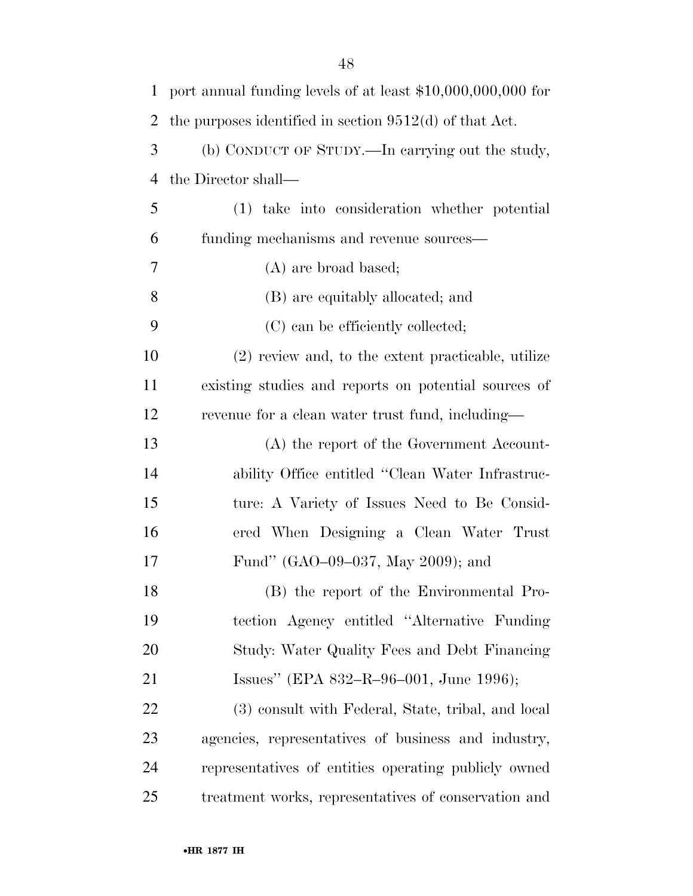port annual funding levels of at least $10,000,000,000 for the purposes identified in section 9512(d) of that Act.

(b) CONDUCT OF STUDY.—In carrying out the study, the Director shall—

(1) take into consideration whether potential funding mechanisms and revenue sources—

(A) are broad based;

(B) are equitably allocated; and

(C) can be efficiently collected;

(2) review and, to the extent practicable, utilize existing studies and reports on potential sources of revenue for a clean water trust fund, including—

(A) the report of the Government Accountability Office entitled "Clean Water Infrastructure: A Variety of Issues Need to Be Considered When Designing a Clean Water Trust Fund" (GAO–09–037, May 2009); and

(B) the report of the Environmental Protection Agency entitled "Alternative Funding Study: Water Quality Fees and Debt Financing Issues" (EPA 832–R–96–001, June 1996);

(3) consult with Federal, State, tribal, and local agencies, representatives of business and industry, representatives of entities operating publicly owned treatment works, representatives of conservation and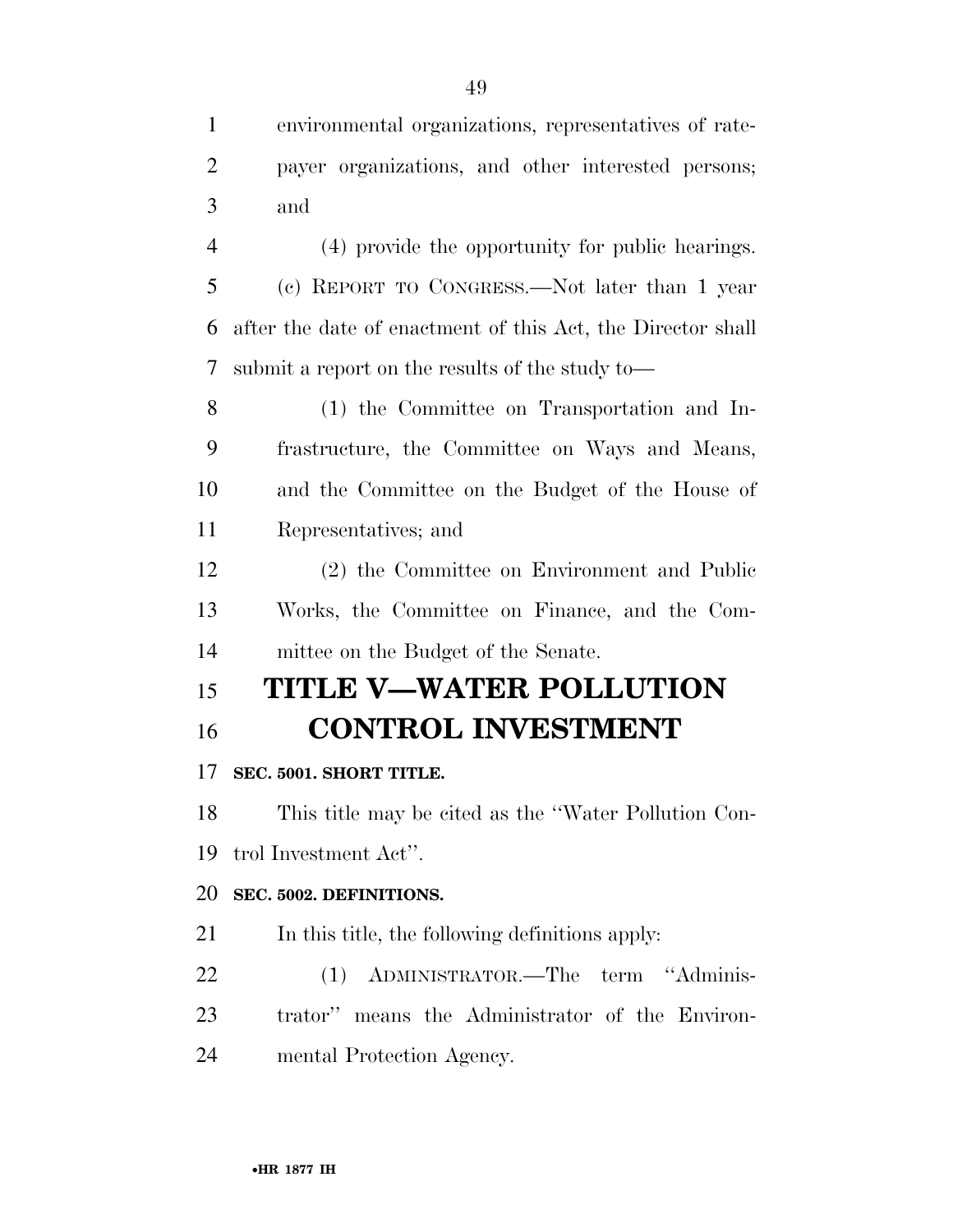environmental organizations, representatives of ratepayer organizations, and other interested persons; and

(4) provide the opportunity for public hearings.

(c) REPORT TO CONGRESS.—Not later than 1 year after the date of enactment of this Act, the Director shall submit a report on the results of the study to—

(1) the Committee on Transportation and Infrastructure, the Committee on Ways and Means, and the Committee on the Budget of the House of Representatives; and

(2) the Committee on Environment and Public Works, the Committee on Finance, and the Committee on the Budget of the Senate.

# TITLE V—WATER POLLUTION CONTROL INVESTMENT

**SEC. 5001. SHORT TITLE.**

This title may be cited as the ''Water Pollution Control Investment Act''.

**SEC. 5002. DEFINITIONS.**

In this title, the following definitions apply:

(1) ADMINISTRATOR.—The term ''Administrator'' means the Administrator of the Environmental Protection Agency.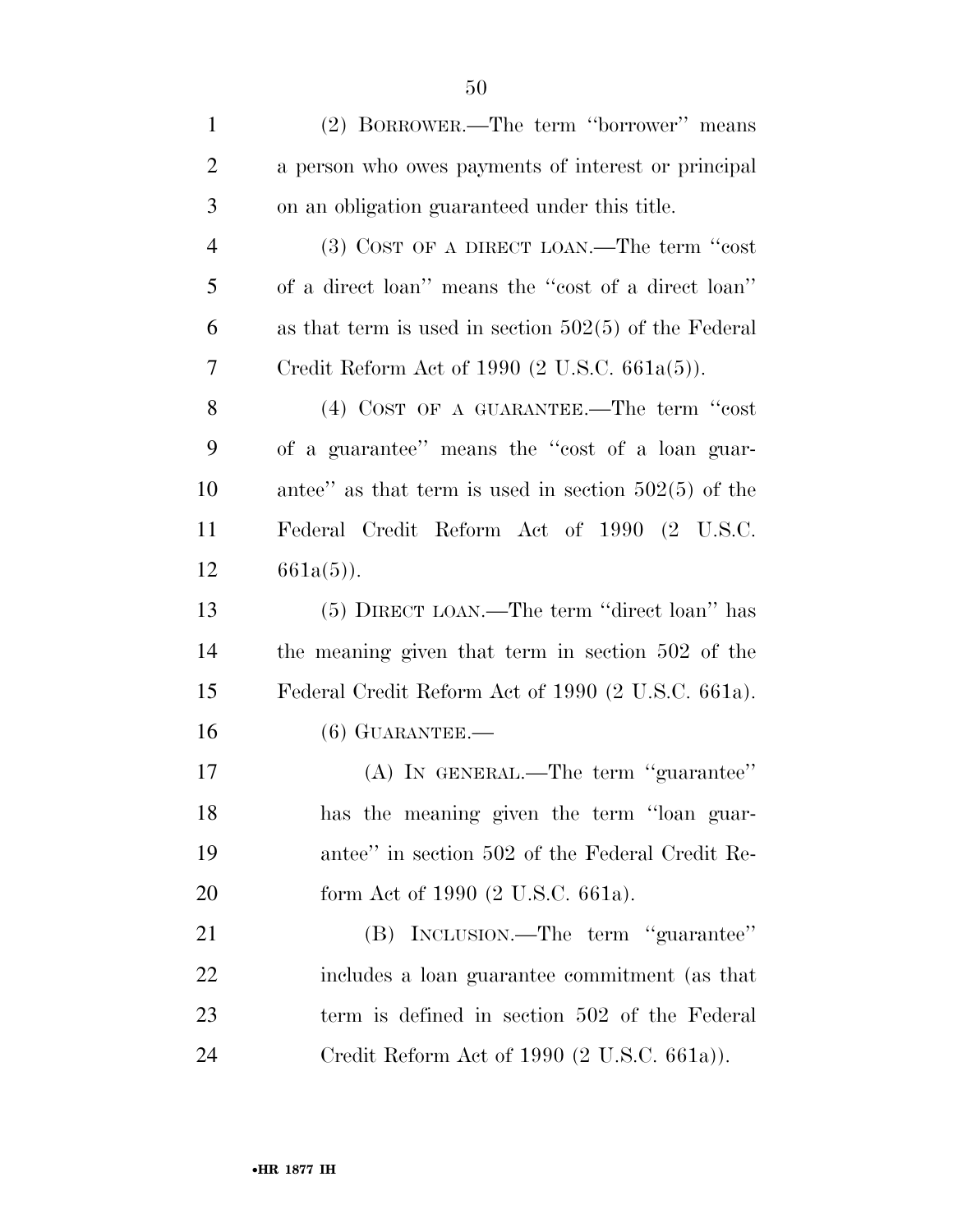(2) BORROWER.—The term ''borrower'' means a person who owes payments of interest or principal on an obligation guaranteed under this title.

(3) COST OF A DIRECT LOAN.—The term ''cost of a direct loan'' means the ''cost of a direct loan'' as that term is used in section 502(5) of the Federal Credit Reform Act of 1990 (2 U.S.C. 661a(5)).

(4) COST OF A GUARANTEE.—The term ''cost of a guarantee'' means the ''cost of a loan guarantee'' as that term is used in section 502(5) of the Federal Credit Reform Act of 1990 (2 U.S.C. 661a(5)).

(5) DIRECT LOAN.—The term ''direct loan'' has the meaning given that term in section 502 of the Federal Credit Reform Act of 1990 (2 U.S.C. 661a).

(6) GUARANTEE.—

(A) IN GENERAL.—The term ''guarantee'' has the meaning given the term ''loan guarantee'' in section 502 of the Federal Credit Reform Act of 1990 (2 U.S.C. 661a).

(B) INCLUSION.—The term ''guarantee'' includes a loan guarantee commitment (as that term is defined in section 502 of the Federal Credit Reform Act of 1990 (2 U.S.C. 661a)).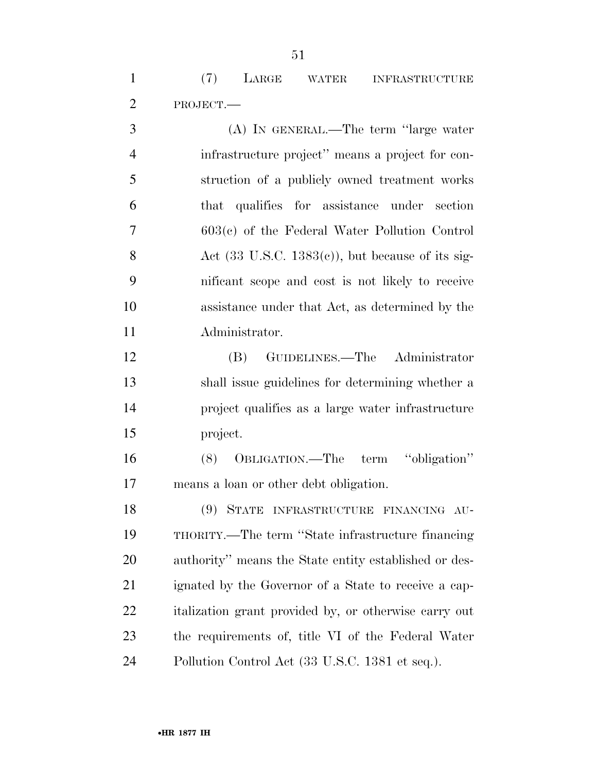(7) LARGE WATER INFRASTRUCTURE PROJECT.—

(A) IN GENERAL.—The term ''large water infrastructure project'' means a project for construction of a publicly owned treatment works that qualifies for assistance under section 603(c) of the Federal Water Pollution Control Act (33 U.S.C. 1383(c)), but because of its significant scope and cost is not likely to receive assistance under that Act, as determined by the Administrator.

(B) GUIDELINES.—The Administrator shall issue guidelines for determining whether a project qualifies as a large water infrastructure project.

(8) OBLIGATION.—The term ''obligation'' means a loan or other debt obligation.

(9) STATE INFRASTRUCTURE FINANCING AUTHORITY.—The term ''State infrastructure financing authority'' means the State entity established or designated by the Governor of a State to receive a capitalization grant provided by, or otherwise carry out the requirements of, title VI of the Federal Water Pollution Control Act (33 U.S.C. 1381 et seq.).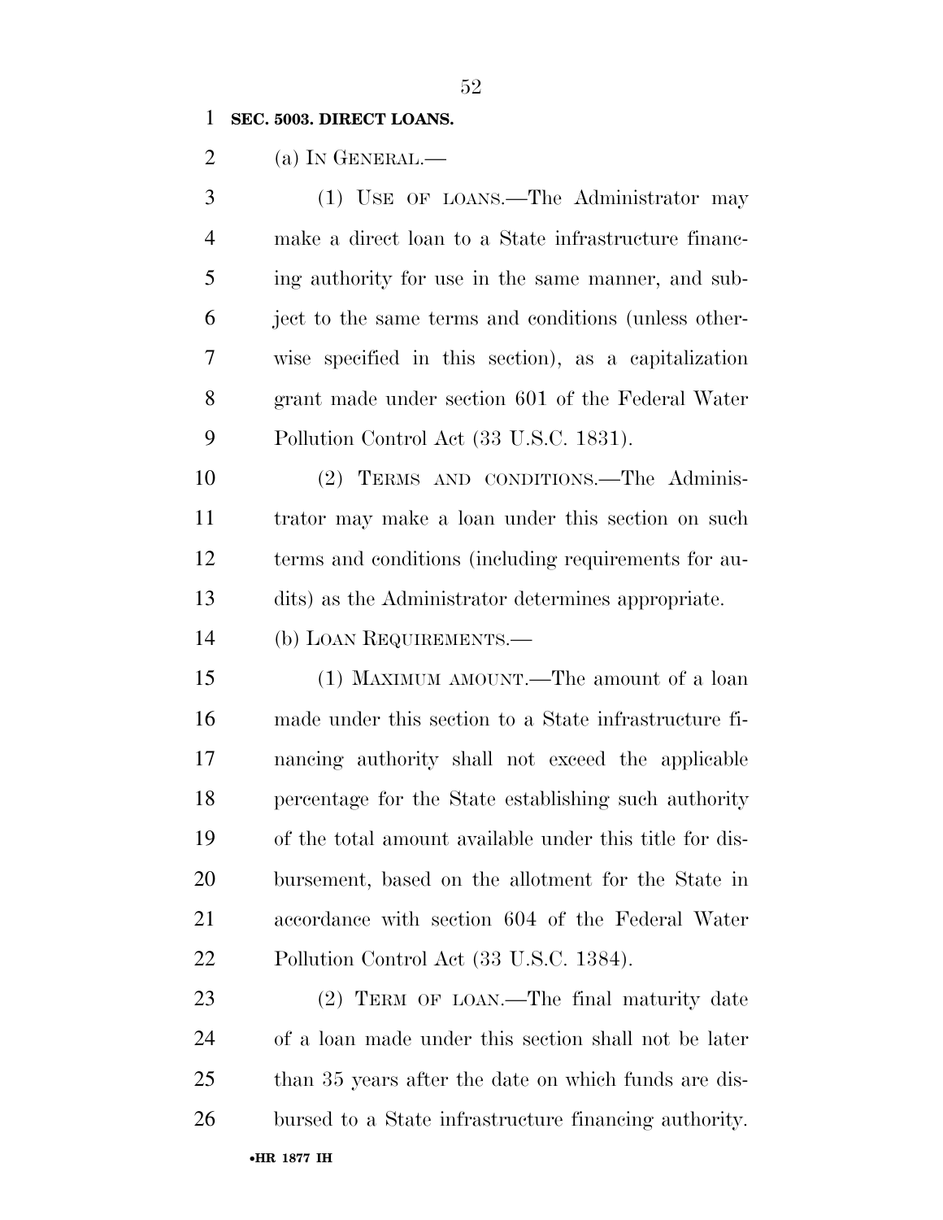**SEC. 5003. DIRECT LOANS.**

(a) IN GENERAL.—

(1) USE OF LOANS.—The Administrator may make a direct loan to a State infrastructure financing authority for use in the same manner, and subject to the same terms and conditions (unless otherwise specified in this section), as a capitalization grant made under section 601 of the Federal Water Pollution Control Act (33 U.S.C. 1831).

(2) TERMS AND CONDITIONS.—The Administrator may make a loan under this section on such terms and conditions (including requirements for audits) as the Administrator determines appropriate.

(b) LOAN REQUIREMENTS.—

(1) MAXIMUM AMOUNT.—The amount of a loan made under this section to a State infrastructure financing authority shall not exceed the applicable percentage for the State establishing such authority of the total amount available under this title for disbursement, based on the allotment for the State in accordance with section 604 of the Federal Water Pollution Control Act (33 U.S.C. 1384).

(2) TERM OF LOAN.—The final maturity date of a loan made under this section shall not be later than 35 years after the date on which funds are disbursed to a State infrastructure financing authority.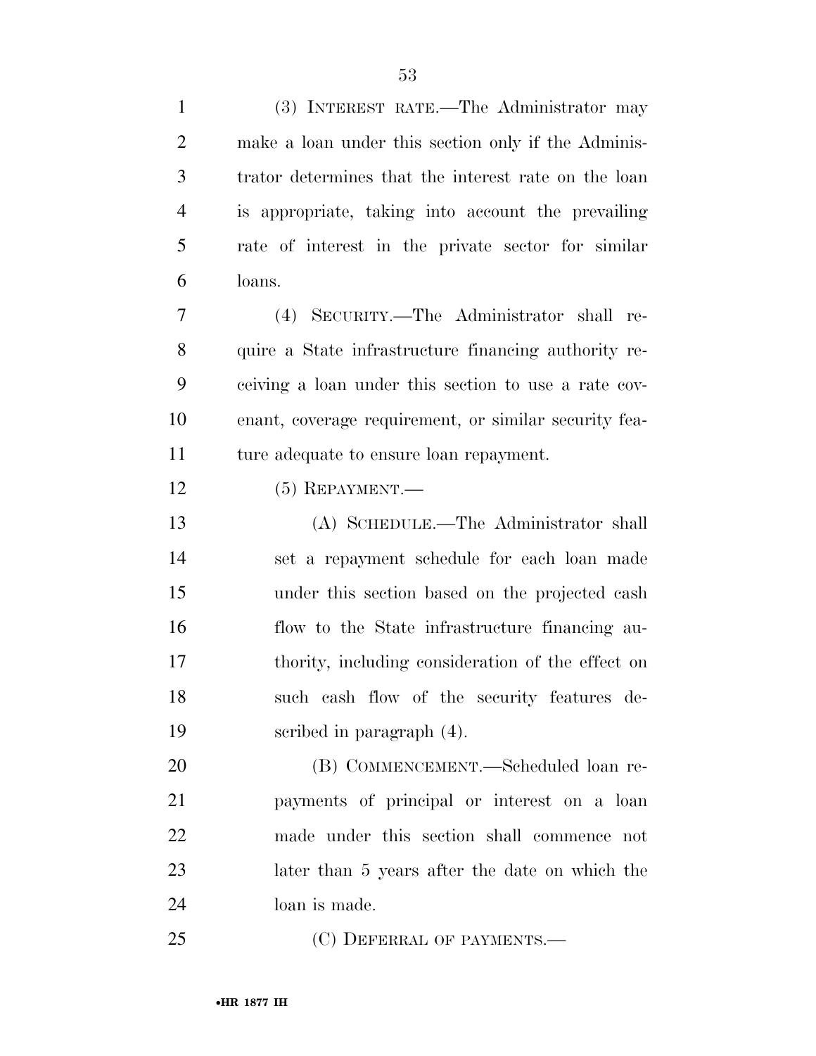(3) INTEREST RATE.—The Administrator may make a loan under this section only if the Administrator determines that the interest rate on the loan is appropriate, taking into account the prevailing rate of interest in the private sector for similar loans.

(4) SECURITY.—The Administrator shall require a State infrastructure financing authority receiving a loan under this section to use a rate covenant, coverage requirement, or similar security feature adequate to ensure loan repayment.

(5) REPAYMENT.—

(A) SCHEDULE.—The Administrator shall set a repayment schedule for each loan made under this section based on the projected cash flow to the State infrastructure financing authority, including consideration of the effect on such cash flow of the security features described in paragraph (4).

(B) COMMENCEMENT.—Scheduled loan repayments of principal or interest on a loan made under this section shall commence not later than 5 years after the date on which the loan is made.

(C) DEFERRAL OF PAYMENTS.—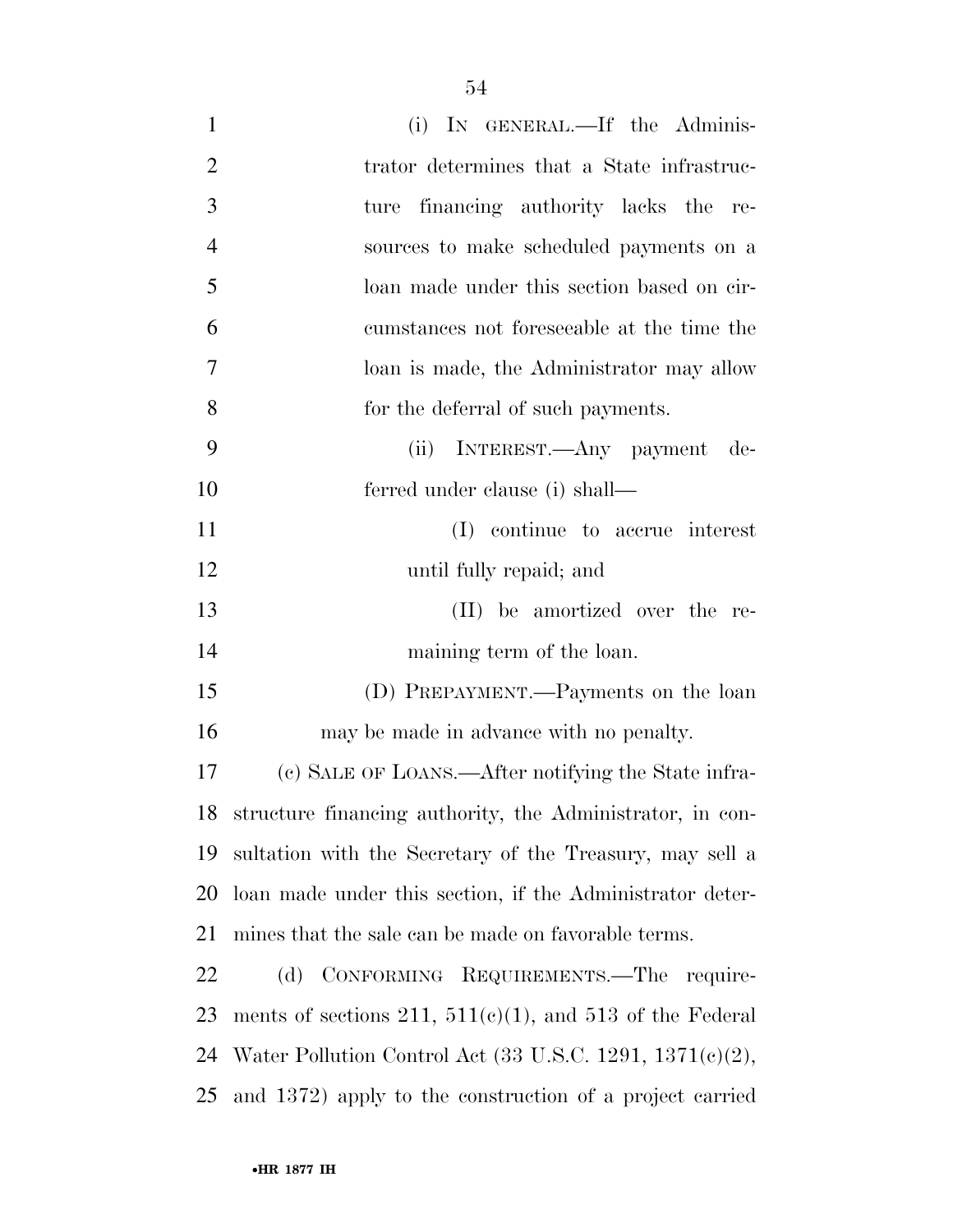(i) IN GENERAL.—If the Administrator determines that a State infrastructure financing authority lacks the resources to make scheduled payments on a loan made under this section based on circumstances not foreseeable at the time the loan is made, the Administrator may allow for the deferral of such payments.

(ii) INTEREST.—Any payment deferred under clause (i) shall—

(I) continue to accrue interest until fully repaid; and

(II) be amortized over the remaining term of the loan.

(D) PREPAYMENT.—Payments on the loan may be made in advance with no penalty.

(c) SALE OF LOANS.—After notifying the State infrastructure financing authority, the Administrator, in consultation with the Secretary of the Treasury, may sell a loan made under this section, if the Administrator determines that the sale can be made on favorable terms.

(d) CONFORMING REQUIREMENTS.—The requirements of sections 211, 511(c)(1), and 513 of the Federal Water Pollution Control Act (33 U.S.C. 1291, 1371(c)(2), and 1372) apply to the construction of a project carried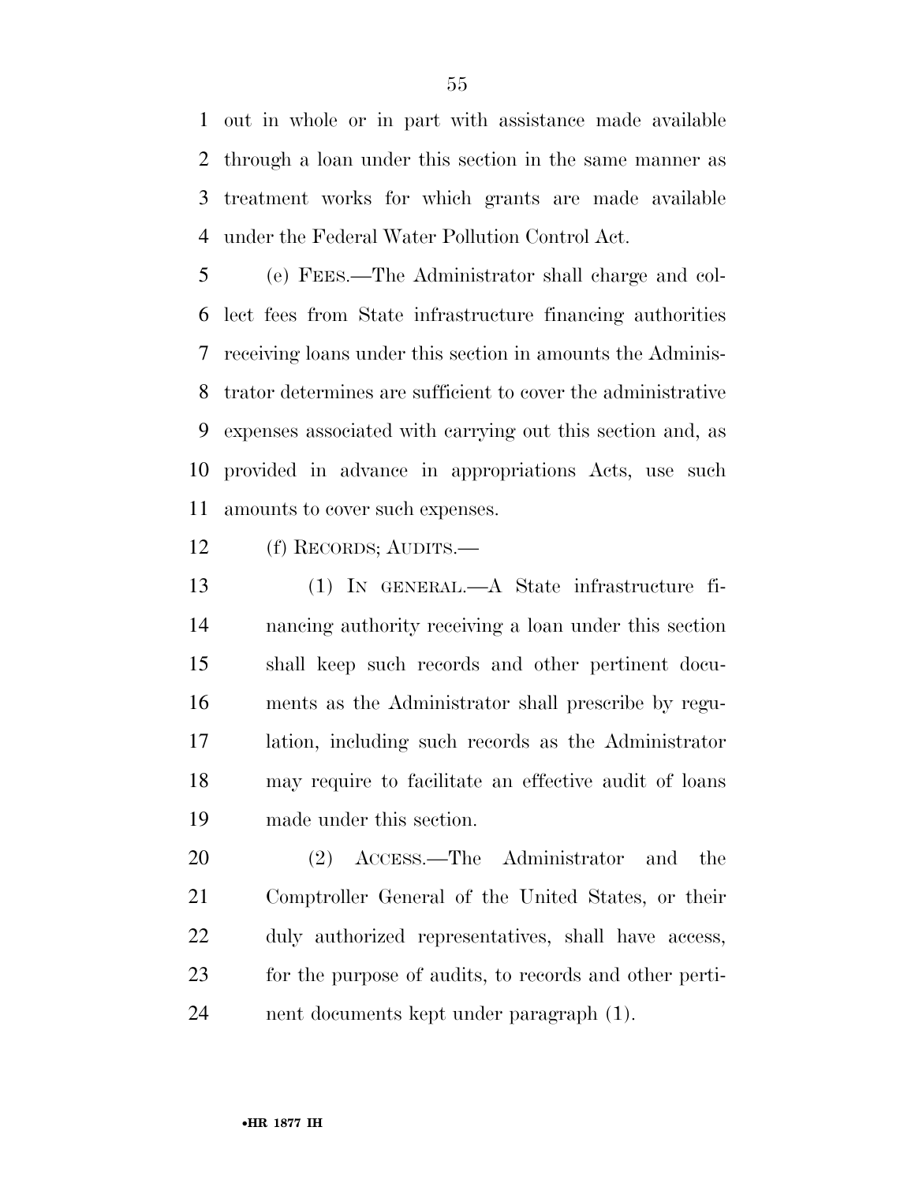out in whole or in part with assistance made available through a loan under this section in the same manner as treatment works for which grants are made available under the Federal Water Pollution Control Act.

(e) FEES.—The Administrator shall charge and collect fees from State infrastructure financing authorities receiving loans under this section in amounts the Administrator determines are sufficient to cover the administrative expenses associated with carrying out this section and, as provided in advance in appropriations Acts, use such amounts to cover such expenses.

(f) RECORDS; AUDITS.—

(1) IN GENERAL.—A State infrastructure financing authority receiving a loan under this section shall keep such records and other pertinent documents as the Administrator shall prescribe by regulation, including such records as the Administrator may require to facilitate an effective audit of loans made under this section.

(2) ACCESS.—The Administrator and the Comptroller General of the United States, or their duly authorized representatives, shall have access, for the purpose of audits, to records and other pertinent documents kept under paragraph (1).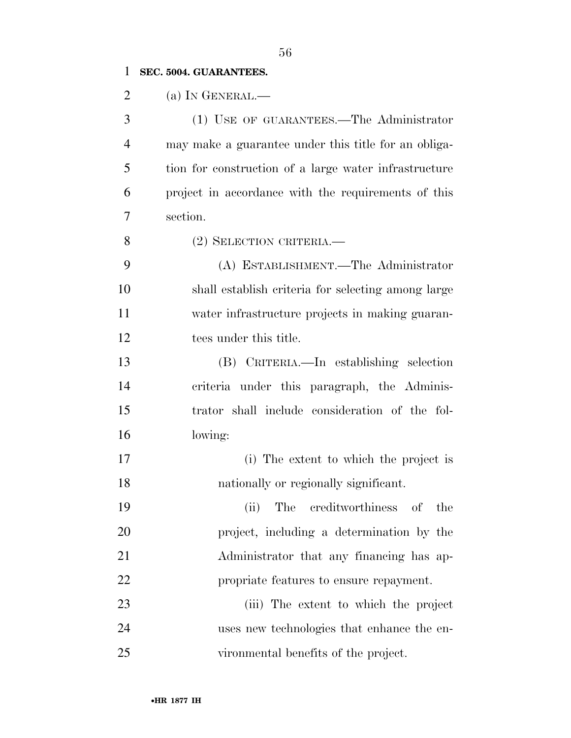**SEC. 5004. GUARANTEES.**

(a) IN GENERAL.—

(1) USE OF GUARANTEES.—The Administrator may make a guarantee under this title for an obligation for construction of a large water infrastructure project in accordance with the requirements of this section.

(2) SELECTION CRITERIA.—

(A) ESTABLISHMENT.—The Administrator shall establish criteria for selecting among large water infrastructure projects in making guarantees under this title.

(B) CRITERIA.—In establishing selection criteria under this paragraph, the Administrator shall include consideration of the following:

(i) The extent to which the project is nationally or regionally significant.

(ii) The creditworthiness of the project, including a determination by the Administrator that any financing has appropriate features to ensure repayment.

(iii) The extent to which the project uses new technologies that enhance the environmental benefits of the project.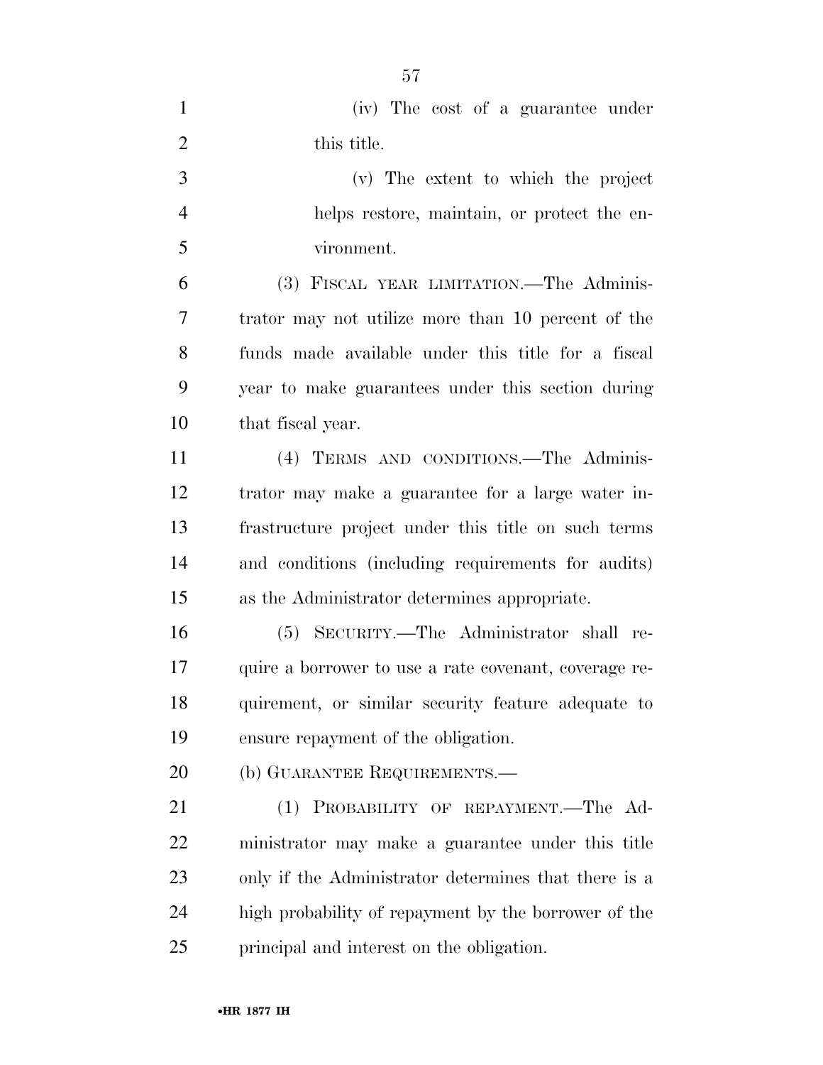(iv) The cost of a guarantee under this title.

(v) The extent to which the project helps restore, maintain, or protect the environment.

(3) FISCAL YEAR LIMITATION.—The Administrator may not utilize more than 10 percent of the funds made available under this title for a fiscal year to make guarantees under this section during that fiscal year.

(4) TERMS AND CONDITIONS.—The Administrator may make a guarantee for a large water infrastructure project under this title on such terms and conditions (including requirements for audits) as the Administrator determines appropriate.

(5) SECURITY.—The Administrator shall require a borrower to use a rate covenant, coverage requirement, or similar security feature adequate to ensure repayment of the obligation.

(b) GUARANTEE REQUIREMENTS.—

(1) PROBABILITY OF REPAYMENT.—The Administrator may make a guarantee under this title only if the Administrator determines that there is a high probability of repayment by the borrower of the principal and interest on the obligation.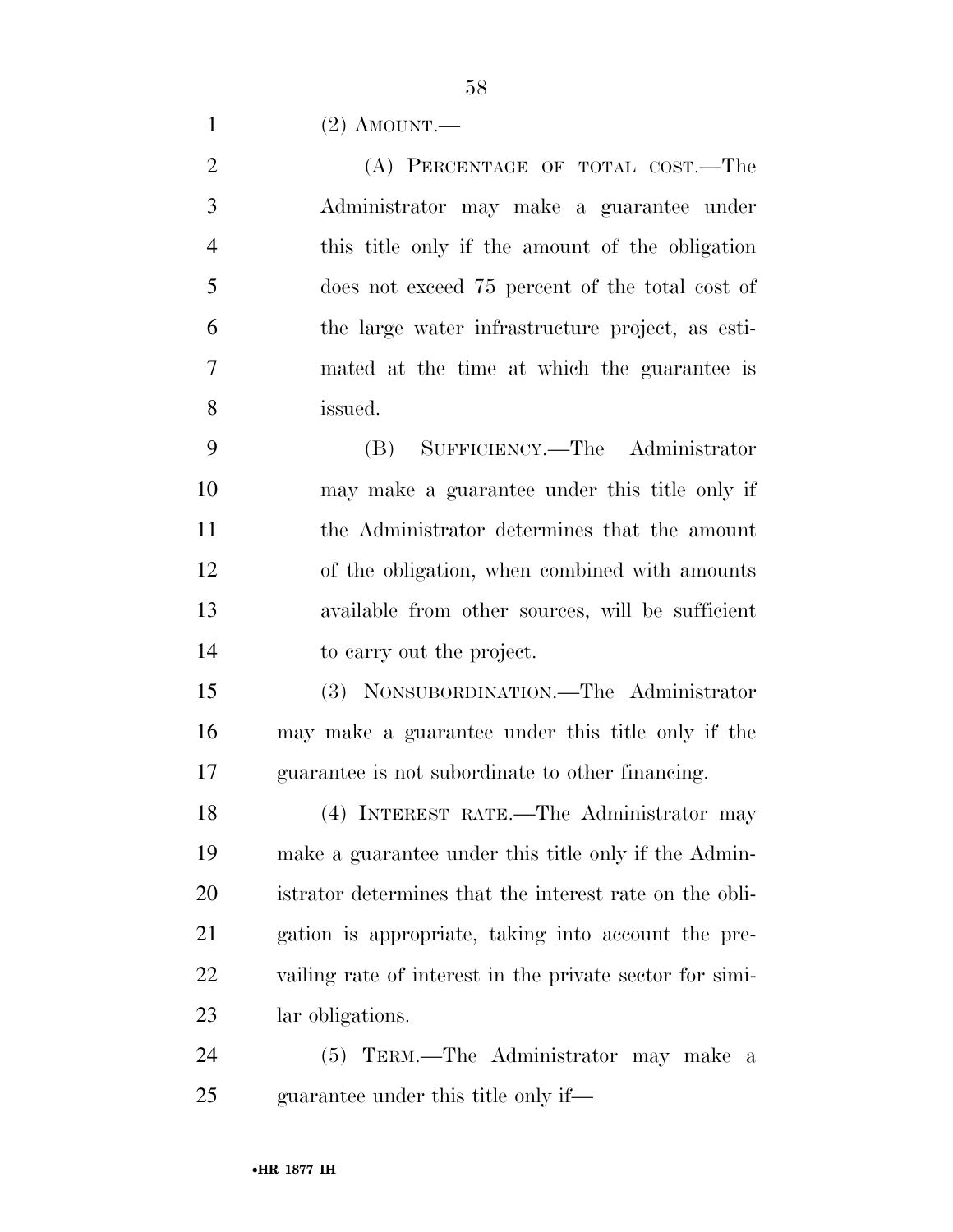(2) AMOUNT.—

(A) PERCENTAGE OF TOTAL COST.—The Administrator may make a guarantee under this title only if the amount of the obligation does not exceed 75 percent of the total cost of the large water infrastructure project, as estimated at the time at which the guarantee is issued.

(B) SUFFICIENCY.—The Administrator may make a guarantee under this title only if the Administrator determines that the amount of the obligation, when combined with amounts available from other sources, will be sufficient to carry out the project.

(3) NONSUBORDINATION.—The Administrator may make a guarantee under this title only if the guarantee is not subordinate to other financing.

(4) INTEREST RATE.—The Administrator may make a guarantee under this title only if the Administrator determines that the interest rate on the obligation is appropriate, taking into account the prevailing rate of interest in the private sector for similar obligations.

(5) TERM.—The Administrator may make a guarantee under this title only if—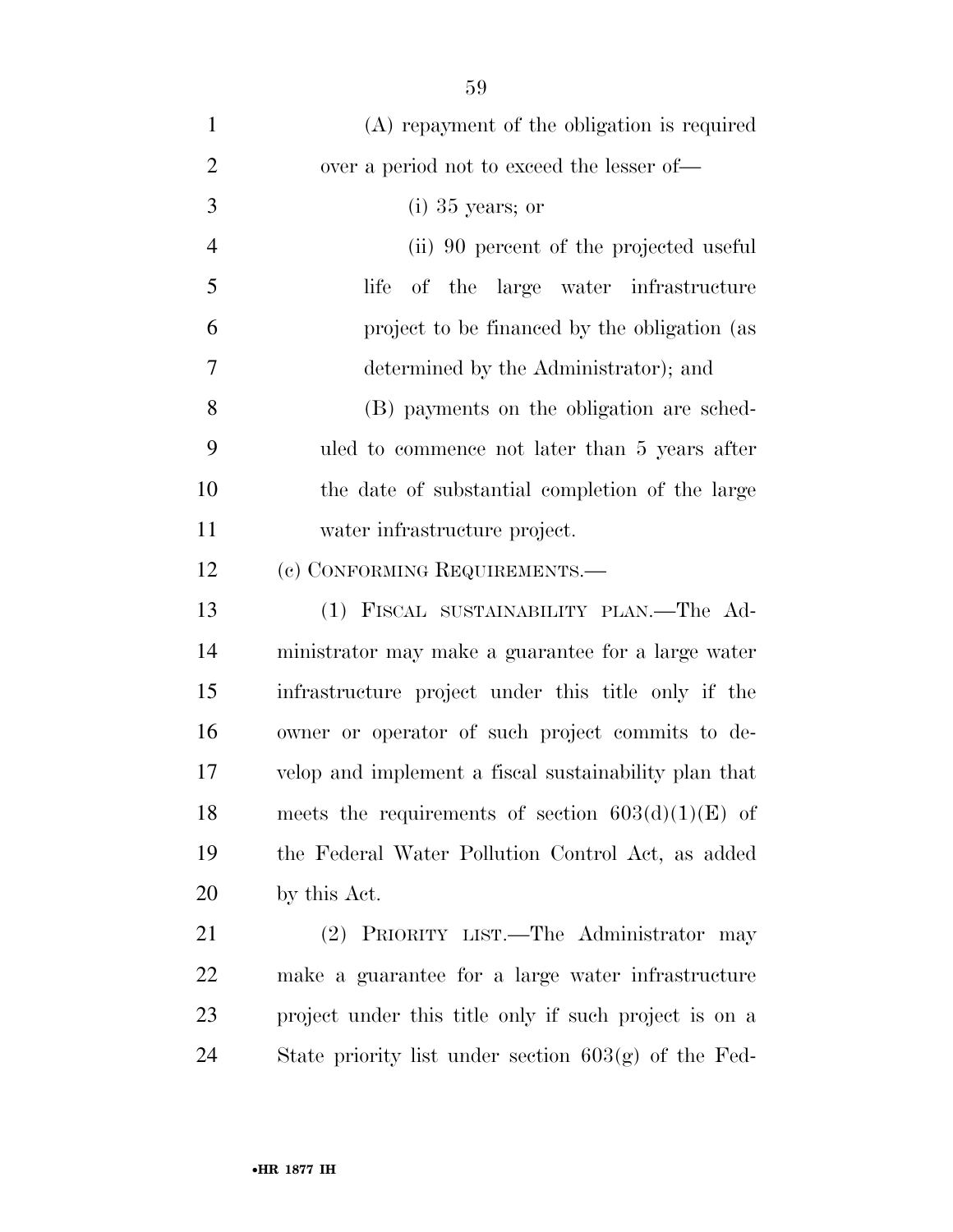(A) repayment of the obligation is required over a period not to exceed the lesser of—

(i) 35 years; or

(ii) 90 percent of the projected useful life of the large water infrastructure project to be financed by the obligation (as determined by the Administrator); and

(B) payments on the obligation are scheduled to commence not later than 5 years after the date of substantial completion of the large water infrastructure project.

(c) CONFORMING REQUIREMENTS.—

(1) FISCAL SUSTAINABILITY PLAN.—The Administrator may make a guarantee for a large water infrastructure project under this title only if the owner or operator of such project commits to develop and implement a fiscal sustainability plan that meets the requirements of section 603(d)(1)(E) of the Federal Water Pollution Control Act, as added by this Act.

(2) PRIORITY LIST.—The Administrator may make a guarantee for a large water infrastructure project under this title only if such project is on a State priority list under section 603(g) of the Fed-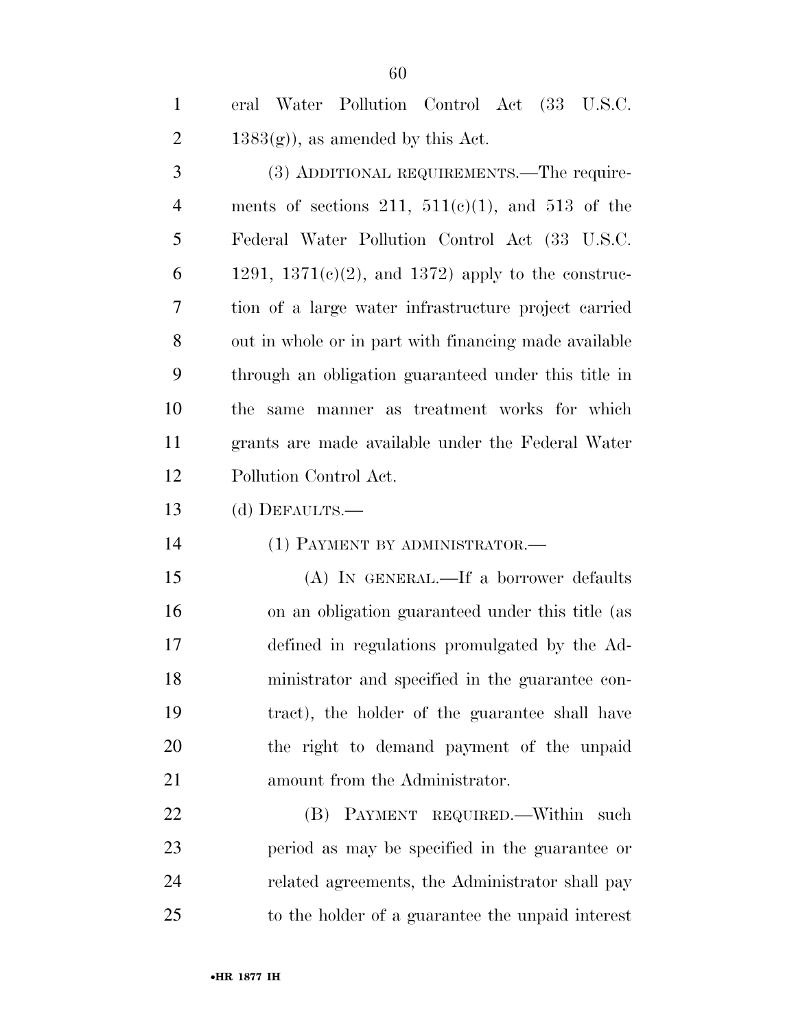eral Water Pollution Control Act (33 U.S.C. 1383(g)), as amended by this Act.

(3) ADDITIONAL REQUIREMENTS.—The requirements of sections 211, 511(c)(1), and 513 of the Federal Water Pollution Control Act (33 U.S.C. 1291, 1371(c)(2), and 1372) apply to the construction of a large water infrastructure project carried out in whole or in part with financing made available through an obligation guaranteed under this title in the same manner as treatment works for which grants are made available under the Federal Water Pollution Control Act.

(d) DEFAULTS.—

(1) PAYMENT BY ADMINISTRATOR.—

(A) IN GENERAL.—If a borrower defaults on an obligation guaranteed under this title (as defined in regulations promulgated by the Administrator and specified in the guarantee contract), the holder of the guarantee shall have the right to demand payment of the unpaid amount from the Administrator.

(B) PAYMENT REQUIRED.—Within such period as may be specified in the guarantee or related agreements, the Administrator shall pay to the holder of a guarantee the unpaid interest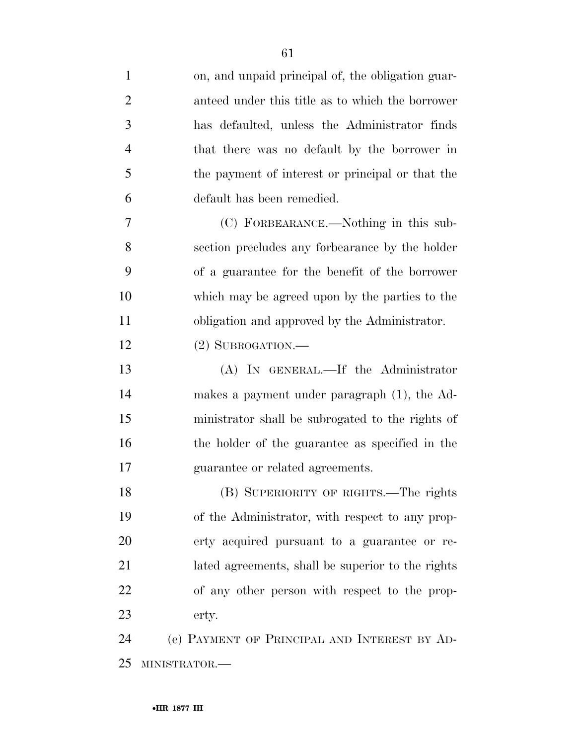on, and unpaid principal of, the obligation guaranteed under this title as to which the borrower has defaulted, unless the Administrator finds that there was no default by the borrower in the payment of interest or principal or that the default has been remedied.

(C) FORBEARANCE.—Nothing in this subsection precludes any forbearance by the holder of a guarantee for the benefit of the borrower which may be agreed upon by the parties to the obligation and approved by the Administrator.

(2) SUBROGATION.—

(A) IN GENERAL.—If the Administrator makes a payment under paragraph (1), the Administrator shall be subrogated to the rights of the holder of the guarantee as specified in the guarantee or related agreements.

(B) SUPERIORITY OF RIGHTS.—The rights of the Administrator, with respect to any property acquired pursuant to a guarantee or related agreements, shall be superior to the rights of any other person with respect to the property.

(e) PAYMENT OF PRINCIPAL AND INTEREST BY ADMINISTRATOR.—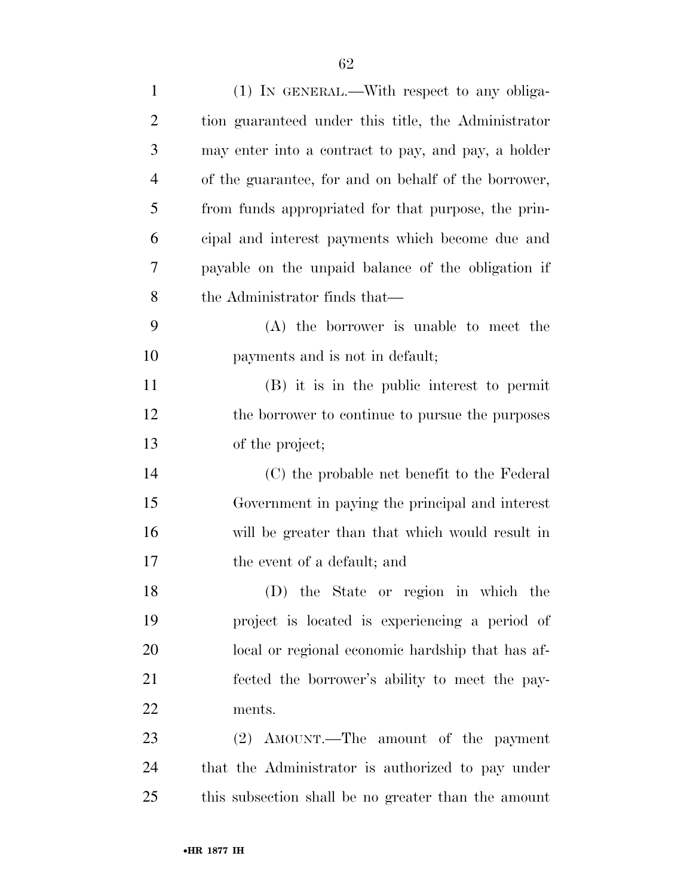(1) IN GENERAL.—With respect to any obligation guaranteed under this title, the Administrator may enter into a contract to pay, and pay, a holder of the guarantee, for and on behalf of the borrower, from funds appropriated for that purpose, the principal and interest payments which become due and payable on the unpaid balance of the obligation if the Administrator finds that—

(A) the borrower is unable to meet the payments and is not in default;

(B) it is in the public interest to permit the borrower to continue to pursue the purposes of the project;

(C) the probable net benefit to the Federal Government in paying the principal and interest will be greater than that which would result in the event of a default; and

(D) the State or region in which the project is located is experiencing a period of local or regional economic hardship that has affected the borrower's ability to meet the payments.

(2) AMOUNT.—The amount of the payment that the Administrator is authorized to pay under this subsection shall be no greater than the amount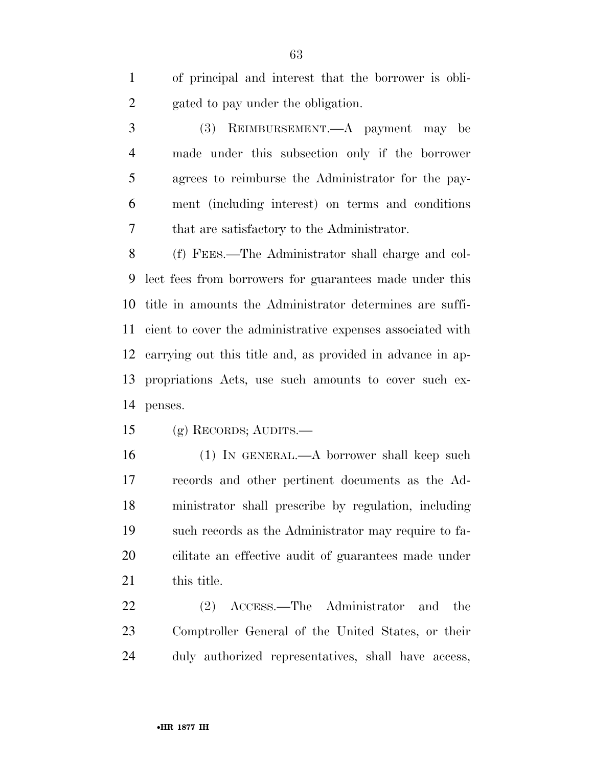of principal and interest that the borrower is obligated to pay under the obligation.

(3) REIMBURSEMENT.—A payment may be made under this subsection only if the borrower agrees to reimburse the Administrator for the payment (including interest) on terms and conditions that are satisfactory to the Administrator.

(f) FEES.—The Administrator shall charge and collect fees from borrowers for guarantees made under this title in amounts the Administrator determines are sufficient to cover the administrative expenses associated with carrying out this title and, as provided in advance in appropriations Acts, use such amounts to cover such expenses.

(g) RECORDS; AUDITS.—

(1) IN GENERAL.—A borrower shall keep such records and other pertinent documents as the Administrator shall prescribe by regulation, including such records as the Administrator may require to facilitate an effective audit of guarantees made under this title.

(2) ACCESS.—The Administrator and the Comptroller General of the United States, or their duly authorized representatives, shall have access,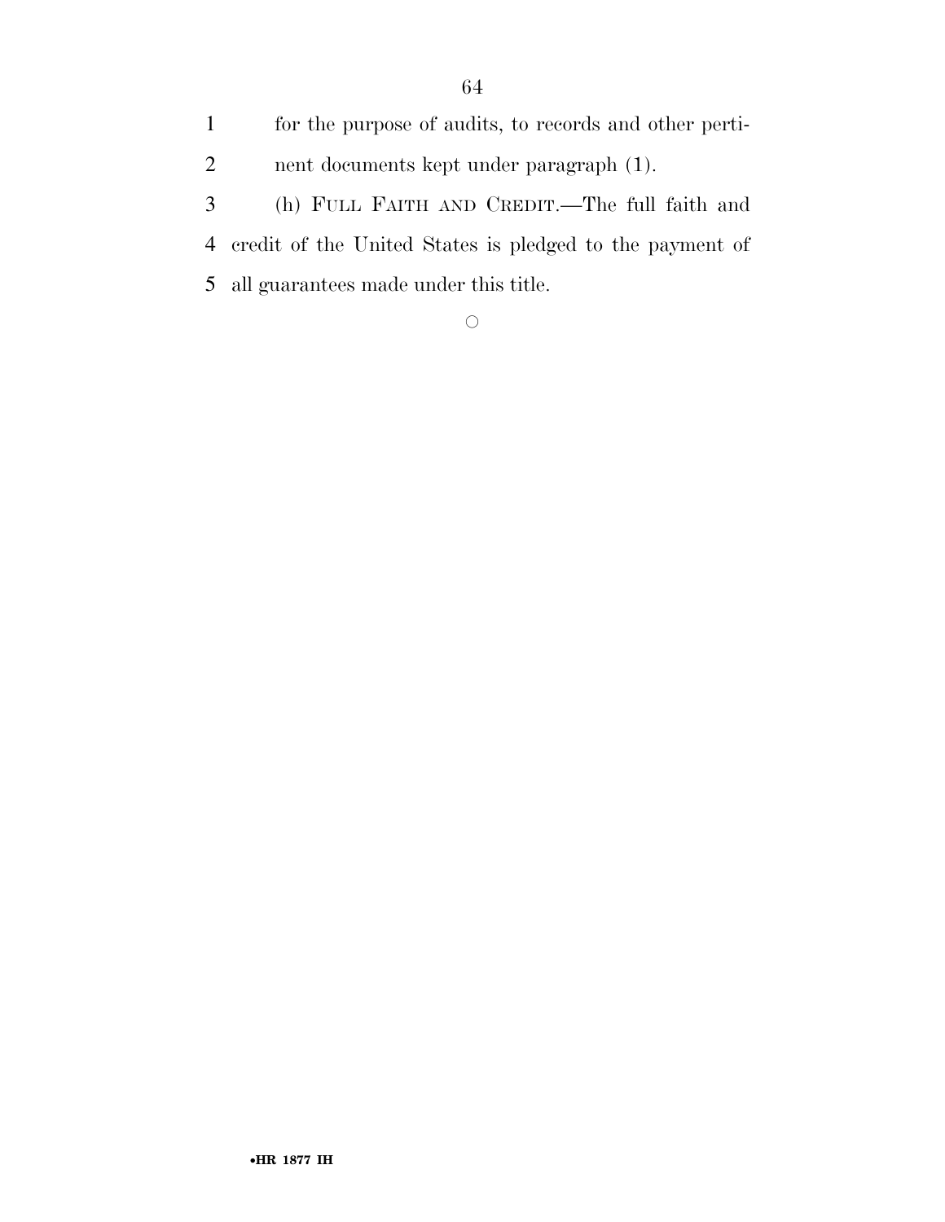for the purpose of audits, to records and other pertinent documents kept under paragraph (1).

(h) FULL FAITH AND CREDIT.—The full faith and credit of the United States is pledged to the payment of all guarantees made under this title.

○